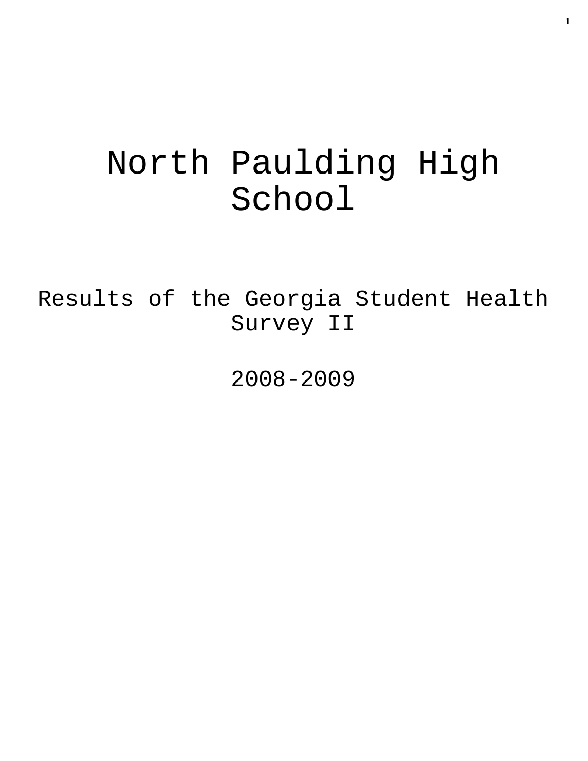# North Paulding High School

Results of the Georgia Student Health Survey II

2008-2009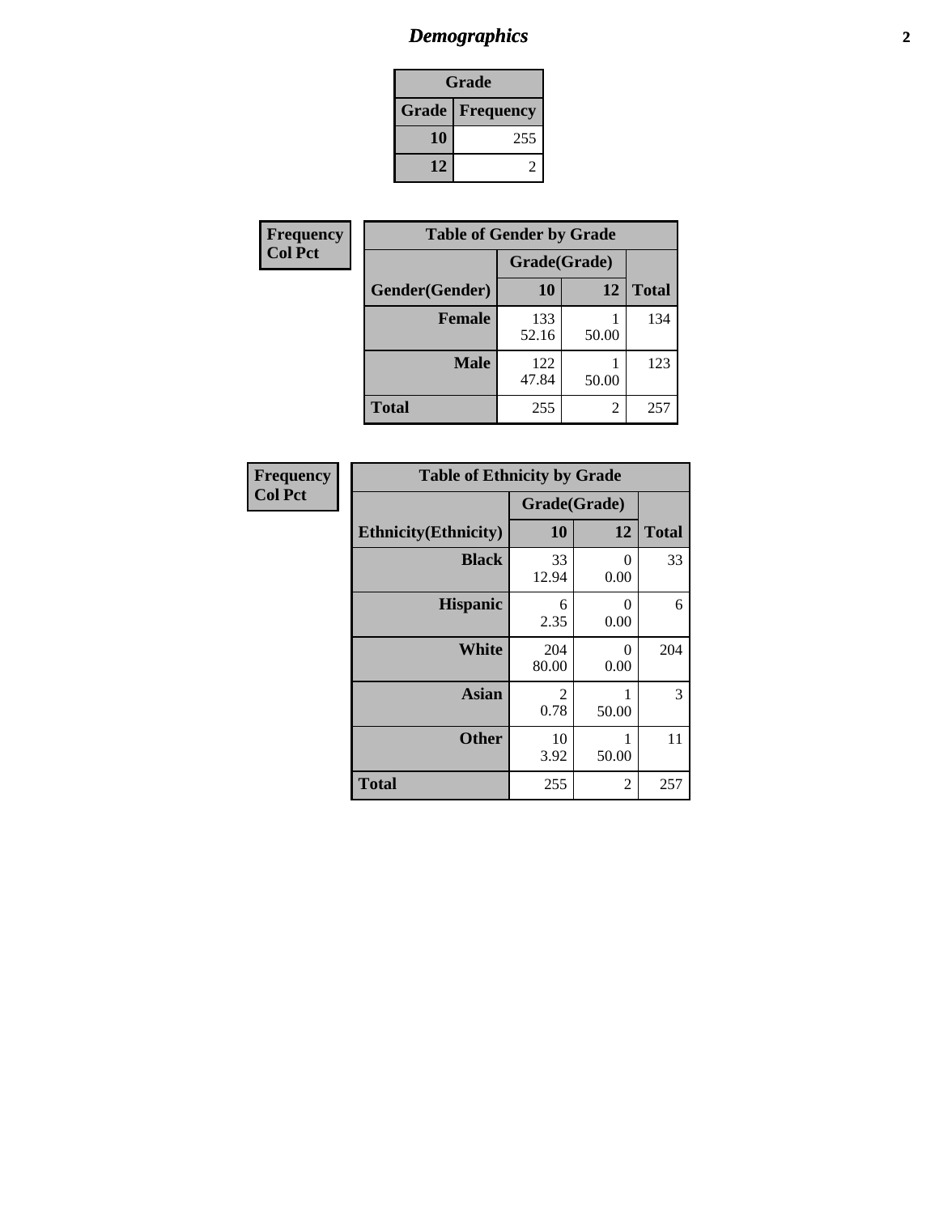# *Demographics*

| Grade | |
|---|---|
| **Grade** | **Frequency** |
| 10 | 255 |
| 12 | 2 |

**Frequency**
**Col Pct**

| Table of Gender by Grade | | | |
|---|---|---|---|
| | Grade(Grade) | | |
| **Gender(Gender)** | **10** | **12** | **Total** |
| **Female** | 133<br>52.16 | 1<br>50.00 | 134 |
| **Male** | 122<br>47.84 | 1<br>50.00 | 123 |
| **Total** | 255 | 2 | 257 |

**Frequency**
**Col Pct**

| Table of Ethnicity by Grade | | | |
|---|---|---|---|
| | Grade(Grade) | | |
| **Ethnicity(Ethnicity)** | **10** | **12** | **Total** |
| **Black** | 33<br>12.94 | 0<br>0.00 | 33 |
| **Hispanic** | 6<br>2.35 | 0<br>0.00 | 6 |
| **White** | 204<br>80.00 | 0<br>0.00 | 204 |
| **Asian** | 2<br>0.78 | 1<br>50.00 | 3 |
| **Other** | 10<br>3.92 | 1<br>50.00 | 11 |
| **Total** | 255 | 2 | 257 |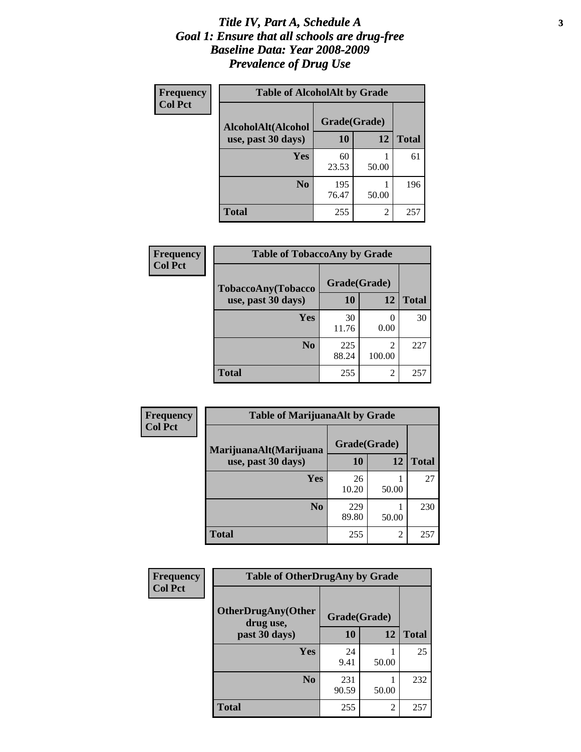# *Title IV, Part A, Schedule A*
# *Goal 1: Ensure that all schools are drug-free*
# *Baseline Data: Year 2008-2009*
# *Prevalence of Drug Use*

**Frequency**
**Col Pct**

**Table of AlcoholAlt by Grade**

| AlcoholAlt(Alcohol use, past 30 days) | Grade(Grade) 10 | 12 | Total |
|---|---|---|---|
| **Yes** | 60<br>23.53 | 1<br>50.00 | 61 |
| **No** | 195<br>76.47 | 1<br>50.00 | 196 |
| **Total** | 255 | 2 | 257 |

**Frequency**
**Col Pct**

**Table of TobaccoAny by Grade**

| TobaccoAny(Tobacco use, past 30 days) | Grade(Grade) 10 | 12 | Total |
|---|---|---|---|
| **Yes** | 30<br>11.76 | 0<br>0.00 | 30 |
| **No** | 225<br>88.24 | 2<br>100.00 | 227 |
| **Total** | 255 | 2 | 257 |

**Frequency**
**Col Pct**

**Table of MarijuanaAlt by Grade**

| MarijuanaAlt(Marijuana use, past 30 days) | Grade(Grade) 10 | 12 | Total |
|---|---|---|---|
| **Yes** | 26<br>10.20 | 1<br>50.00 | 27 |
| **No** | 229<br>89.80 | 1<br>50.00 | 230 |
| **Total** | 255 | 2 | 257 |

**Frequency**
**Col Pct**

**Table of OtherDrugAny by Grade**

| OtherDrugAny(Other drug use, past 30 days) | Grade(Grade) 10 | 12 | Total |
|---|---|---|---|
| **Yes** | 24<br>9.41 | 1<br>50.00 | 25 |
| **No** | 231<br>90.59 | 1<br>50.00 | 232 |
| **Total** | 255 | 2 | 257 |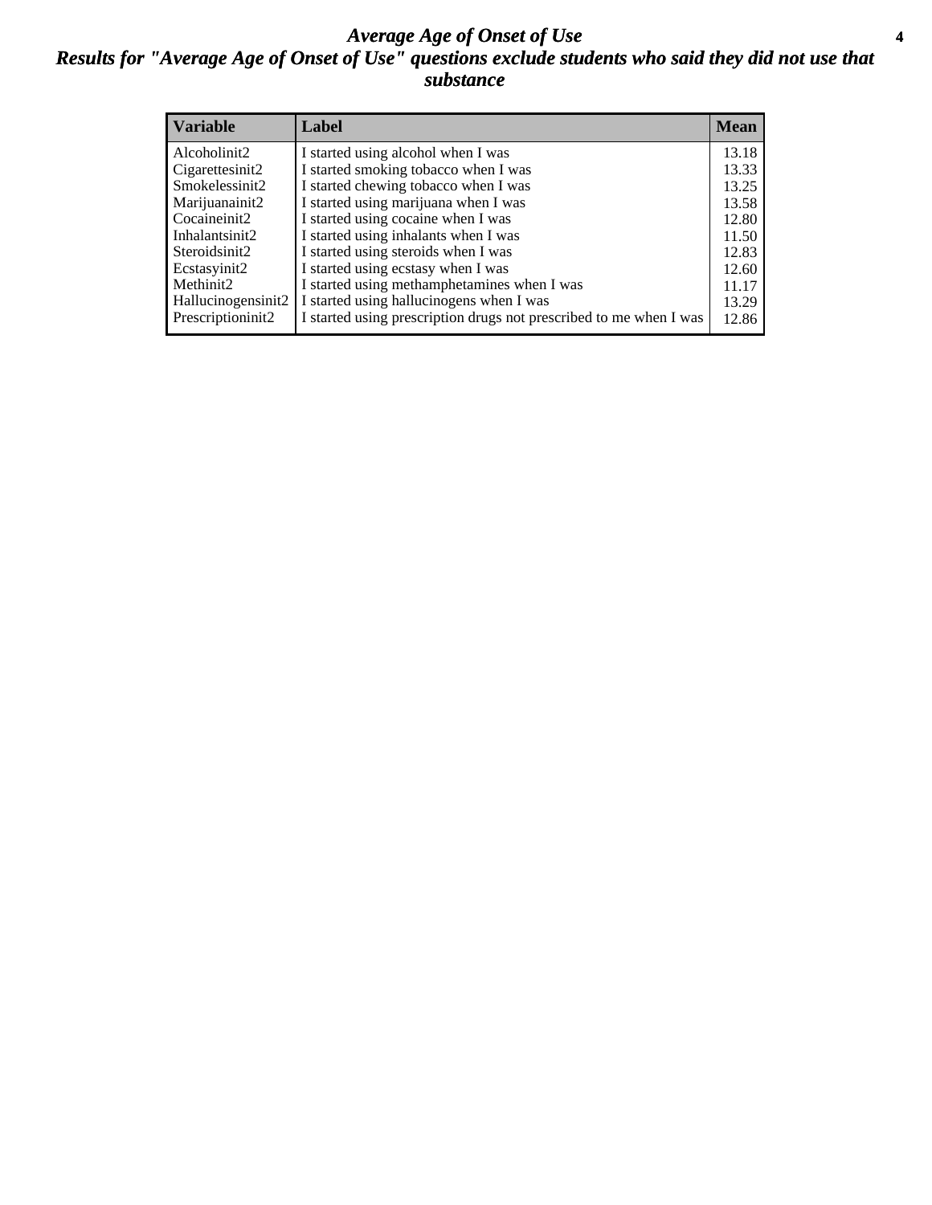# *Average Age of Onset of Use*

## *Results for "Average Age of Onset of Use" questions exclude students who said they did not use that substance*

| Variable | Label | Mean |
|---|---|---|
| Alcoholinit2 | I started using alcohol when I was | 13.18 |
| Cigarettesinit2 | I started smoking tobacco when I was | 13.33 |
| Smokelessinit2 | I started chewing tobacco when I was | 13.25 |
| Marijuanainit2 | I started using marijuana when I was | 13.58 |
| Cocaineinit2 | I started using cocaine when I was | 12.80 |
| Inhalantsinit2 | I started using inhalants when I was | 11.50 |
| Steroidsinit2 | I started using steroids when I was | 12.83 |
| Ecstasyinit2 | I started using ecstasy when I was | 12.60 |
| Methinit2 | I started using methamphetamines when I was | 11.17 |
| Hallucinogensinit2 | I started using hallucinogens when I was | 13.29 |
| Prescriptioninit2 | I started using prescription drugs not prescribed to me when I was | 12.86 |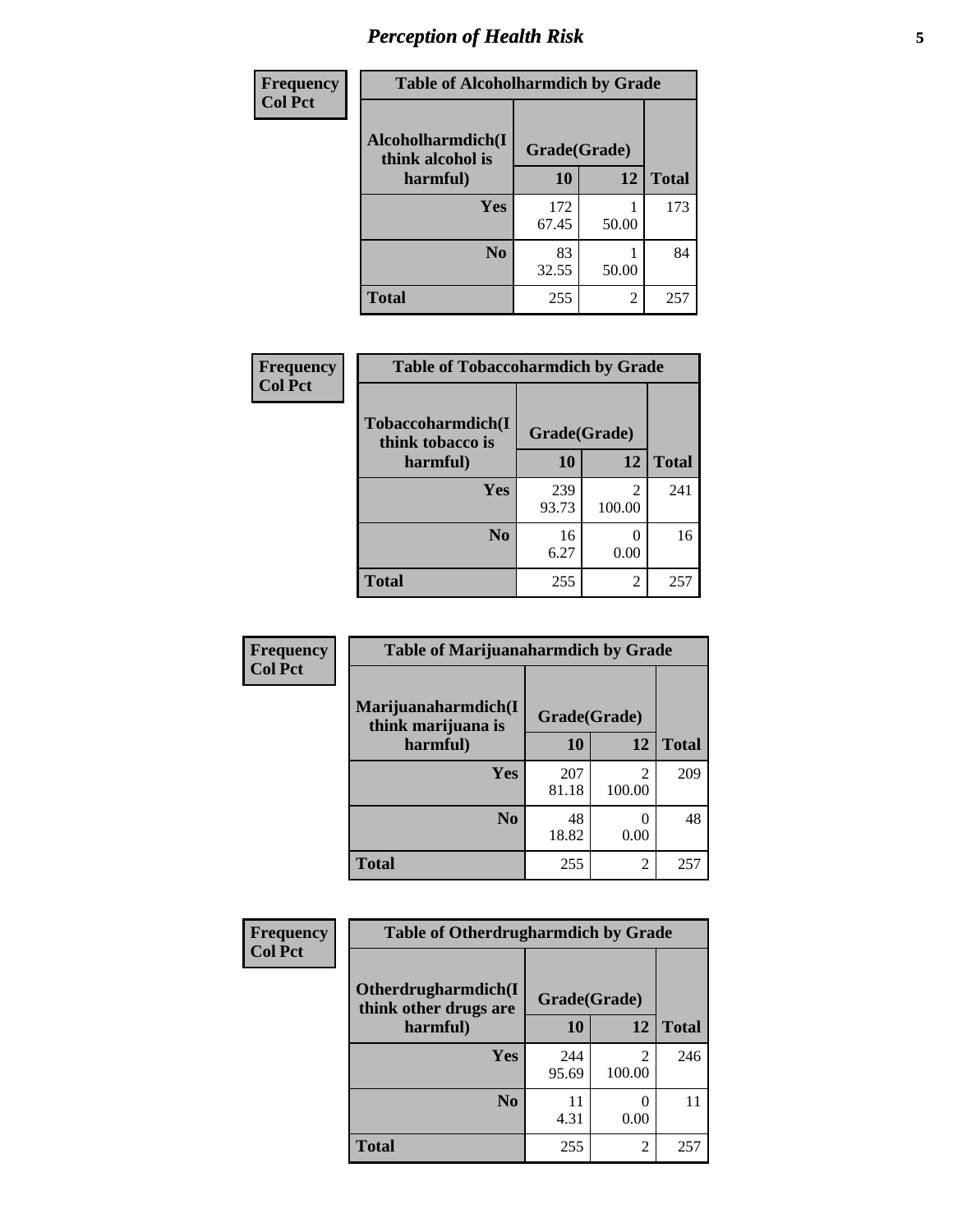# Perception of Health Risk

| Frequency<br>Col Pct | | | |
|---|---|---|---|

**Table of Alcoholharmdich by Grade**

| Alcoholharmdich(I think alcohol is harmful) | Grade(Grade) | | |
|---|---|---|---|
| | 10 | 12 | Total |
| Yes | 172<br>67.45 | 1<br>50.00 | 173 |
| No | 83<br>32.55 | 1<br>50.00 | 84 |
| Total | 255 | 2 | 257 |

| Frequency<br>Col Pct | | | |
|---|---|---|---|

**Table of Tobaccoharmdich by Grade**

| Tobaccoharmdich(I think tobacco is harmful) | Grade(Grade) | | |
|---|---|---|---|
| | 10 | 12 | Total |
| Yes | 239<br>93.73 | 2<br>100.00 | 241 |
| No | 16<br>6.27 | 0<br>0.00 | 16 |
| Total | 255 | 2 | 257 |

| Frequency<br>Col Pct | | | |
|---|---|---|---|

**Table of Marijuanaharmdich by Grade**

| Marijuanaharmdich(I think marijuana is harmful) | Grade(Grade) | | |
|---|---|---|---|
| | 10 | 12 | Total |
| Yes | 207<br>81.18 | 2<br>100.00 | 209 |
| No | 48<br>18.82 | 0<br>0.00 | 48 |
| Total | 255 | 2 | 257 |

| Frequency<br>Col Pct | | | |
|---|---|---|---|

**Table of Otherdrugharmdich by Grade**

| Otherdrugharmdich(I think other drugs are harmful) | Grade(Grade) | | |
|---|---|---|---|
| | 10 | 12 | Total |
| Yes | 244<br>95.69 | 2<br>100.00 | 246 |
| No | 11<br>4.31 | 0<br>0.00 | 11 |
| Total | 255 | 2 | 257 |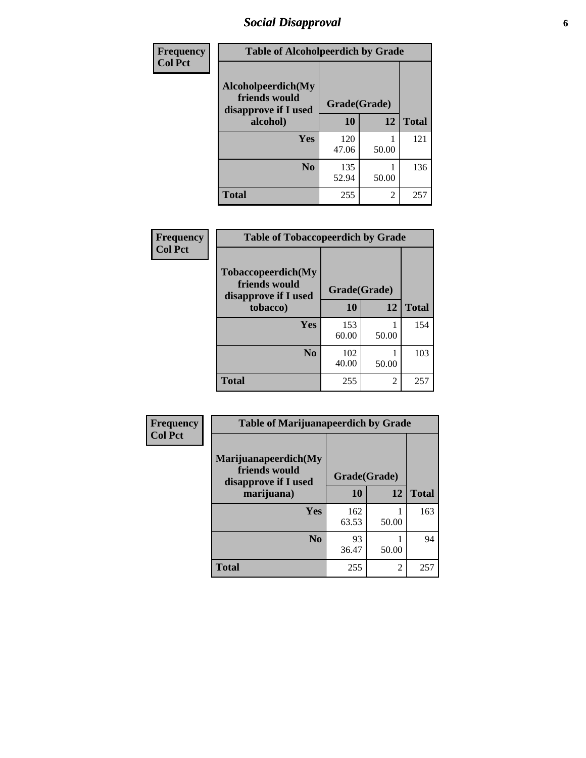# Social Disapproval

| Frequency Col Pct |
|---|

**Table of Alcoholpeerdich by Grade**

| Alcoholpeerdich(My friends would disapprove if I used alcohol) | Grade(Grade) 10 | 12 | Total |
|---|---|---|---|
| Yes | 120<br>47.06 | 1<br>50.00 | 121 |
| No | 135<br>52.94 | 1<br>50.00 | 136 |
| Total | 255 | 2 | 257 |

| Frequency Col Pct |
|---|

**Table of Tobaccopeerdich by Grade**

| Tobaccopeerdich(My friends would disapprove if I used tobacco) | Grade(Grade) 10 | 12 | Total |
|---|---|---|---|
| Yes | 153<br>60.00 | 1<br>50.00 | 154 |
| No | 102<br>40.00 | 1<br>50.00 | 103 |
| Total | 255 | 2 | 257 |

| Frequency Col Pct |
|---|

**Table of Marijuanapeerdich by Grade**

| Marijuanapeerdich(My friends would disapprove if I used marijuana) | Grade(Grade) 10 | 12 | Total |
|---|---|---|---|
| Yes | 162<br>63.53 | 1<br>50.00 | 163 |
| No | 93<br>36.47 | 1<br>50.00 | 94 |
| Total | 255 | 2 | 257 |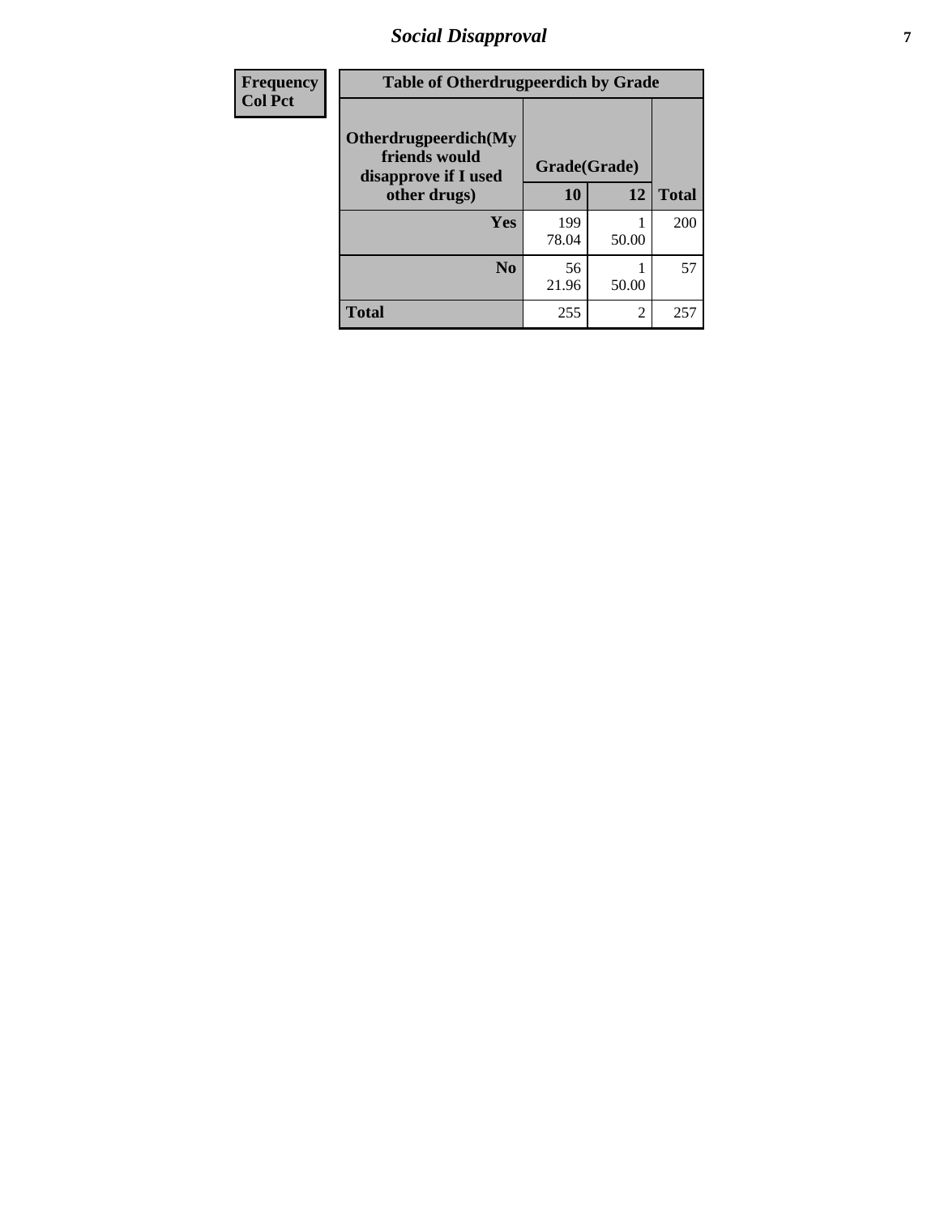| Frequency<br>Col Pct |
|---|

| Table of Otherdrugpeerdich by Grade | | | |
|---|---|---|---|
| **Otherdrugpeerdich(My friends would disapprove if I used other drugs)** | **Grade(Grade)** | | |
| | **10** | **12** | **Total** |
| **Yes** | 199<br>78.04 | 1<br>50.00 | 200 |
| **No** | 56<br>21.96 | 1<br>50.00 | 57 |
| **Total** | 255 | 2 | 257 |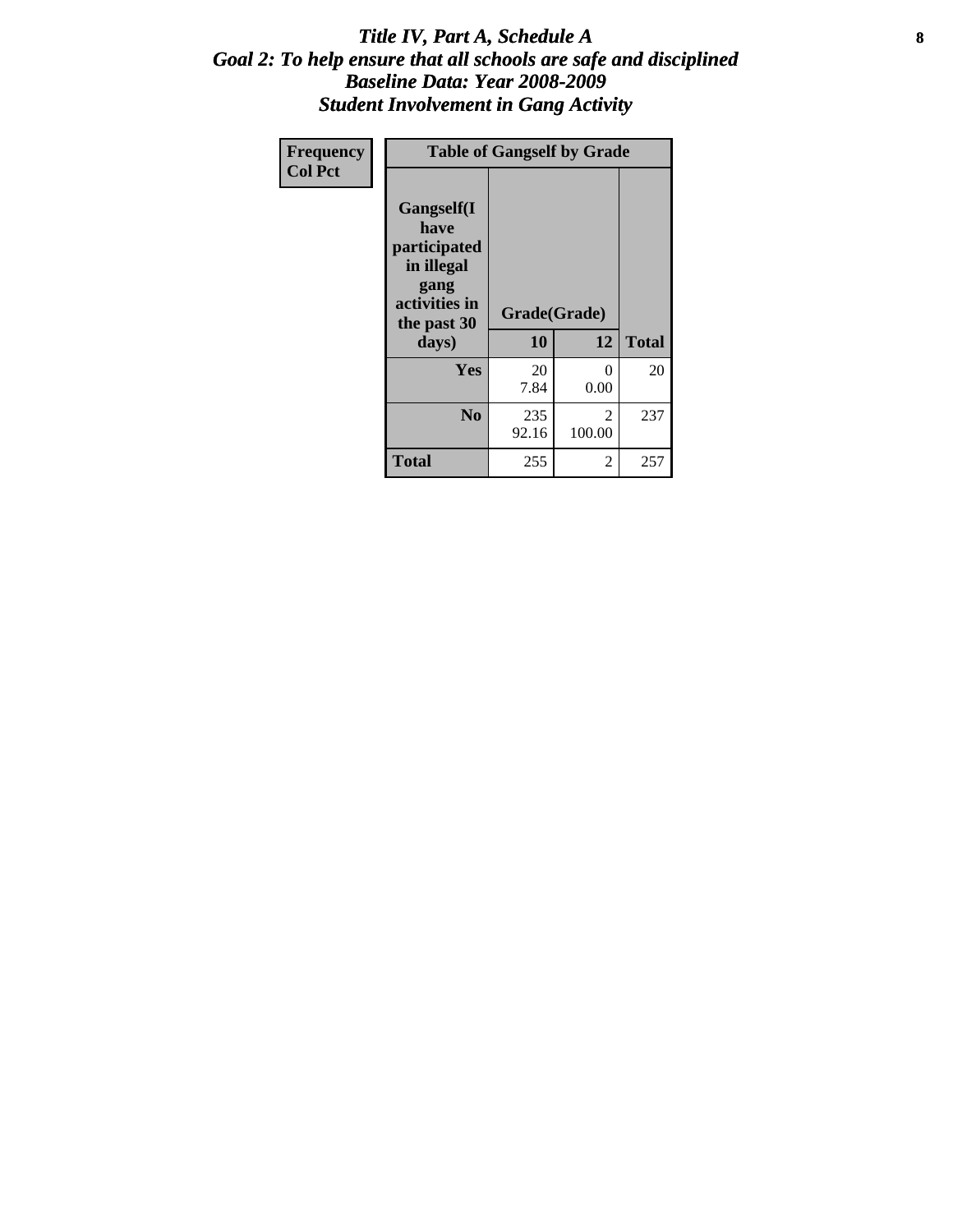# *Title IV, Part A, Schedule A*
## *Goal 2: To help ensure that all schools are safe and disciplined*
## *Baseline Data: Year 2008-2009*
## *Student Involvement in Gang Activity*

| Frequency<br>Col Pct | Table of Gangself by Grade | | |
|---|---|---|---|
| Gangself(I have participated in illegal gang activities in the past 30 days) | Grade(Grade) | | |
| | 10 | 12 | Total |
| Yes | 20<br>7.84 | 0<br>0.00 | 20 |
| No | 235<br>92.16 | 2<br>100.00 | 237 |
| Total | 255 | 2 | 257 |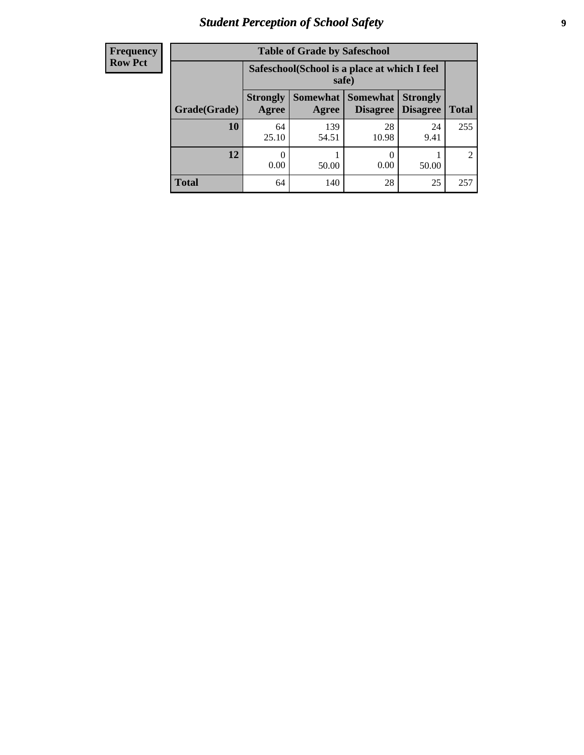## Student Perception of School Safety

| Frequency Row Pct | Table of Grade by Safeschool | | | | |
|---|---|---|---|---|---|
| | Safeschool(School is a place at which I feel safe) | | | | |
| Grade(Grade) | Strongly Agree | Somewhat Agree | Somewhat Disagree | Strongly Disagree | Total |
| 10 | 64<br>25.10 | 139<br>54.51 | 28<br>10.98 | 24<br>9.41 | 255 |
| 12 | 0<br>0.00 | 1<br>50.00 | 0<br>0.00 | 1<br>50.00 | 2 |
| Total | 64 | 140 | 28 | 25 | 257 |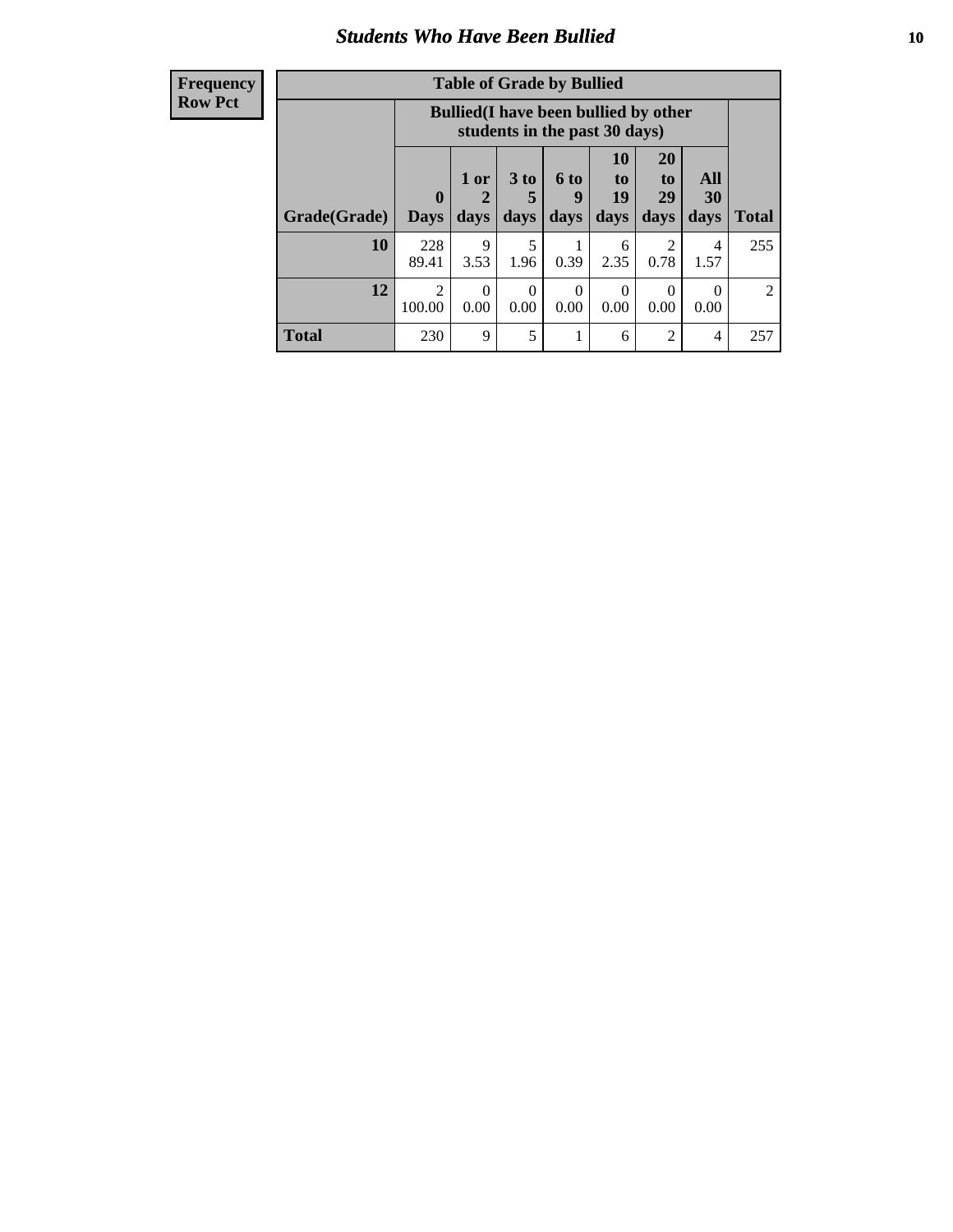## Students Who Have Been Bullied

| Frequency Row Pct |
|---|

**Table of Grade by Bullied**

| Grade(Grade) | Bullied(I have been bullied by other students in the past 30 days) 0 Days | 1 or 2 days | 3 to 5 days | 6 to 9 days | 10 to 19 days | 20 to 29 days | All 30 days | Total |
|---|---|---|---|---|---|---|---|---|
| **10** | 228<br>89.41 | 9<br>3.53 | 5<br>1.96 | 1<br>0.39 | 6<br>2.35 | 2<br>0.78 | 4<br>1.57 | 255 |
| **12** | 2<br>100.00 | 0<br>0.00 | 0<br>0.00 | 0<br>0.00 | 0<br>0.00 | 0<br>0.00 | 0<br>0.00 | 2 |
| **Total** | 230 | 9 | 5 | 1 | 6 | 2 | 4 | 257 |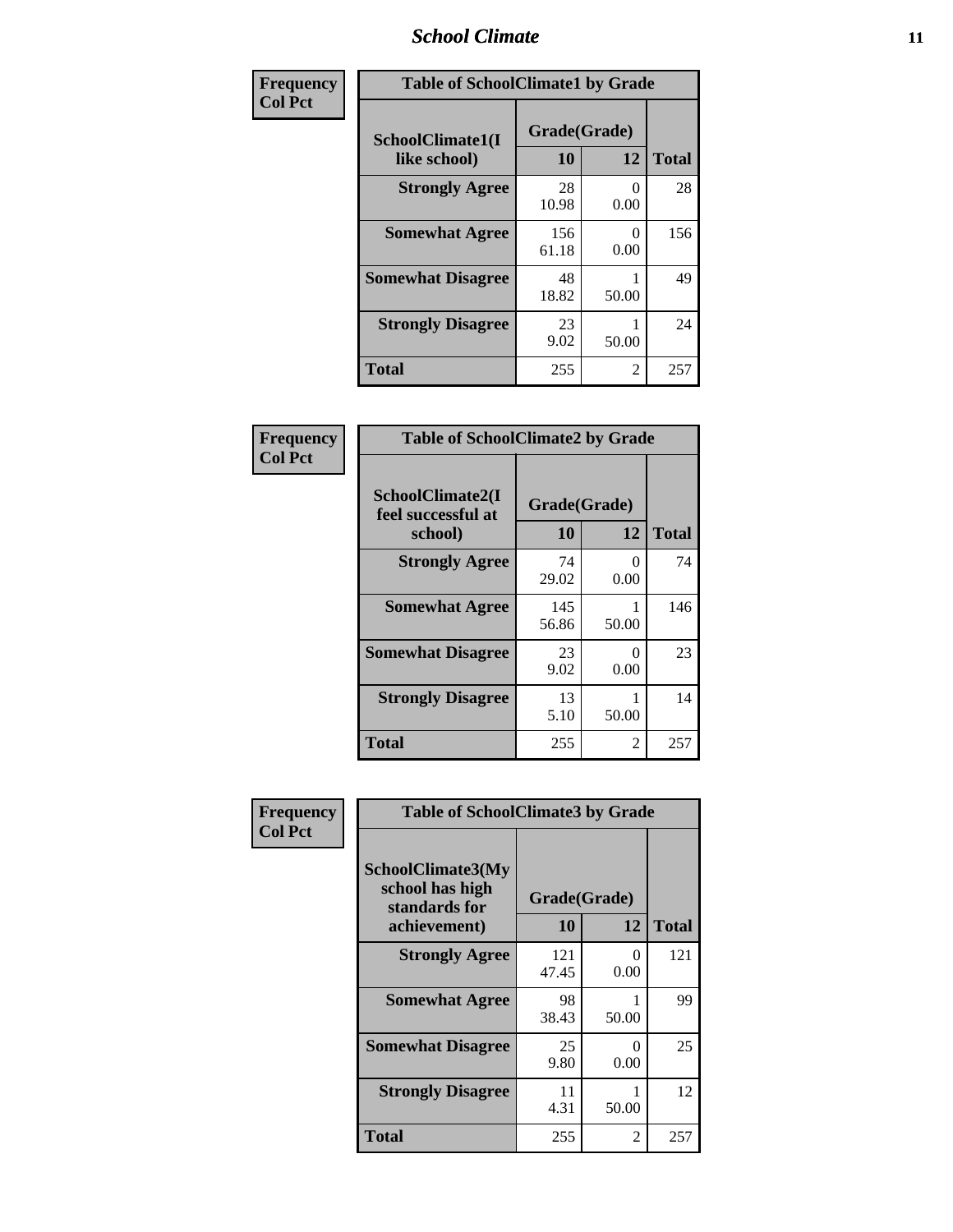# School Climate

**Frequency**
**Col Pct**

| Table of SchoolClimate1 by Grade | | | |
|---|---|---|---|
| SchoolClimate1(I like school) | Grade(Grade) | | |
| | 10 | 12 | Total |
| Strongly Agree | 28<br>10.98 | 0<br>0.00 | 28 |
| Somewhat Agree | 156<br>61.18 | 0<br>0.00 | 156 |
| Somewhat Disagree | 48<br>18.82 | 1<br>50.00 | 49 |
| Strongly Disagree | 23<br>9.02 | 1<br>50.00 | 24 |
| Total | 255 | 2 | 257 |

**Frequency**
**Col Pct**

| Table of SchoolClimate2 by Grade | | | |
|---|---|---|---|
| SchoolClimate2(I feel successful at school) | Grade(Grade) | | |
| | 10 | 12 | Total |
| Strongly Agree | 74<br>29.02 | 0<br>0.00 | 74 |
| Somewhat Agree | 145<br>56.86 | 1<br>50.00 | 146 |
| Somewhat Disagree | 23<br>9.02 | 0<br>0.00 | 23 |
| Strongly Disagree | 13<br>5.10 | 1<br>50.00 | 14 |
| Total | 255 | 2 | 257 |

**Frequency**
**Col Pct**

| Table of SchoolClimate3 by Grade | | | |
|---|---|---|---|
| SchoolClimate3(My school has high standards for achievement) | Grade(Grade) | | |
| | 10 | 12 | Total |
| Strongly Agree | 121<br>47.45 | 0<br>0.00 | 121 |
| Somewhat Agree | 98<br>38.43 | 1<br>50.00 | 99 |
| Somewhat Disagree | 25<br>9.80 | 0<br>0.00 | 25 |
| Strongly Disagree | 11<br>4.31 | 1<br>50.00 | 12 |
| Total | 255 | 2 | 257 |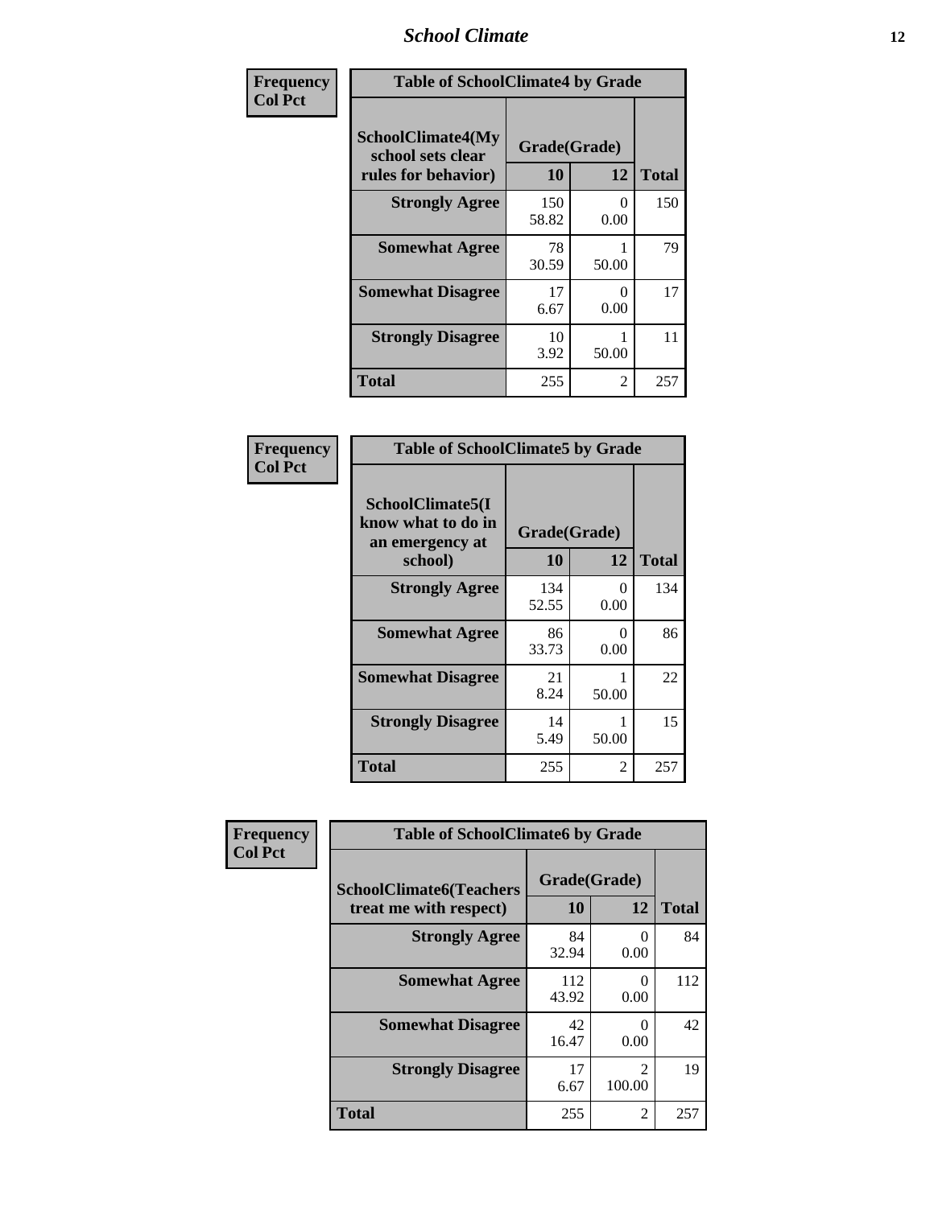| Frequency<br>Col Pct | Table of SchoolClimate4 by Grade | | |
|---|---|---|---|
| SchoolClimate4(My school sets clear rules for behavior) | Grade(Grade) | | |
| | 10 | 12 | Total |
| Strongly Agree | 150<br>58.82 | 0<br>0.00 | 150 |
| Somewhat Agree | 78<br>30.59 | 1<br>50.00 | 79 |
| Somewhat Disagree | 17<br>6.67 | 0<br>0.00 | 17 |
| Strongly Disagree | 10<br>3.92 | 1<br>50.00 | 11 |
| Total | 255 | 2 | 257 |

| Frequency<br>Col Pct | Table of SchoolClimate5 by Grade | | |
|---|---|---|---|
| SchoolClimate5(I know what to do in an emergency at school) | Grade(Grade) | | |
| | 10 | 12 | Total |
| Strongly Agree | 134<br>52.55 | 0<br>0.00 | 134 |
| Somewhat Agree | 86<br>33.73 | 0<br>0.00 | 86 |
| Somewhat Disagree | 21<br>8.24 | 1<br>50.00 | 22 |
| Strongly Disagree | 14<br>5.49 | 1<br>50.00 | 15 |
| Total | 255 | 2 | 257 |

| Frequency<br>Col Pct | Table of SchoolClimate6 by Grade | | |
|---|---|---|---|
| SchoolClimate6(Teachers treat me with respect) | Grade(Grade) | | |
| | 10 | 12 | Total |
| Strongly Agree | 84<br>32.94 | 0<br>0.00 | 84 |
| Somewhat Agree | 112<br>43.92 | 0<br>0.00 | 112 |
| Somewhat Disagree | 42<br>16.47 | 0<br>0.00 | 42 |
| Strongly Disagree | 17<br>6.67 | 2<br>100.00 | 19 |
| Total | 255 | 2 | 257 |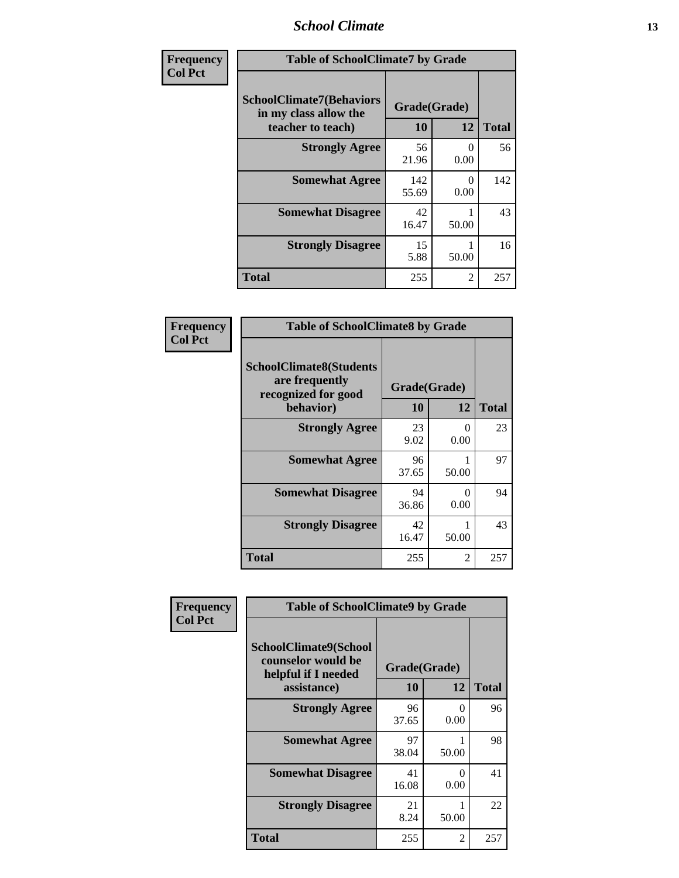| Frequency Col Pct | Table of SchoolClimate7 by Grade | | |
|---|---|---|---|
| SchoolClimate7(Behaviors in my class allow the teacher to teach) | Grade(Grade) | | |
| | 10 | 12 | Total |
| Strongly Agree | 56<br>21.96 | 0<br>0.00 | 56 |
| Somewhat Agree | 142<br>55.69 | 0<br>0.00 | 142 |
| Somewhat Disagree | 42<br>16.47 | 1<br>50.00 | 43 |
| Strongly Disagree | 15<br>5.88 | 1<br>50.00 | 16 |
| Total | 255 | 2 | 257 |

| Frequency Col Pct | Table of SchoolClimate8 by Grade | | |
|---|---|---|---|
| SchoolClimate8(Students are frequently recognized for good behavior) | Grade(Grade) | | |
| | 10 | 12 | Total |
| Strongly Agree | 23<br>9.02 | 0<br>0.00 | 23 |
| Somewhat Agree | 96<br>37.65 | 1<br>50.00 | 97 |
| Somewhat Disagree | 94<br>36.86 | 0<br>0.00 | 94 |
| Strongly Disagree | 42<br>16.47 | 1<br>50.00 | 43 |
| Total | 255 | 2 | 257 |

| Frequency Col Pct | Table of SchoolClimate9 by Grade | | |
|---|---|---|---|
| SchoolClimate9(School counselor would be helpful if I needed assistance) | Grade(Grade) | | |
| | 10 | 12 | Total |
| Strongly Agree | 96<br>37.65 | 0<br>0.00 | 96 |
| Somewhat Agree | 97<br>38.04 | 1<br>50.00 | 98 |
| Somewhat Disagree | 41<br>16.08 | 0<br>0.00 | 41 |
| Strongly Disagree | 21<br>8.24 | 1<br>50.00 | 22 |
| Total | 255 | 2 | 257 |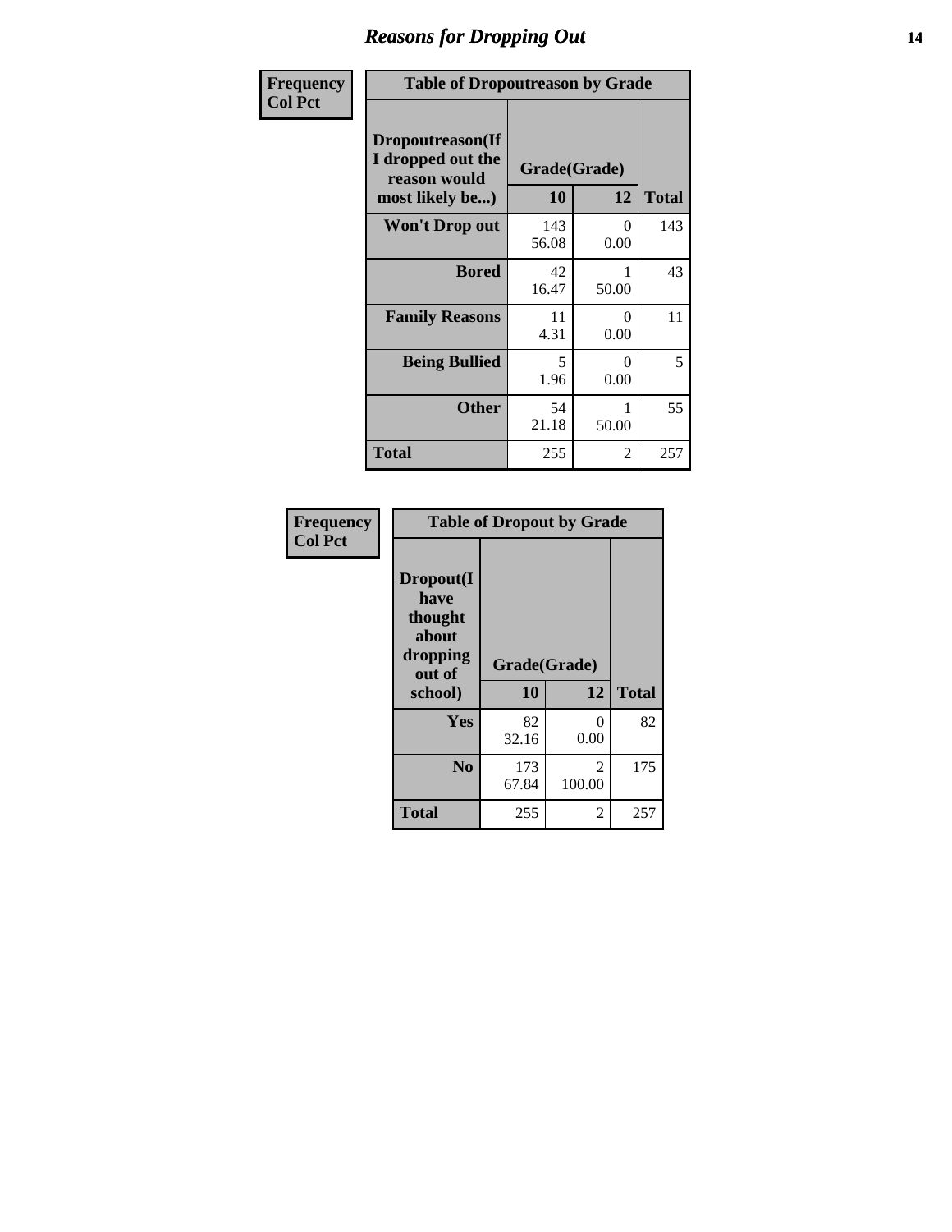# Reasons for Dropping Out

| Frequency<br>Col Pct | Table of Dropoutreason by Grade | | |
|---|---|---|---|
| **Dropoutreason(If I dropped out the reason would most likely be...)** | **Grade(Grade)** | | |
| | **10** | **12** | **Total** |
| **Won't Drop out** | 143<br>56.08 | 0<br>0.00 | 143 |
| **Bored** | 42<br>16.47 | 1<br>50.00 | 43 |
| **Family Reasons** | 11<br>4.31 | 0<br>0.00 | 11 |
| **Being Bullied** | 5<br>1.96 | 0<br>0.00 | 5 |
| **Other** | 54<br>21.18 | 1<br>50.00 | 55 |
| **Total** | 255 | 2 | 257 |

| Frequency<br>Col Pct | Table of Dropout by Grade | | |
|---|---|---|---|
| **Dropout(I have thought about dropping out of school)** | **Grade(Grade)** | | |
| | **10** | **12** | **Total** |
| **Yes** | 82<br>32.16 | 0<br>0.00 | 82 |
| **No** | 173<br>67.84 | 2<br>100.00 | 175 |
| **Total** | 255 | 2 | 257 |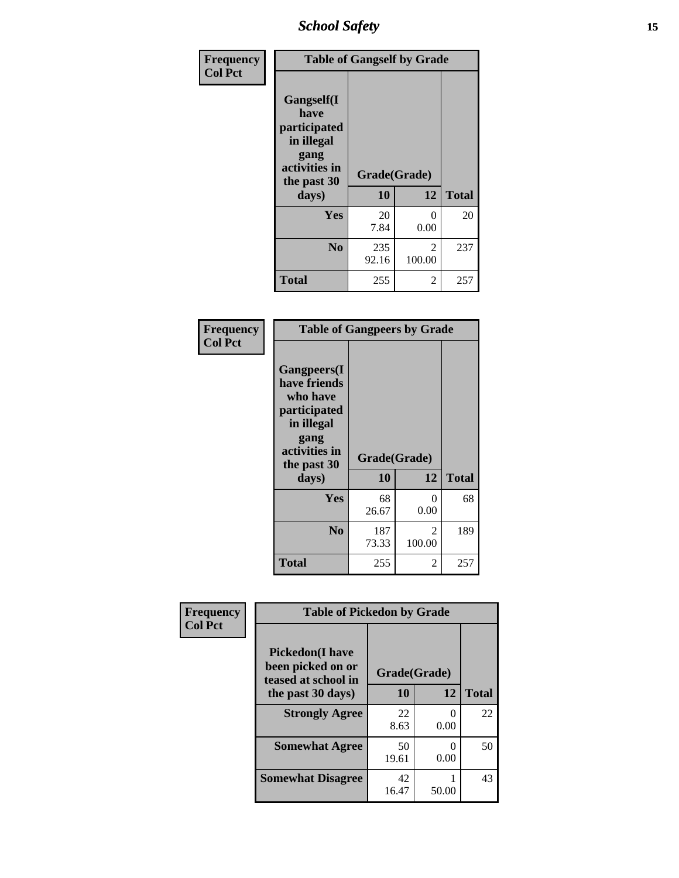| Frequency Col Pct | Table of Gangself by Grade | | |
|---|---|---|---|
| Gangself(I have participated in illegal gang activities in the past 30 days) | Grade(Grade) | | |
| | 10 | 12 | Total |
| Yes | 20<br>7.84 | 0<br>0.00 | 20 |
| No | 235<br>92.16 | 2<br>100.00 | 237 |
| Total | 255 | 2 | 257 |

| Frequency Col Pct | Table of Gangpeers by Grade | | |
|---|---|---|---|
| Gangpeers(I have friends who have participated in illegal gang activities in the past 30 days) | Grade(Grade) | | |
| | 10 | 12 | Total |
| Yes | 68<br>26.67 | 0<br>0.00 | 68 |
| No | 187<br>73.33 | 2<br>100.00 | 189 |
| Total | 255 | 2 | 257 |

| Frequency Col Pct | Table of Pickedon by Grade | | |
|---|---|---|---|
| Pickedon(I have been picked on or teased at school in the past 30 days) | Grade(Grade) | | |
| | 10 | 12 | Total |
| Strongly Agree | 22<br>8.63 | 0<br>0.00 | 22 |
| Somewhat Agree | 50<br>19.61 | 0<br>0.00 | 50 |
| Somewhat Disagree | 42<br>16.47 | 1<br>50.00 | 43 |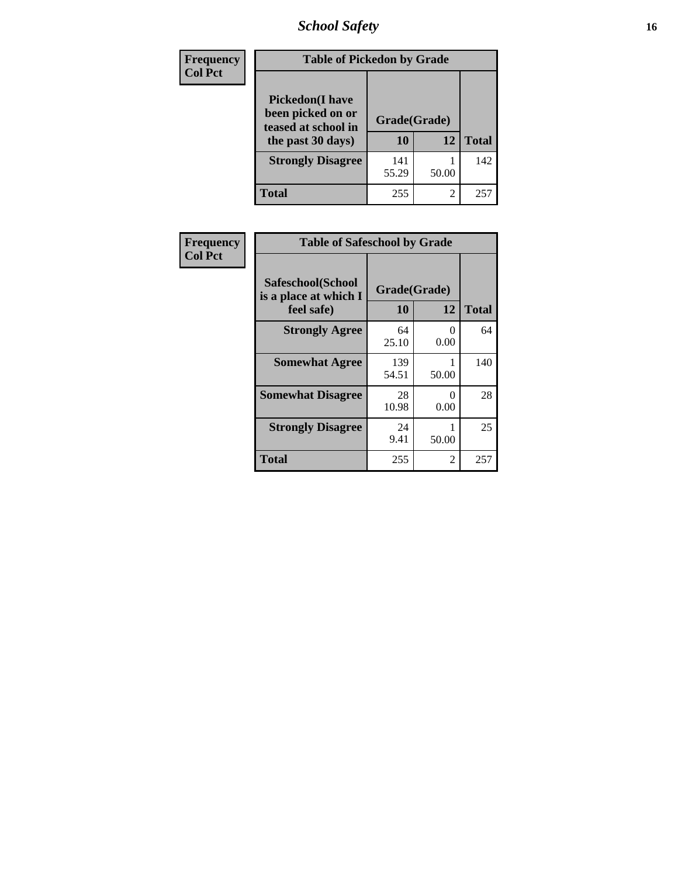| Frequency<br>Col Pct | Table of Pickedon by Grade | | |
|---|---|---|---|
| Pickedon(I have been picked on or teased at school in the past 30 days) | Grade(Grade) | | |
| | 10 | 12 | Total |
| Strongly Disagree | 141<br>55.29 | 1<br>50.00 | 142 |
| Total | 255 | 2 | 257 |

| Frequency<br>Col Pct | Table of Safeschool by Grade | | |
|---|---|---|---|
| Safeschool(School is a place at which I feel safe) | Grade(Grade) | | |
| | 10 | 12 | Total |
| Strongly Agree | 64<br>25.10 | 0<br>0.00 | 64 |
| Somewhat Agree | 139<br>54.51 | 1<br>50.00 | 140 |
| Somewhat Disagree | 28<br>10.98 | 0<br>0.00 | 28 |
| Strongly Disagree | 24<br>9.41 | 1<br>50.00 | 25 |
| Total | 255 | 2 | 257 |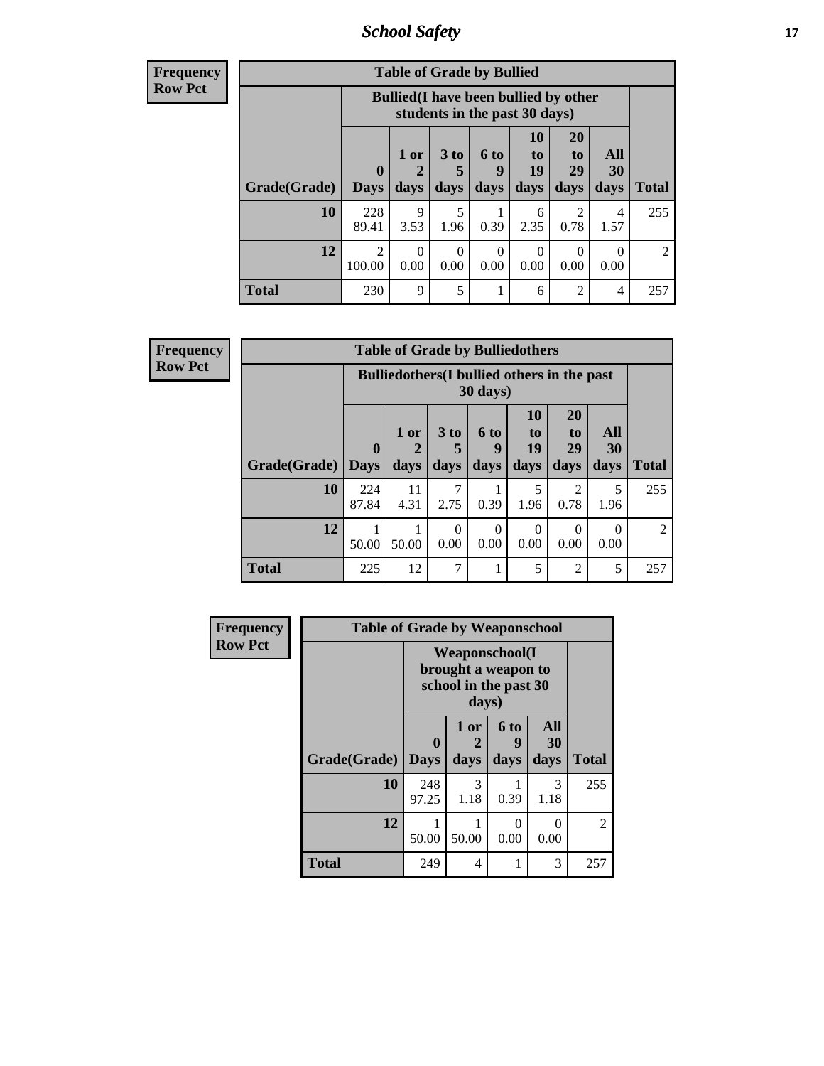# School Safety

**Frequency**
**Row Pct**

| Table of Grade by Bullied | | | | | | | | |
|---|---|---|---|---|---|---|---|---|
| | Bullied(I have been bullied by other students in the past 30 days) | | | | | | | |
| Grade(Grade) | 0 Days | 1 or 2 days | 3 to 5 days | 6 to 9 days | 10 to 19 days | 20 to 29 days | All 30 days | Total |
| **10** | 228<br>89.41 | 9<br>3.53 | 5<br>1.96 | 1<br>0.39 | 6<br>2.35 | 2<br>0.78 | 4<br>1.57 | 255 |
| **12** | 2<br>100.00 | 0<br>0.00 | 0<br>0.00 | 0<br>0.00 | 0<br>0.00 | 0<br>0.00 | 0<br>0.00 | 2 |
| **Total** | 230 | 9 | 5 | 1 | 6 | 2 | 4 | 257 |

**Frequency**
**Row Pct**

| Table of Grade by Bulliedothers | | | | | | | | |
|---|---|---|---|---|---|---|---|---|
| | Bulliedothers(I bullied others in the past 30 days) | | | | | | | |
| Grade(Grade) | 0 Days | 1 or 2 days | 3 to 5 days | 6 to 9 days | 10 to 19 days | 20 to 29 days | All 30 days | Total |
| **10** | 224<br>87.84 | 11<br>4.31 | 7<br>2.75 | 1<br>0.39 | 5<br>1.96 | 2<br>0.78 | 5<br>1.96 | 255 |
| **12** | 1<br>50.00 | 1<br>50.00 | 0<br>0.00 | 0<br>0.00 | 0<br>0.00 | 0<br>0.00 | 0<br>0.00 | 2 |
| **Total** | 225 | 12 | 7 | 1 | 5 | 2 | 5 | 257 |

**Frequency**
**Row Pct**

| Table of Grade by Weaponschool | | | | | |
|---|---|---|---|---|---|
| | Weaponschool(I brought a weapon to school in the past 30 days) | | | | |
| Grade(Grade) | 0 Days | 1 or 2 days | 6 to 9 days | All 30 days | Total |
| **10** | 248<br>97.25 | 3<br>1.18 | 1<br>0.39 | 3<br>1.18 | 255 |
| **12** | 1<br>50.00 | 1<br>50.00 | 0<br>0.00 | 0<br>0.00 | 2 |
| **Total** | 249 | 4 | 1 | 3 | 257 |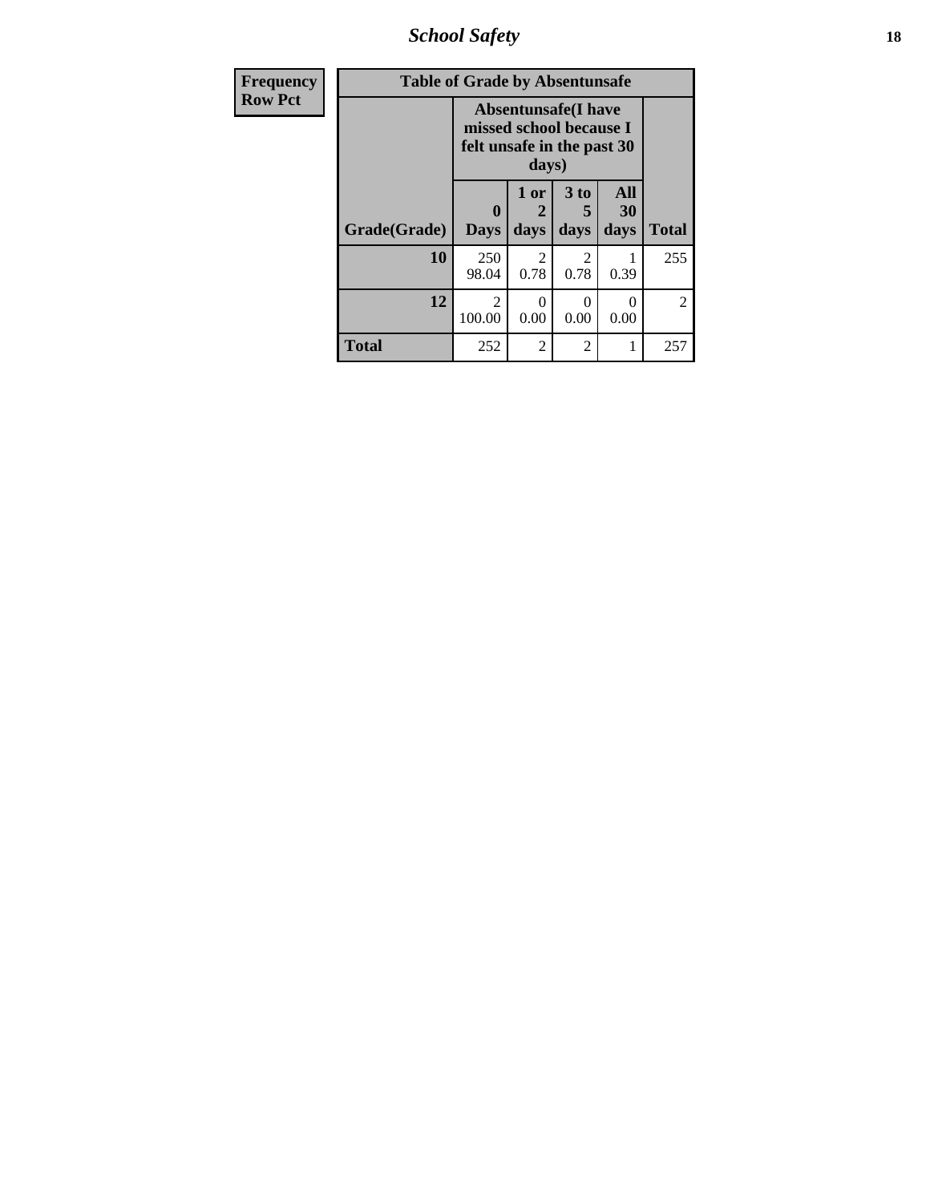| Frequency Row Pct | Table of Grade by Absentunsafe | | | | |
|---|---|---|---|---|---|
| | Absentunsafe(I have missed school because I felt unsafe in the past 30 days) | | | | |
| Grade(Grade) | 0 Days | 1 or 2 days | 3 to 5 days | All 30 days | Total |
| 10 | 250<br>98.04 | 2<br>0.78 | 2<br>0.78 | 1<br>0.39 | 255 |
| 12 | 2<br>100.00 | 0<br>0.00 | 0<br>0.00 | 0<br>0.00 | 2 |
| Total | 252 | 2 | 2 | 1 | 257 |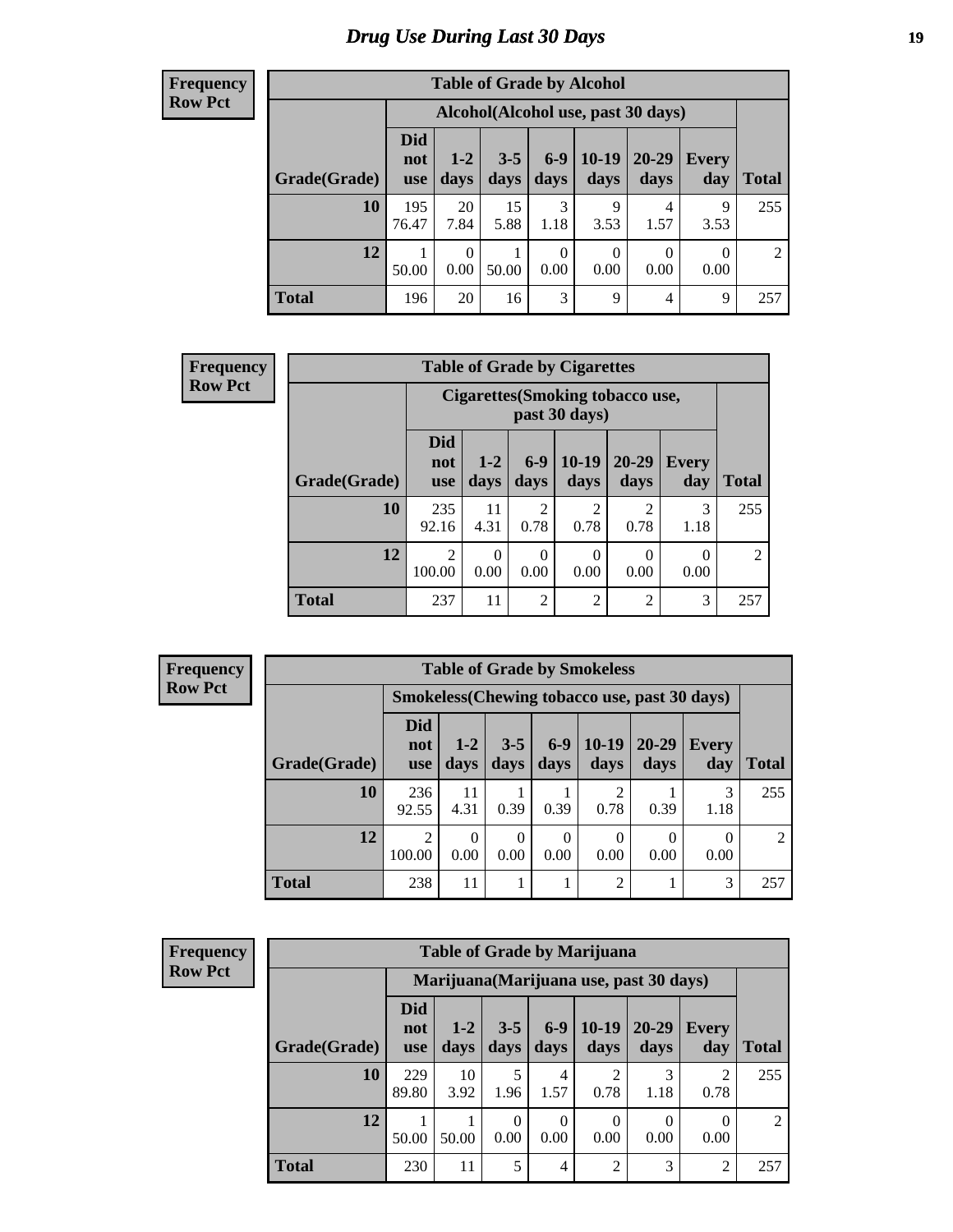# Drug Use During Last 30 Days

**Frequency**
**Row Pct**

| Table of Grade by Alcohol | | | | | | | | |
|---|---|---|---|---|---|---|---|---|
| | Alcohol(Alcohol use, past 30 days) | | | | | | | |
| Grade(Grade) | Did not use | 1-2 days | 3-5 days | 6-9 days | 10-19 days | 20-29 days | Every day | Total |
| 10 | 195<br>76.47 | 20<br>7.84 | 15<br>5.88 | 3<br>1.18 | 9<br>3.53 | 4<br>1.57 | 9<br>3.53 | 255 |
| 12 | 1<br>50.00 | 0<br>0.00 | 1<br>50.00 | 0<br>0.00 | 0<br>0.00 | 0<br>0.00 | 0<br>0.00 | 2 |
| Total | 196 | 20 | 16 | 3 | 9 | 4 | 9 | 257 |

**Frequency**
**Row Pct**

| Table of Grade by Cigarettes | | | | | | | |
|---|---|---|---|---|---|---|---|
| | Cigarettes(Smoking tobacco use, past 30 days) | | | | | | |
| Grade(Grade) | Did not use | 1-2 days | 6-9 days | 10-19 days | 20-29 days | Every day | Total |
| 10 | 235<br>92.16 | 11<br>4.31 | 2<br>0.78 | 2<br>0.78 | 2<br>0.78 | 3<br>1.18 | 255 |
| 12 | 2<br>100.00 | 0<br>0.00 | 0<br>0.00 | 0<br>0.00 | 0<br>0.00 | 0<br>0.00 | 2 |
| Total | 237 | 11 | 2 | 2 | 2 | 3 | 257 |

**Frequency**
**Row Pct**

| Table of Grade by Smokeless | | | | | | | | |
|---|---|---|---|---|---|---|---|---|
| | Smokeless(Chewing tobacco use, past 30 days) | | | | | | | |
| Grade(Grade) | Did not use | 1-2 days | 3-5 days | 6-9 days | 10-19 days | 20-29 days | Every day | Total |
| 10 | 236<br>92.55 | 11<br>4.31 | 1<br>0.39 | 1<br>0.39 | 2<br>0.78 | 1<br>0.39 | 3<br>1.18 | 255 |
| 12 | 2<br>100.00 | 0<br>0.00 | 0<br>0.00 | 0<br>0.00 | 0<br>0.00 | 0<br>0.00 | 0<br>0.00 | 2 |
| Total | 238 | 11 | 1 | 1 | 2 | 1 | 3 | 257 |

**Frequency**
**Row Pct**

| Table of Grade by Marijuana | | | | | | | | |
|---|---|---|---|---|---|---|---|---|
| | Marijuana(Marijuana use, past 30 days) | | | | | | | |
| Grade(Grade) | Did not use | 1-2 days | 3-5 days | 6-9 days | 10-19 days | 20-29 days | Every day | Total |
| 10 | 229<br>89.80 | 10<br>3.92 | 5<br>1.96 | 4<br>1.57 | 2<br>0.78 | 3<br>1.18 | 2<br>0.78 | 255 |
| 12 | 1<br>50.00 | 1<br>50.00 | 0<br>0.00 | 0<br>0.00 | 0<br>0.00 | 0<br>0.00 | 0<br>0.00 | 2 |
| Total | 230 | 11 | 5 | 4 | 2 | 3 | 2 | 257 |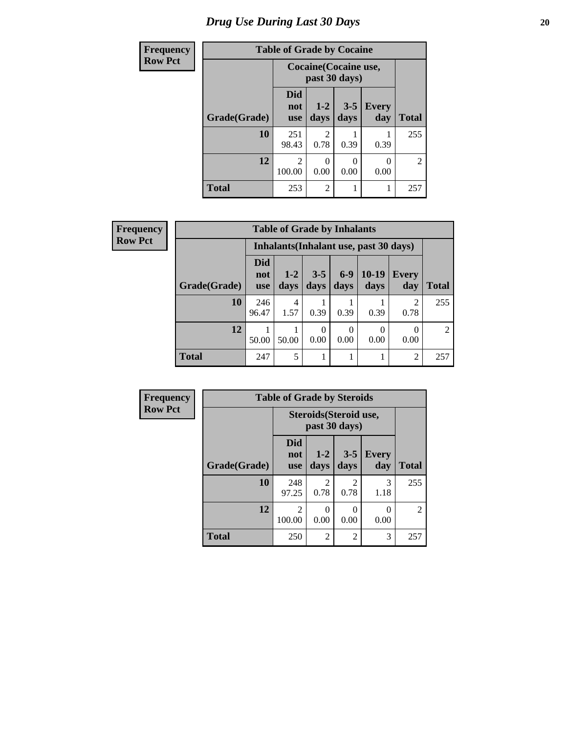# Drug Use During Last 30 Days

**Frequency**
**Row Pct**

| Table of Grade by Cocaine | | | | | |
|---|---|---|---|---|---|
| | Cocaine(Cocaine use, past 30 days) | | | | |
| Grade(Grade) | Did not use | 1-2 days | 3-5 days | Every day | Total |
| **10** | 251<br>98.43 | 2<br>0.78 | 1<br>0.39 | 1<br>0.39 | 255 |
| **12** | 2<br>100.00 | 0<br>0.00 | 0<br>0.00 | 0<br>0.00 | 2 |
| **Total** | 253 | 2 | 1 | 1 | 257 |

**Frequency**
**Row Pct**

| Table of Grade by Inhalants | | | | | | | |
|---|---|---|---|---|---|---|---|
| | Inhalants(Inhalant use, past 30 days) | | | | | | |
| Grade(Grade) | Did not use | 1-2 days | 3-5 days | 6-9 days | 10-19 days | Every day | Total |
| **10** | 246<br>96.47 | 4<br>1.57 | 1<br>0.39 | 1<br>0.39 | 1<br>0.39 | 2<br>0.78 | 255 |
| **12** | 1<br>50.00 | 1<br>50.00 | 0<br>0.00 | 0<br>0.00 | 0<br>0.00 | 0<br>0.00 | 2 |
| **Total** | 247 | 5 | 1 | 1 | 1 | 2 | 257 |

**Frequency**
**Row Pct**

| Table of Grade by Steroids | | | | | |
|---|---|---|---|---|---|
| | Steroids(Steroid use, past 30 days) | | | | |
| Grade(Grade) | Did not use | 1-2 days | 3-5 days | Every day | Total |
| **10** | 248<br>97.25 | 2<br>0.78 | 2<br>0.78 | 3<br>1.18 | 255 |
| **12** | 2<br>100.00 | 0<br>0.00 | 0<br>0.00 | 0<br>0.00 | 2 |
| **Total** | 250 | 2 | 2 | 3 | 257 |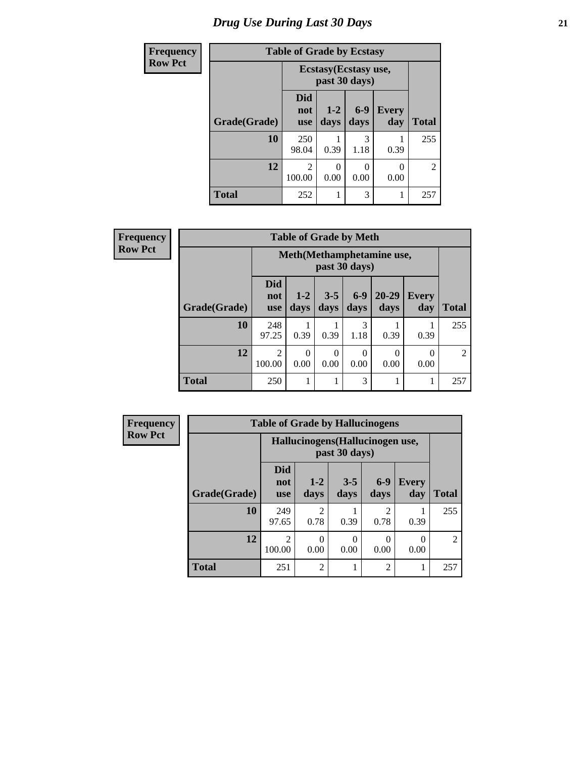# *Drug Use During Last 30 Days*

| Frequency<br>Row Pct |
|---|

**Table of Grade by Ecstasy**

| | Ecstasy(Ecstasy use, past 30 days) | | | | |
|---|---|---|---|---|---|
| Grade(Grade) | Did not use | 1-2 days | 6-9 days | Every day | Total |
| 10 | 250<br>98.04 | 1<br>0.39 | 3<br>1.18 | 1<br>0.39 | 255 |
| 12 | 2<br>100.00 | 0<br>0.00 | 0<br>0.00 | 0<br>0.00 | 2 |
| Total | 252 | 1 | 3 | 1 | 257 |

| Frequency<br>Row Pct |
|---|

**Table of Grade by Meth**

| | Meth(Methamphetamine use, past 30 days) | | | | | | |
|---|---|---|---|---|---|---|---|
| Grade(Grade) | Did not use | 1-2 days | 3-5 days | 6-9 days | 20-29 days | Every day | Total |
| 10 | 248<br>97.25 | 1<br>0.39 | 1<br>0.39 | 3<br>1.18 | 1<br>0.39 | 1<br>0.39 | 255 |
| 12 | 2<br>100.00 | 0<br>0.00 | 0<br>0.00 | 0<br>0.00 | 0<br>0.00 | 0<br>0.00 | 2 |
| Total | 250 | 1 | 1 | 3 | 1 | 1 | 257 |

| Frequency<br>Row Pct |
|---|

**Table of Grade by Hallucinogens**

| | Hallucinogens(Hallucinogen use, past 30 days) | | | | | |
|---|---|---|---|---|---|---|
| Grade(Grade) | Did not use | 1-2 days | 3-5 days | 6-9 days | Every day | Total |
| 10 | 249<br>97.65 | 2<br>0.78 | 1<br>0.39 | 2<br>0.78 | 1<br>0.39 | 255 |
| 12 | 2<br>100.00 | 0<br>0.00 | 0<br>0.00 | 0<br>0.00 | 0<br>0.00 | 2 |
| Total | 251 | 2 | 1 | 2 | 1 | 257 |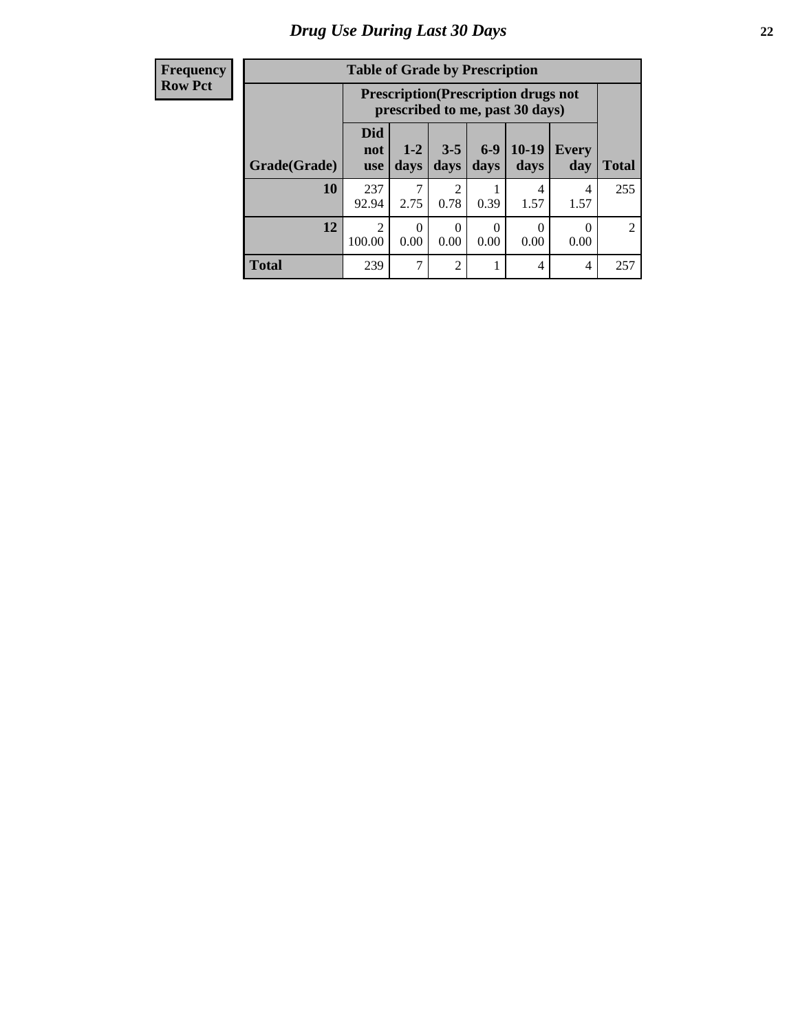# Drug Use During Last 30 Days

| Frequency Row Pct |
|---|

**Table of Grade by Prescription**

| Grade(Grade) | Prescription(Prescription drugs not prescribed to me, past 30 days) | | | | | | Total |
|---|---|---|---|---|---|---|---|
| | Did not use | 1-2 days | 3-5 days | 6-9 days | 10-19 days | Every day | |
| **10** | 237<br>92.94 | 7<br>2.75 | 2<br>0.78 | 1<br>0.39 | 4<br>1.57 | 4<br>1.57 | 255 |
| **12** | 2<br>100.00 | 0<br>0.00 | 0<br>0.00 | 0<br>0.00 | 0<br>0.00 | 0<br>0.00 | 2 |
| **Total** | 239 | 7 | 2 | 1 | 4 | 4 | 257 |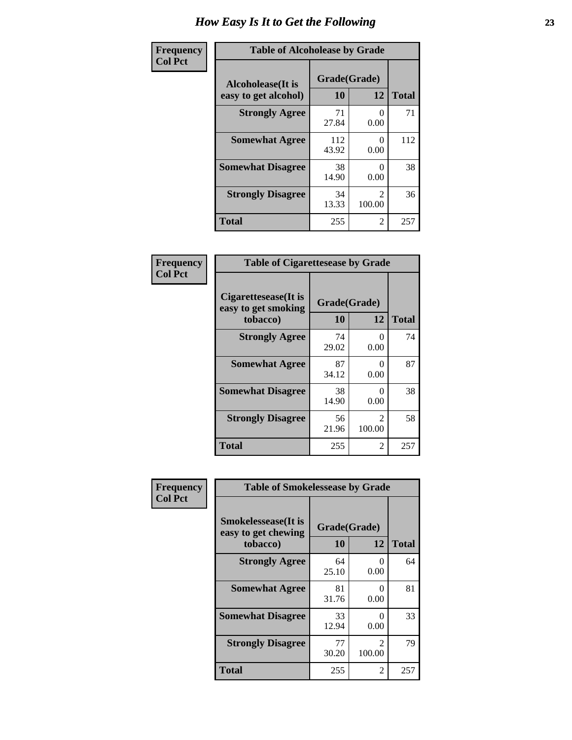# How Easy Is It to Get the Following

**Frequency**
**Col Pct**

**Table of Alcoholease by Grade**

| Alcoholease(It is easy to get alcohol) | Grade(Grade) | | Total |
|---|---|---|---|
| | 10 | 12 | |
| **Strongly Agree** | 71<br>27.84 | 0<br>0.00 | 71 |
| **Somewhat Agree** | 112<br>43.92 | 0<br>0.00 | 112 |
| **Somewhat Disagree** | 38<br>14.90 | 0<br>0.00 | 38 |
| **Strongly Disagree** | 34<br>13.33 | 2<br>100.00 | 36 |
| **Total** | 255 | 2 | 257 |

**Frequency**
**Col Pct**

**Table of Cigarettesease by Grade**

| Cigarettesease(It is easy to get smoking tobacco) | Grade(Grade) | | Total |
|---|---|---|---|
| | 10 | 12 | |
| **Strongly Agree** | 74<br>29.02 | 0<br>0.00 | 74 |
| **Somewhat Agree** | 87<br>34.12 | 0<br>0.00 | 87 |
| **Somewhat Disagree** | 38<br>14.90 | 0<br>0.00 | 38 |
| **Strongly Disagree** | 56<br>21.96 | 2<br>100.00 | 58 |
| **Total** | 255 | 2 | 257 |

**Frequency**
**Col Pct**

**Table of Smokelessease by Grade**

| Smokelessease(It is easy to get chewing tobacco) | Grade(Grade) | | Total |
|---|---|---|---|
| | 10 | 12 | |
| **Strongly Agree** | 64<br>25.10 | 0<br>0.00 | 64 |
| **Somewhat Agree** | 81<br>31.76 | 0<br>0.00 | 81 |
| **Somewhat Disagree** | 33<br>12.94 | 0<br>0.00 | 33 |
| **Strongly Disagree** | 77<br>30.20 | 2<br>100.00 | 79 |
| **Total** | 255 | 2 | 257 |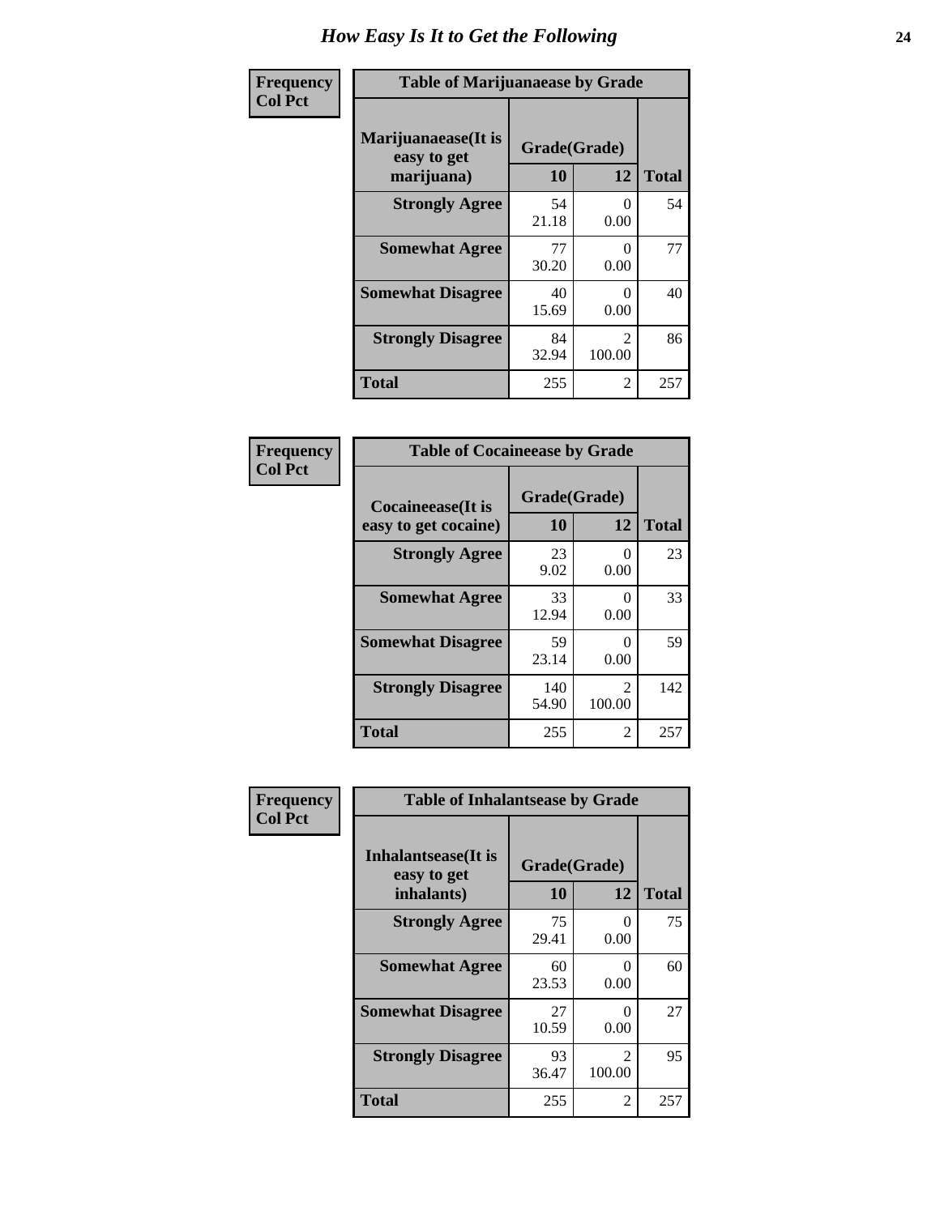# How Easy Is It to Get the Following

**Frequency**
**Col Pct**

| Table of Marijuanaease by Grade | | | |
|---|---|---|---|
| **Marijuanaease(It is easy to get marijuana)** | **Grade(Grade)** | | **Total** |
| | **10** | **12** | |
| **Strongly Agree** | 54<br>21.18 | 0<br>0.00 | 54 |
| **Somewhat Agree** | 77<br>30.20 | 0<br>0.00 | 77 |
| **Somewhat Disagree** | 40<br>15.69 | 0<br>0.00 | 40 |
| **Strongly Disagree** | 84<br>32.94 | 2<br>100.00 | 86 |
| **Total** | 255 | 2 | 257 |

**Frequency**
**Col Pct**

| Table of Cocaineease by Grade | | | |
|---|---|---|---|
| **Cocaineease(It is easy to get cocaine)** | **Grade(Grade)** | | **Total** |
| | **10** | **12** | |
| **Strongly Agree** | 23<br>9.02 | 0<br>0.00 | 23 |
| **Somewhat Agree** | 33<br>12.94 | 0<br>0.00 | 33 |
| **Somewhat Disagree** | 59<br>23.14 | 0<br>0.00 | 59 |
| **Strongly Disagree** | 140<br>54.90 | 2<br>100.00 | 142 |
| **Total** | 255 | 2 | 257 |

**Frequency**
**Col Pct**

| Table of Inhalantsease by Grade | | | |
|---|---|---|---|
| **Inhalantsease(It is easy to get inhalants)** | **Grade(Grade)** | | **Total** |
| | **10** | **12** | |
| **Strongly Agree** | 75<br>29.41 | 0<br>0.00 | 75 |
| **Somewhat Agree** | 60<br>23.53 | 0<br>0.00 | 60 |
| **Somewhat Disagree** | 27<br>10.59 | 0<br>0.00 | 27 |
| **Strongly Disagree** | 93<br>36.47 | 2<br>100.00 | 95 |
| **Total** | 255 | 2 | 257 |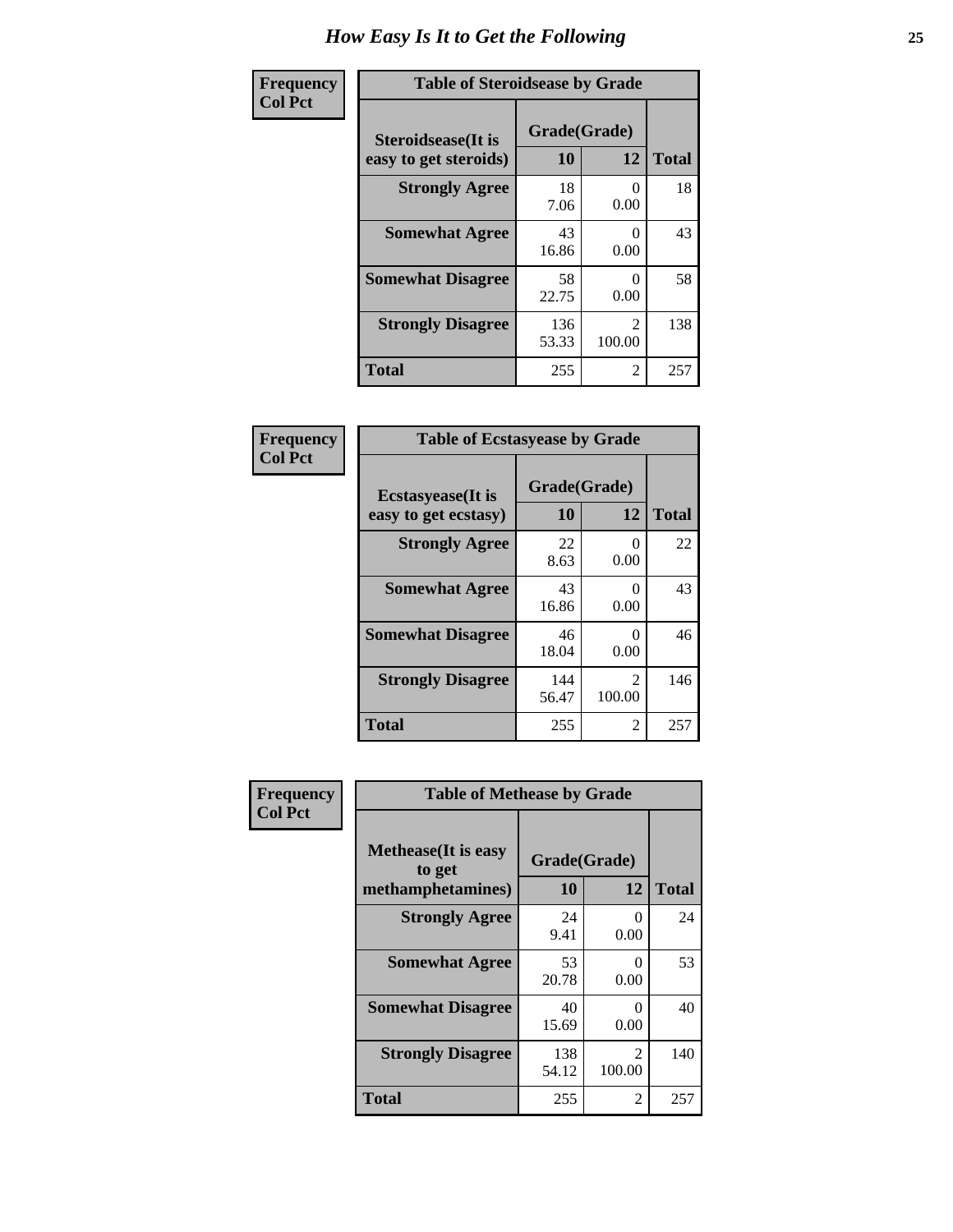# How Easy Is It to Get the Following

**Frequency**
**Col Pct**

| Table of Steroidsease by Grade | | | |
|---|---|---|---|
| **Steroidsease(It is easy to get steroids)** | **Grade(Grade)** | | **Total** |
| | **10** | **12** | |
| **Strongly Agree** | 18<br>7.06 | 0<br>0.00 | 18 |
| **Somewhat Agree** | 43<br>16.86 | 0<br>0.00 | 43 |
| **Somewhat Disagree** | 58<br>22.75 | 0<br>0.00 | 58 |
| **Strongly Disagree** | 136<br>53.33 | 2<br>100.00 | 138 |
| **Total** | 255 | 2 | 257 |

**Frequency**
**Col Pct**

| Table of Ecstasyease by Grade | | | |
|---|---|---|---|
| **Ecstasyease(It is easy to get ecstasy)** | **Grade(Grade)** | | **Total** |
| | **10** | **12** | |
| **Strongly Agree** | 22<br>8.63 | 0<br>0.00 | 22 |
| **Somewhat Agree** | 43<br>16.86 | 0<br>0.00 | 43 |
| **Somewhat Disagree** | 46<br>18.04 | 0<br>0.00 | 46 |
| **Strongly Disagree** | 144<br>56.47 | 2<br>100.00 | 146 |
| **Total** | 255 | 2 | 257 |

**Frequency**
**Col Pct**

| Table of Methease by Grade | | | |
|---|---|---|---|
| **Methease(It is easy to get methamphetamines)** | **Grade(Grade)** | | **Total** |
| | **10** | **12** | |
| **Strongly Agree** | 24<br>9.41 | 0<br>0.00 | 24 |
| **Somewhat Agree** | 53<br>20.78 | 0<br>0.00 | 53 |
| **Somewhat Disagree** | 40<br>15.69 | 0<br>0.00 | 40 |
| **Strongly Disagree** | 138<br>54.12 | 2<br>100.00 | 140 |
| **Total** | 255 | 2 | 257 |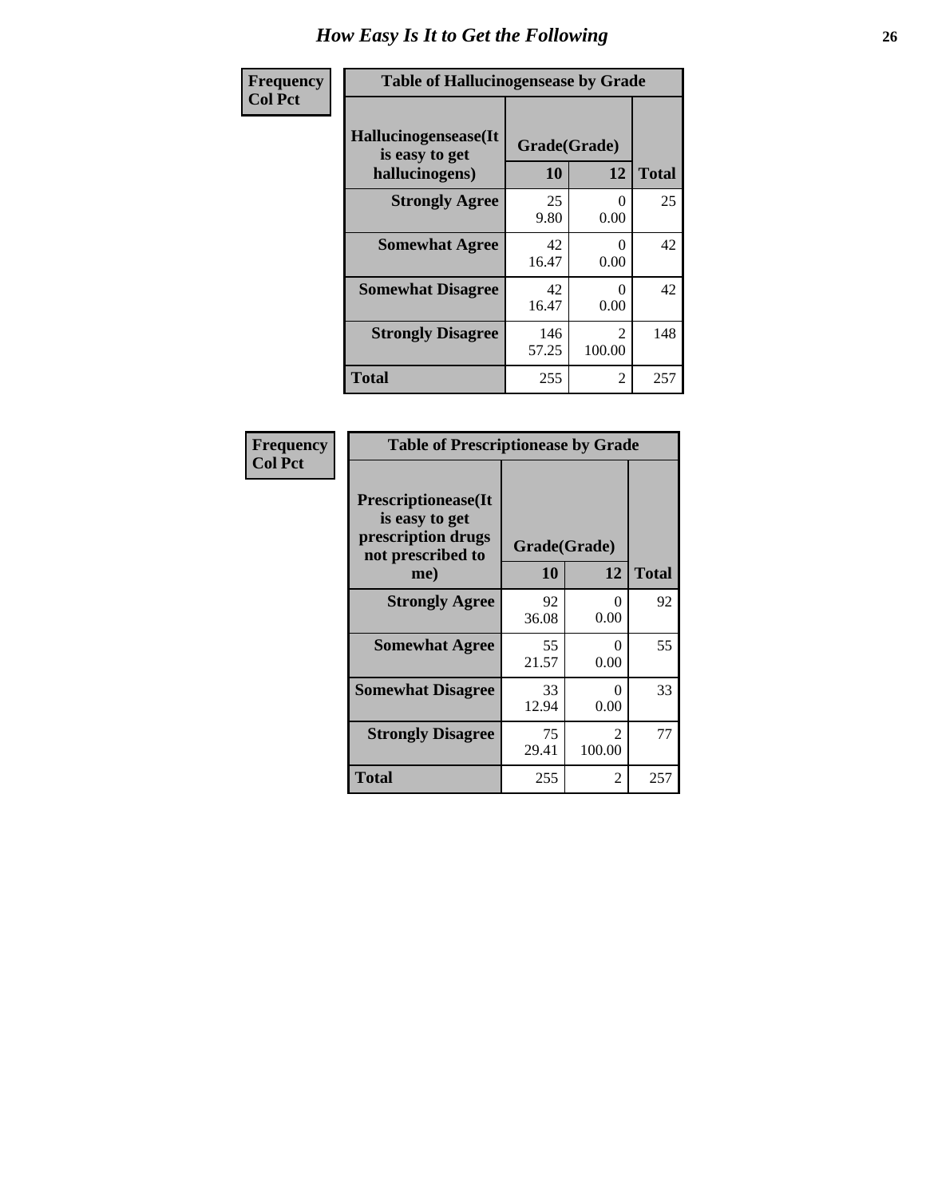# How Easy Is It to Get the Following

**Frequency**
**Col Pct**

| Table of Hallucinogensease by Grade | | | |
|---|---|---|---|
| **Hallucinogensease(It is easy to get hallucinogens)** | **Grade(Grade)** | | **Total** |
| | **10** | **12** | |
| **Strongly Agree** | 25<br>9.80 | 0<br>0.00 | 25 |
| **Somewhat Agree** | 42<br>16.47 | 0<br>0.00 | 42 |
| **Somewhat Disagree** | 42<br>16.47 | 0<br>0.00 | 42 |
| **Strongly Disagree** | 146<br>57.25 | 2<br>100.00 | 148 |
| **Total** | 255 | 2 | 257 |

**Frequency**
**Col Pct**

| Table of Prescriptionease by Grade | | | |
|---|---|---|---|
| **Prescriptionease(It is easy to get prescription drugs not prescribed to me)** | **Grade(Grade)** | | **Total** |
| | **10** | **12** | |
| **Strongly Agree** | 92<br>36.08 | 0<br>0.00 | 92 |
| **Somewhat Agree** | 55<br>21.57 | 0<br>0.00 | 55 |
| **Somewhat Disagree** | 33<br>12.94 | 0<br>0.00 | 33 |
| **Strongly Disagree** | 75<br>29.41 | 2<br>100.00 | 77 |
| **Total** | 255 | 2 | 257 |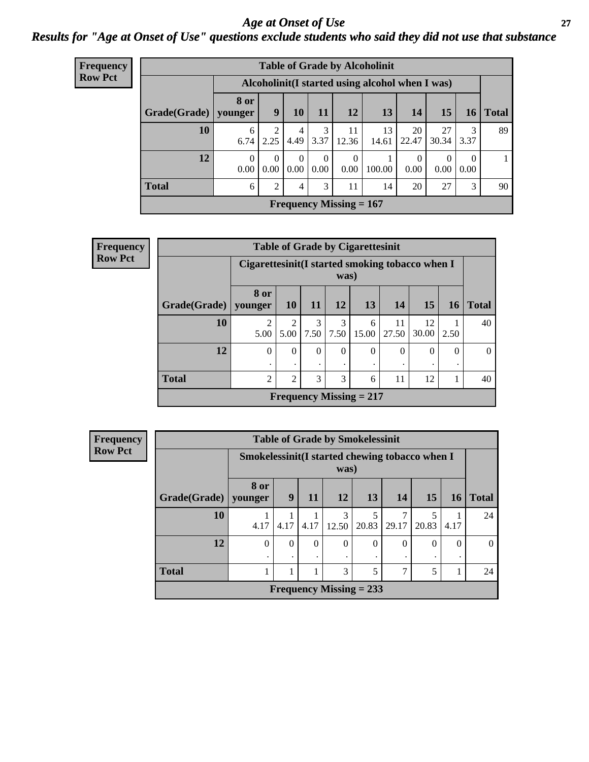# *Age at Onset of Use*

## *Results for "Age at Onset of Use" questions exclude students who said they did not use that substance*

**Frequency**
**Row Pct**

**Table of Grade by Alcoholinit**

| Grade(Grade) | Alcoholinit(I started using alcohol when I was) 8 or younger | 9 | 10 | 11 | 12 | 13 | 14 | 15 | 16 | Total |
|---|---|---|---|---|---|---|---|---|---|---|
| **10** | 6<br>6.74 | 2<br>2.25 | 4<br>4.49 | 3<br>3.37 | 11<br>12.36 | 13<br>14.61 | 20<br>22.47 | 27<br>30.34 | 3<br>3.37 | 89 |
| **12** | 0<br>0.00 | 0<br>0.00 | 0<br>0.00 | 0<br>0.00 | 0<br>0.00 | 1<br>100.00 | 0<br>0.00 | 0<br>0.00 | 0<br>0.00 | 1 |
| **Total** | 6 | 2 | 4 | 3 | 11 | 14 | 20 | 27 | 3 | 90 |

**Frequency Missing = 167**

**Frequency**
**Row Pct**

**Table of Grade by Cigarettesinit**

| Grade(Grade) | Cigarettesinit(I started smoking tobacco when I was) 8 or younger | 10 | 11 | 12 | 13 | 14 | 15 | 16 | Total |
|---|---|---|---|---|---|---|---|---|---|
| **10** | 2<br>5.00 | 2<br>5.00 | 3<br>7.50 | 3<br>7.50 | 6<br>15.00 | 11<br>27.50 | 12<br>30.00 | 1<br>2.50 | 40 |
| **12** | 0<br>. | 0<br>. | 0<br>. | 0<br>. | 0<br>. | 0<br>. | 0<br>. | 0<br>. | 0 |
| **Total** | 2 | 2 | 3 | 3 | 6 | 11 | 12 | 1 | 40 |

**Frequency Missing = 217**

**Frequency**
**Row Pct**

**Table of Grade by Smokelessinit**

| Grade(Grade) | Smokelessinit(I started chewing tobacco when I was) 8 or younger | 9 | 11 | 12 | 13 | 14 | 15 | 16 | Total |
|---|---|---|---|---|---|---|---|---|---|
| **10** | 1<br>4.17 | 1<br>4.17 | 1<br>4.17 | 3<br>12.50 | 5<br>20.83 | 7<br>29.17 | 5<br>20.83 | 1<br>4.17 | 24 |
| **12** | 0<br>. | 0<br>. | 0<br>. | 0<br>. | 0<br>. | 0<br>. | 0<br>. | 0<br>. | 0 |
| **Total** | 1 | 1 | 1 | 3 | 5 | 7 | 5 | 1 | 24 |

**Frequency Missing = 233**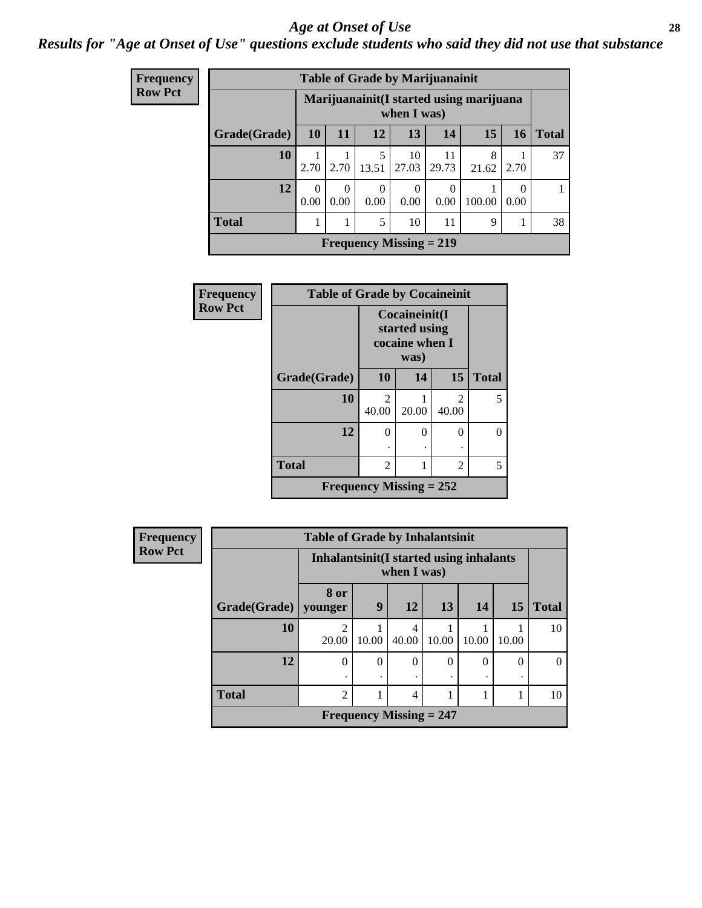# Age at Onset of Use

## Results for "Age at Onset of Use" questions exclude students who said they did not use that substance

**Frequency**
**Row Pct**

| Table of Grade by Marijuanainit | | | | | | | | |
|---|---|---|---|---|---|---|---|---|
| | Marijuanainit(I started using marijuana when I was) | | | | | | | |
| Grade(Grade) | 10 | 11 | 12 | 13 | 14 | 15 | 16 | Total |
| 10 | 1<br>2.70 | 1<br>2.70 | 5<br>13.51 | 10<br>27.03 | 11<br>29.73 | 8<br>21.62 | 1<br>2.70 | 37 |
| 12 | 0<br>0.00 | 0<br>0.00 | 0<br>0.00 | 0<br>0.00 | 0<br>0.00 | 1<br>100.00 | 0<br>0.00 | 1 |
| Total | 1 | 1 | 5 | 10 | 11 | 9 | 1 | 38 |
| Frequency Missing = 219 | | | | | | | | |

**Frequency**
**Row Pct**

| Table of Grade by Cocaineinit | | | | |
|---|---|---|---|---|
| | Cocaineinit(I started using cocaine when I was) | | | |
| Grade(Grade) | 10 | 14 | 15 | Total |
| 10 | 2<br>40.00 | 1<br>20.00 | 2<br>40.00 | 5 |
| 12 | 0<br>. | 0<br>. | 0<br>. | 0 |
| Total | 2 | 1 | 2 | 5 |
| Frequency Missing = 252 | | | | |

**Frequency**
**Row Pct**

| Table of Grade by Inhalantsinit | | | | | | | |
|---|---|---|---|---|---|---|---|
| | Inhalantsinit(I started using inhalants when I was) | | | | | | |
| Grade(Grade) | 8 or younger | 9 | 12 | 13 | 14 | 15 | Total |
| 10 | 2<br>20.00 | 1<br>10.00 | 4<br>40.00 | 1<br>10.00 | 1<br>10.00 | 1<br>10.00 | 10 |
| 12 | 0<br>. | 0<br>. | 0<br>. | 0<br>. | 0<br>. | 0<br>. | 0 |
| Total | 2 | 1 | 4 | 1 | 1 | 1 | 10 |
| Frequency Missing = 247 | | | | | | | |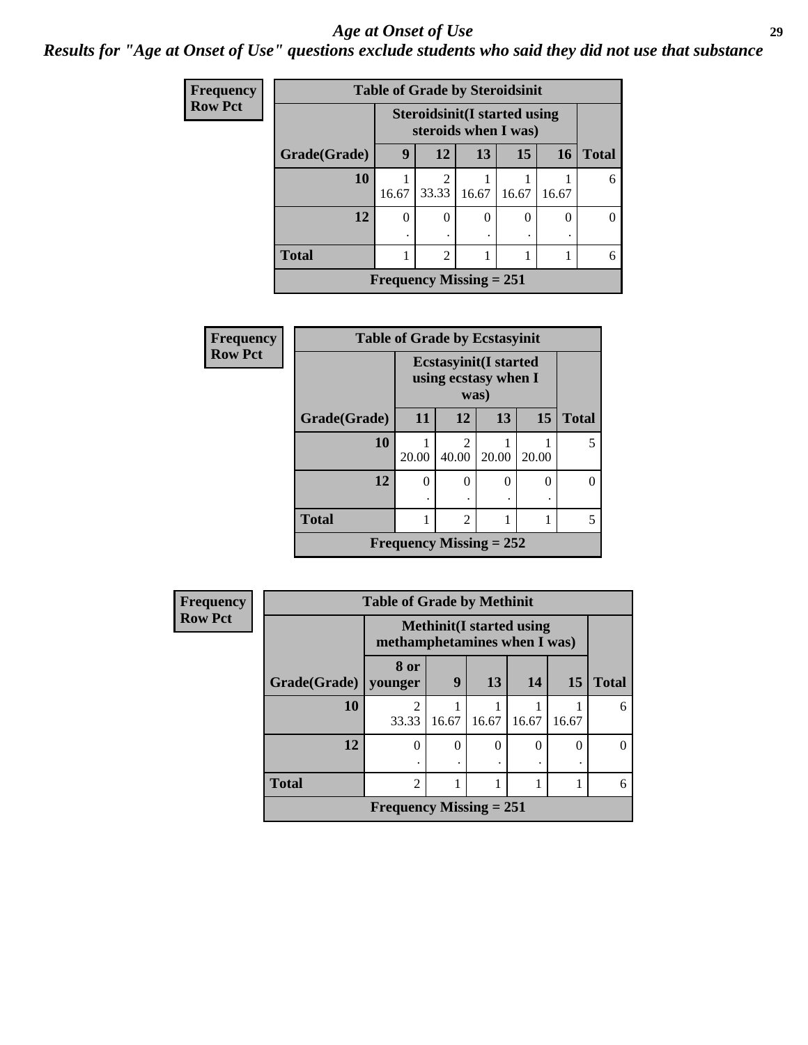# Age at Onset of Use

## Results for "Age at Onset of Use" questions exclude students who said they did not use that substance

Frequency
Row Pct

**Table of Grade by Steroidsinit**

| Grade(Grade) | Steroidsinit(I started using steroids when I was) 9 | 12 | 13 | 15 | 16 | Total |
|---|---|---|---|---|---|---|
| **10** | 1<br>16.67 | 2<br>33.33 | 1<br>16.67 | 1<br>16.67 | 1<br>16.67 | 6 |
| **12** | 0<br>. | 0<br>. | 0<br>. | 0<br>. | 0<br>. | 0 |
| **Total** | 1 | 2 | 1 | 1 | 1 | 6 |

**Frequency Missing = 251**

Frequency
Row Pct

**Table of Grade by Ecstasyinit**

| Grade(Grade) | Ecstasyinit(I started using ecstasy when I was) 11 | 12 | 13 | 15 | Total |
|---|---|---|---|---|---|
| **10** | 1<br>20.00 | 2<br>40.00 | 1<br>20.00 | 1<br>20.00 | 5 |
| **12** | 0<br>. | 0<br>. | 0<br>. | 0<br>. | 0 |
| **Total** | 1 | 2 | 1 | 1 | 5 |

**Frequency Missing = 252**

Frequency
Row Pct

**Table of Grade by Methinit**

| Grade(Grade) | Methinit(I started using methamphetamines when I was) 8 or younger | 9 | 13 | 14 | 15 | Total |
|---|---|---|---|---|---|---|
| **10** | 2<br>33.33 | 1<br>16.67 | 1<br>16.67 | 1<br>16.67 | 1<br>16.67 | 6 |
| **12** | 0<br>. | 0<br>. | 0<br>. | 0<br>. | 0<br>. | 0 |
| **Total** | 2 | 1 | 1 | 1 | 1 | 6 |

**Frequency Missing = 251**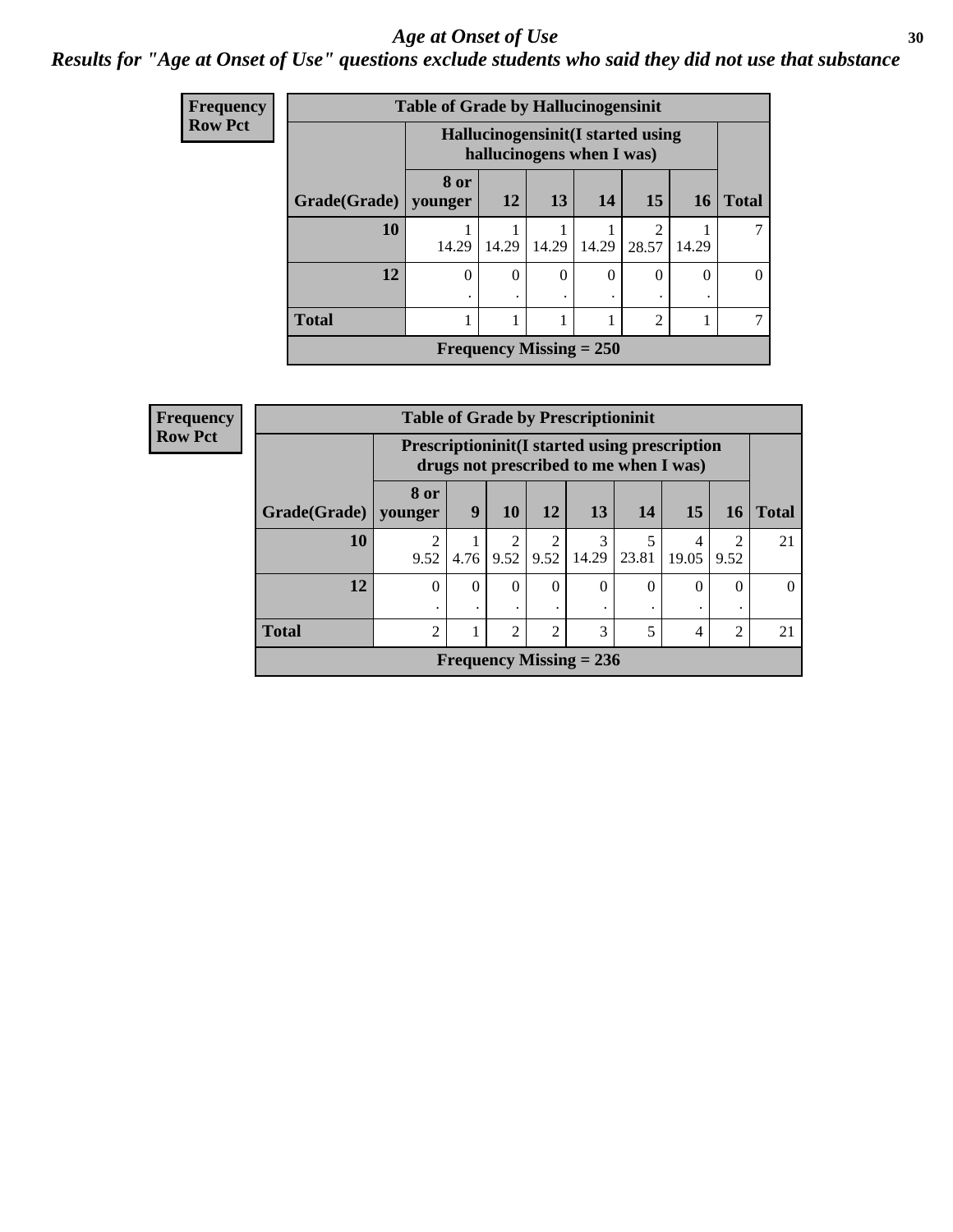# Age at Onset of Use

## Results for "Age at Onset of Use" questions exclude students who said they did not use that substance

**Frequency**
**Row Pct**

| Table of Grade by Hallucinogensinit | | | | | | | |
|---|---|---|---|---|---|---|---|
| | Hallucinogensinit(I started using hallucinogens when I was) | | | | | | |
| Grade(Grade) | 8 or younger | 12 | 13 | 14 | 15 | 16 | Total |
| 10 | 1<br>14.29 | 1<br>14.29 | 1<br>14.29 | 1<br>14.29 | 2<br>28.57 | 1<br>14.29 | 7 |
| 12 | 0<br>. | 0<br>. | 0<br>. | 0<br>. | 0<br>. | 0<br>. | 0 |
| Total | 1 | 1 | 1 | 1 | 2 | 1 | 7 |
| Frequency Missing = 250 | | | | | | | |

**Frequency**
**Row Pct**

| Table of Grade by Prescriptioninit | | | | | | | | | |
|---|---|---|---|---|---|---|---|---|---|
| | Prescriptioninit(I started using prescription drugs not prescribed to me when I was) | | | | | | | | |
| Grade(Grade) | 8 or younger | 9 | 10 | 12 | 13 | 14 | 15 | 16 | Total |
| 10 | 2<br>9.52 | 1<br>4.76 | 2<br>9.52 | 2<br>9.52 | 3<br>14.29 | 5<br>23.81 | 4<br>19.05 | 2<br>9.52 | 21 |
| 12 | 0<br>. | 0<br>. | 0<br>. | 0<br>. | 0<br>. | 0<br>. | 0<br>. | 0<br>. | 0 |
| Total | 2 | 1 | 2 | 2 | 3 | 5 | 4 | 2 | 21 |
| Frequency Missing = 236 | | | | | | | | | |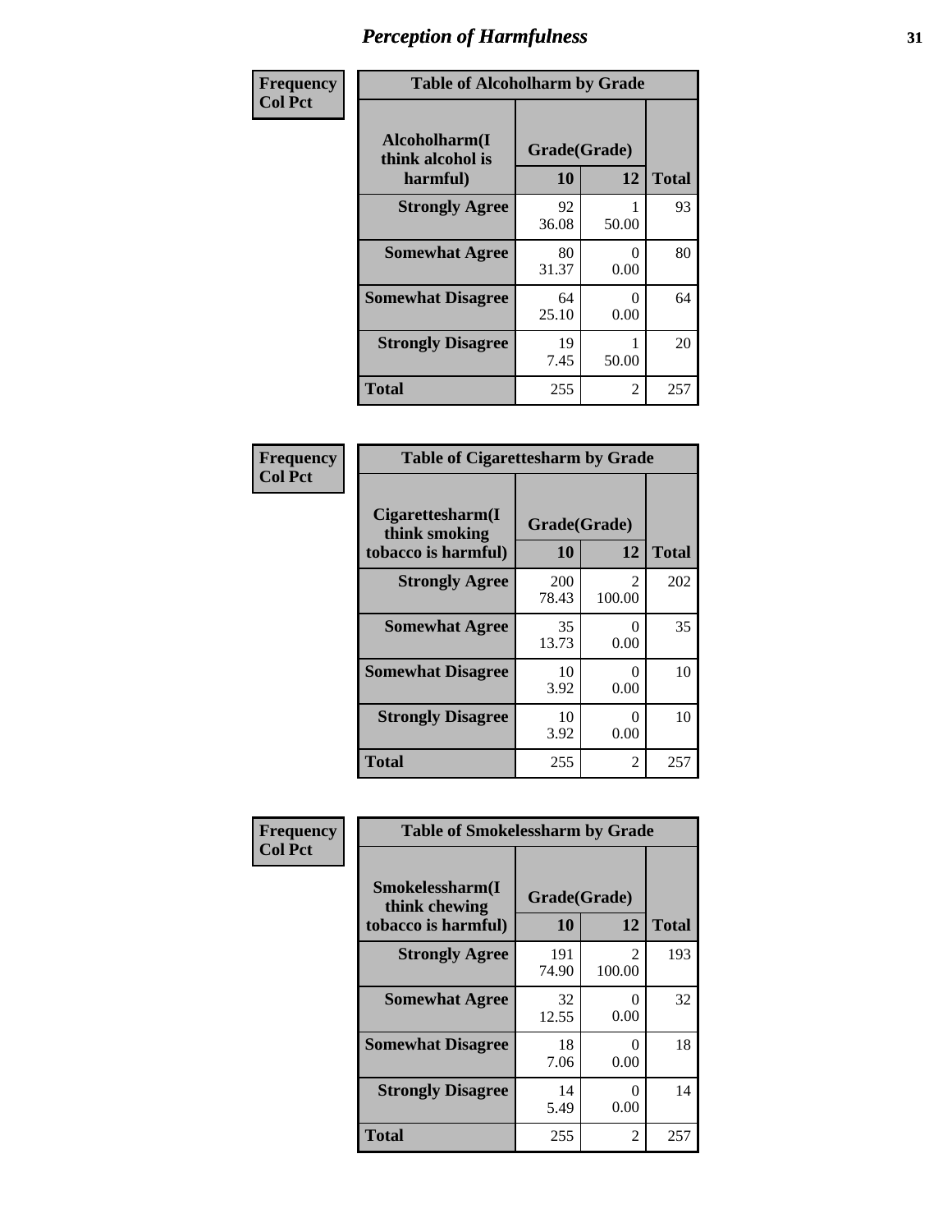# Perception of Harmfulness

| Frequency Col Pct | Table of Alcoholharm by Grade | | |
|---|---|---|---|
| Alcoholharm(I think alcohol is harmful) | Grade(Grade) | | |
| | 10 | 12 | Total |
| Strongly Agree | 92<br>36.08 | 1<br>50.00 | 93 |
| Somewhat Agree | 80<br>31.37 | 0<br>0.00 | 80 |
| Somewhat Disagree | 64<br>25.10 | 0<br>0.00 | 64 |
| Strongly Disagree | 19<br>7.45 | 1<br>50.00 | 20 |
| Total | 255 | 2 | 257 |

| Frequency Col Pct | Table of Cigarettesharm by Grade | | |
|---|---|---|---|
| Cigarettesharm(I think smoking tobacco is harmful) | Grade(Grade) | | |
| | 10 | 12 | Total |
| Strongly Agree | 200<br>78.43 | 2<br>100.00 | 202 |
| Somewhat Agree | 35<br>13.73 | 0<br>0.00 | 35 |
| Somewhat Disagree | 10<br>3.92 | 0<br>0.00 | 10 |
| Strongly Disagree | 10<br>3.92 | 0<br>0.00 | 10 |
| Total | 255 | 2 | 257 |

| Frequency Col Pct | Table of Smokelessharm by Grade | | |
|---|---|---|---|
| Smokelessharm(I think chewing tobacco is harmful) | Grade(Grade) | | |
| | 10 | 12 | Total |
| Strongly Agree | 191<br>74.90 | 2<br>100.00 | 193 |
| Somewhat Agree | 32<br>12.55 | 0<br>0.00 | 32 |
| Somewhat Disagree | 18<br>7.06 | 0<br>0.00 | 18 |
| Strongly Disagree | 14<br>5.49 | 0<br>0.00 | 14 |
| Total | 255 | 2 | 257 |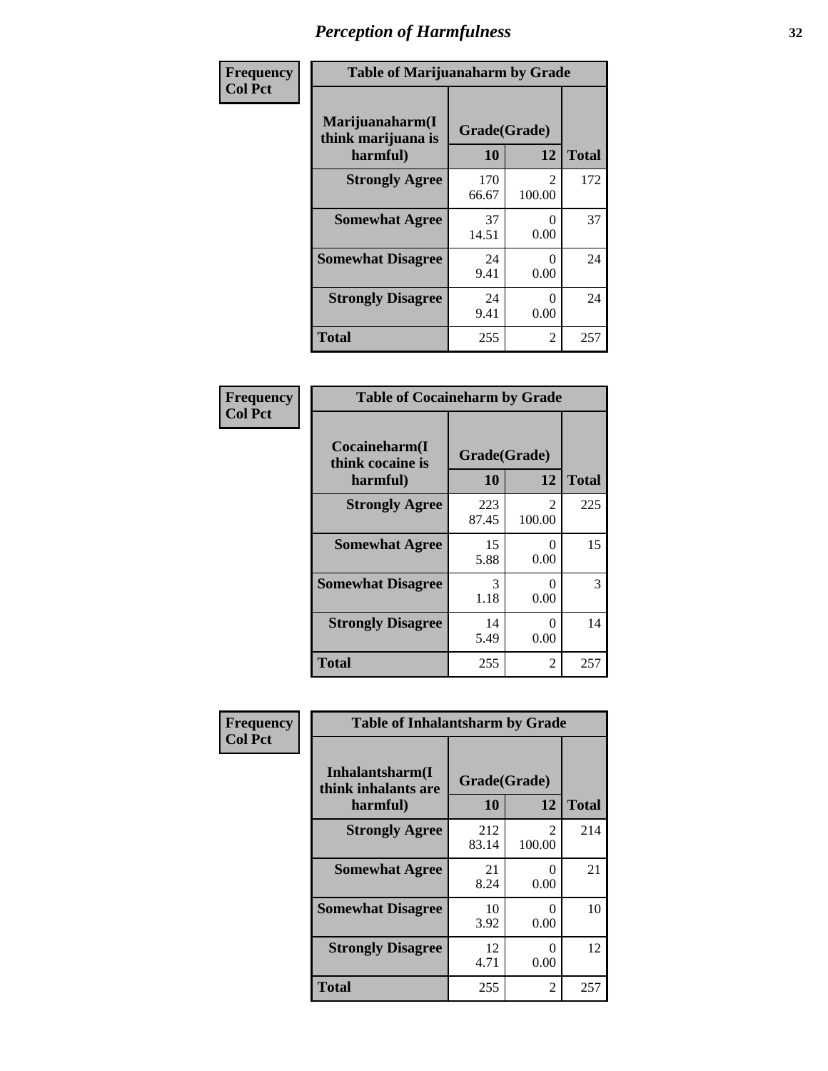# Perception of Harmfulness

**Frequency**
**Col Pct**

| Table of Marijuanaharm by Grade | | | |
|---|---|---|---|
| **Marijuanaharm(I think marijuana is harmful)** | **Grade(Grade)** | | **Total** |
| | **10** | **12** | |
| **Strongly Agree** | 170<br>66.67 | 2<br>100.00 | 172 |
| **Somewhat Agree** | 37<br>14.51 | 0<br>0.00 | 37 |
| **Somewhat Disagree** | 24<br>9.41 | 0<br>0.00 | 24 |
| **Strongly Disagree** | 24<br>9.41 | 0<br>0.00 | 24 |
| **Total** | 255 | 2 | 257 |

**Frequency**
**Col Pct**

| Table of Cocaineharm by Grade | | | |
|---|---|---|---|
| **Cocaineharm(I think cocaine is harmful)** | **Grade(Grade)** | | **Total** |
| | **10** | **12** | |
| **Strongly Agree** | 223<br>87.45 | 2<br>100.00 | 225 |
| **Somewhat Agree** | 15<br>5.88 | 0<br>0.00 | 15 |
| **Somewhat Disagree** | 3<br>1.18 | 0<br>0.00 | 3 |
| **Strongly Disagree** | 14<br>5.49 | 0<br>0.00 | 14 |
| **Total** | 255 | 2 | 257 |

**Frequency**
**Col Pct**

| Table of Inhalantsharm by Grade | | | |
|---|---|---|---|
| **Inhalantsharm(I think inhalants are harmful)** | **Grade(Grade)** | | **Total** |
| | **10** | **12** | |
| **Strongly Agree** | 212<br>83.14 | 2<br>100.00 | 214 |
| **Somewhat Agree** | 21<br>8.24 | 0<br>0.00 | 21 |
| **Somewhat Disagree** | 10<br>3.92 | 0<br>0.00 | 10 |
| **Strongly Disagree** | 12<br>4.71 | 0<br>0.00 | 12 |
| **Total** | 255 | 2 | 257 |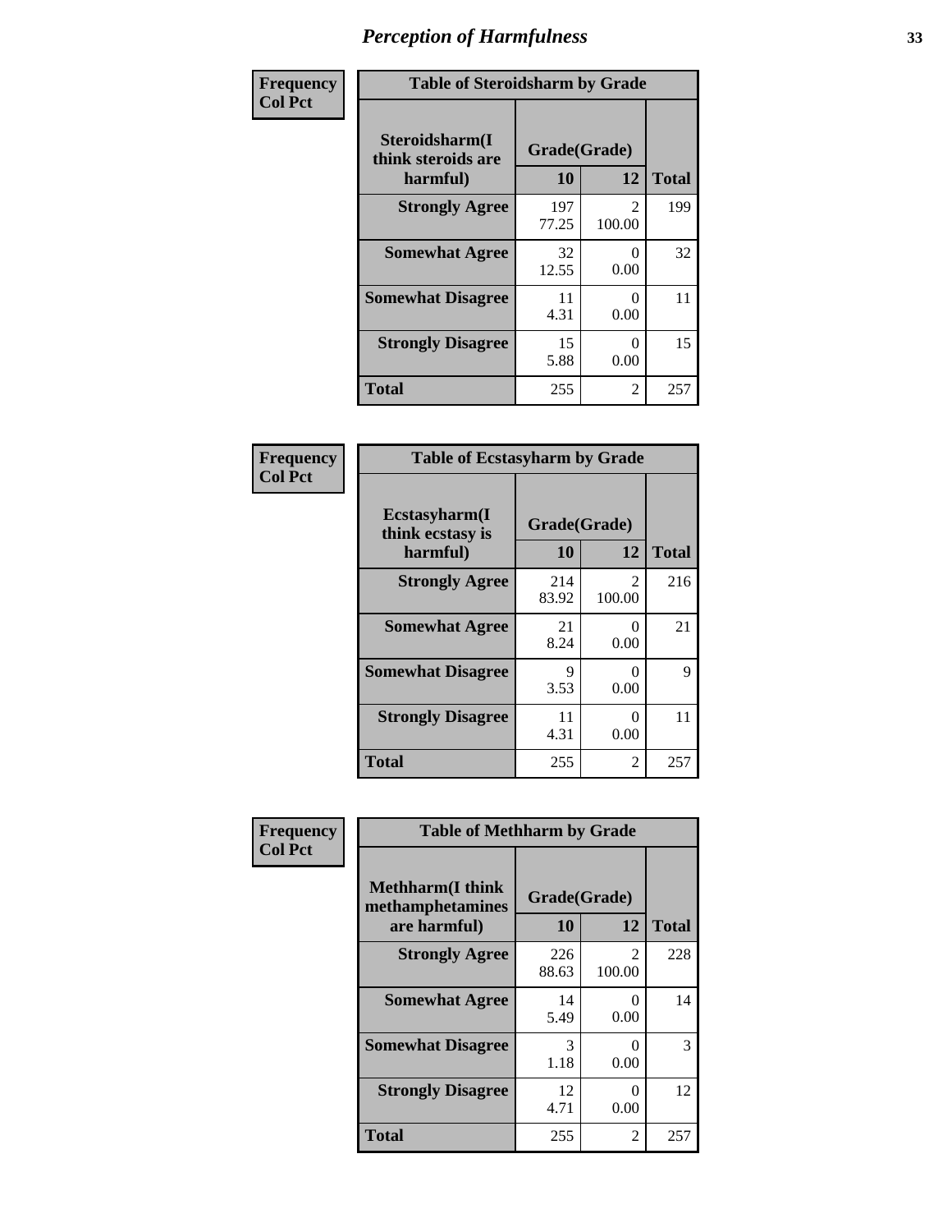## Perception of Harmfulness

| Frequency Col Pct | Table of Steroidsharm by Grade | | |
|---|---|---|---|
| **Steroidsharm(I think steroids are harmful)** | **Grade(Grade)** | | |
| | **10** | **12** | **Total** |
| **Strongly Agree** | 197<br>77.25 | 2<br>100.00 | 199 |
| **Somewhat Agree** | 32<br>12.55 | 0<br>0.00 | 32 |
| **Somewhat Disagree** | 11<br>4.31 | 0<br>0.00 | 11 |
| **Strongly Disagree** | 15<br>5.88 | 0<br>0.00 | 15 |
| **Total** | 255 | 2 | 257 |

| Frequency Col Pct | Table of Ecstasyharm by Grade | | |
|---|---|---|---|
| **Ecstasyharm(I think ecstasy is harmful)** | **Grade(Grade)** | | |
| | **10** | **12** | **Total** |
| **Strongly Agree** | 214<br>83.92 | 2<br>100.00 | 216 |
| **Somewhat Agree** | 21<br>8.24 | 0<br>0.00 | 21 |
| **Somewhat Disagree** | 9<br>3.53 | 0<br>0.00 | 9 |
| **Strongly Disagree** | 11<br>4.31 | 0<br>0.00 | 11 |
| **Total** | 255 | 2 | 257 |

| Frequency Col Pct | Table of Methharm by Grade | | |
|---|---|---|---|
| **Methharm(I think methamphetamines are harmful)** | **Grade(Grade)** | | |
| | **10** | **12** | **Total** |
| **Strongly Agree** | 226<br>88.63 | 2<br>100.00 | 228 |
| **Somewhat Agree** | 14<br>5.49 | 0<br>0.00 | 14 |
| **Somewhat Disagree** | 3<br>1.18 | 0<br>0.00 | 3 |
| **Strongly Disagree** | 12<br>4.71 | 0<br>0.00 | 12 |
| **Total** | 255 | 2 | 257 |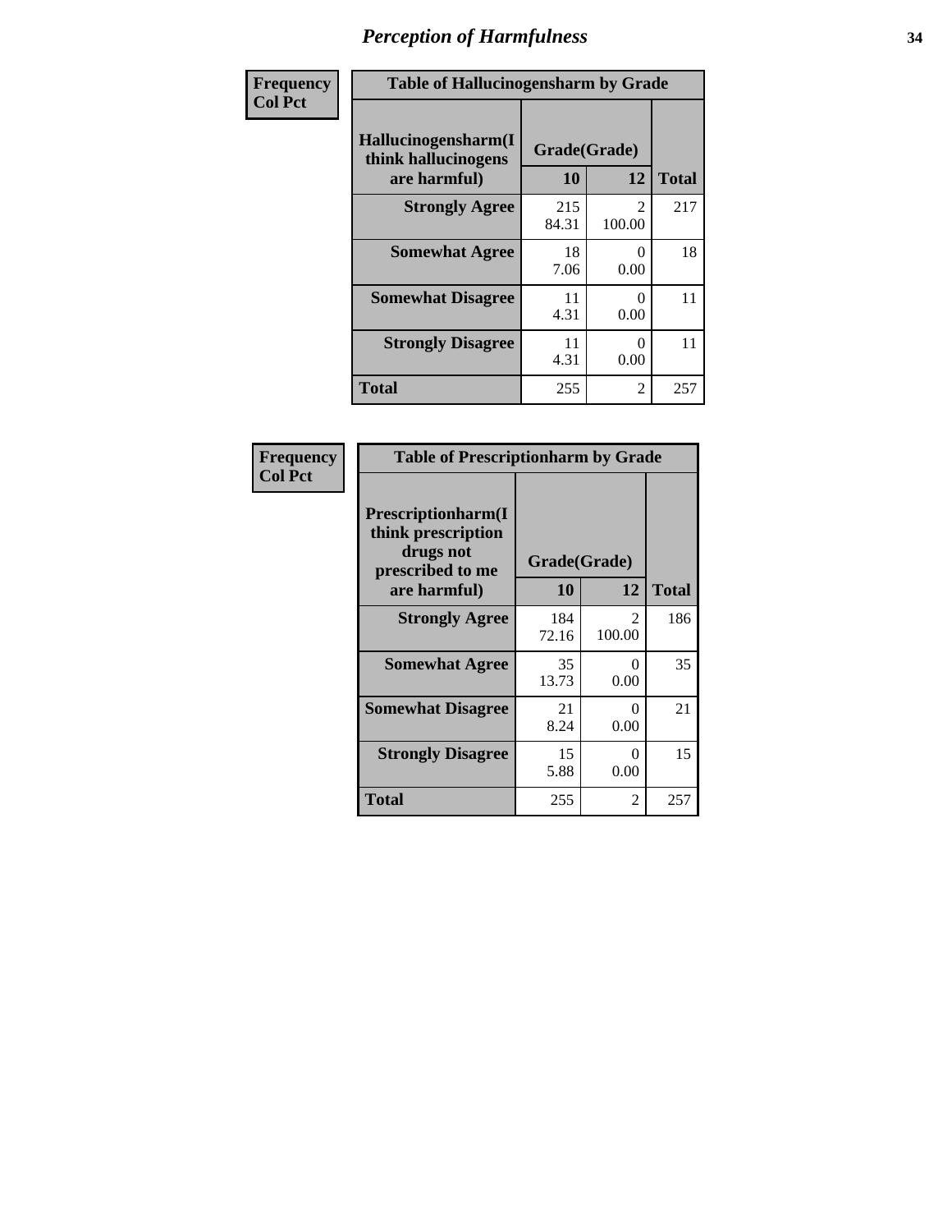# Perception of Harmfulness

| Frequency Col Pct | Table of Hallucinogensharm by Grade | | |
|---|---|---|---|
| Hallucinogensharm(I think hallucinogens are harmful) | Grade(Grade) 10 | 12 | Total |
| Strongly Agree | 215 84.31 | 2 100.00 | 217 |
| Somewhat Agree | 18 7.06 | 0 0.00 | 18 |
| Somewhat Disagree | 11 4.31 | 0 0.00 | 11 |
| Strongly Disagree | 11 4.31 | 0 0.00 | 11 |
| Total | 255 | 2 | 257 |

| Frequency Col Pct | Table of Prescriptionharm by Grade | | |
|---|---|---|---|
| Prescriptionharm(I think prescription drugs not prescribed to me are harmful) | Grade(Grade) 10 | 12 | Total |
| Strongly Agree | 184 72.16 | 2 100.00 | 186 |
| Somewhat Agree | 35 13.73 | 0 0.00 | 35 |
| Somewhat Disagree | 21 8.24 | 0 0.00 | 21 |
| Strongly Disagree | 15 5.88 | 0 0.00 | 15 |
| Total | 255 | 2 | 257 |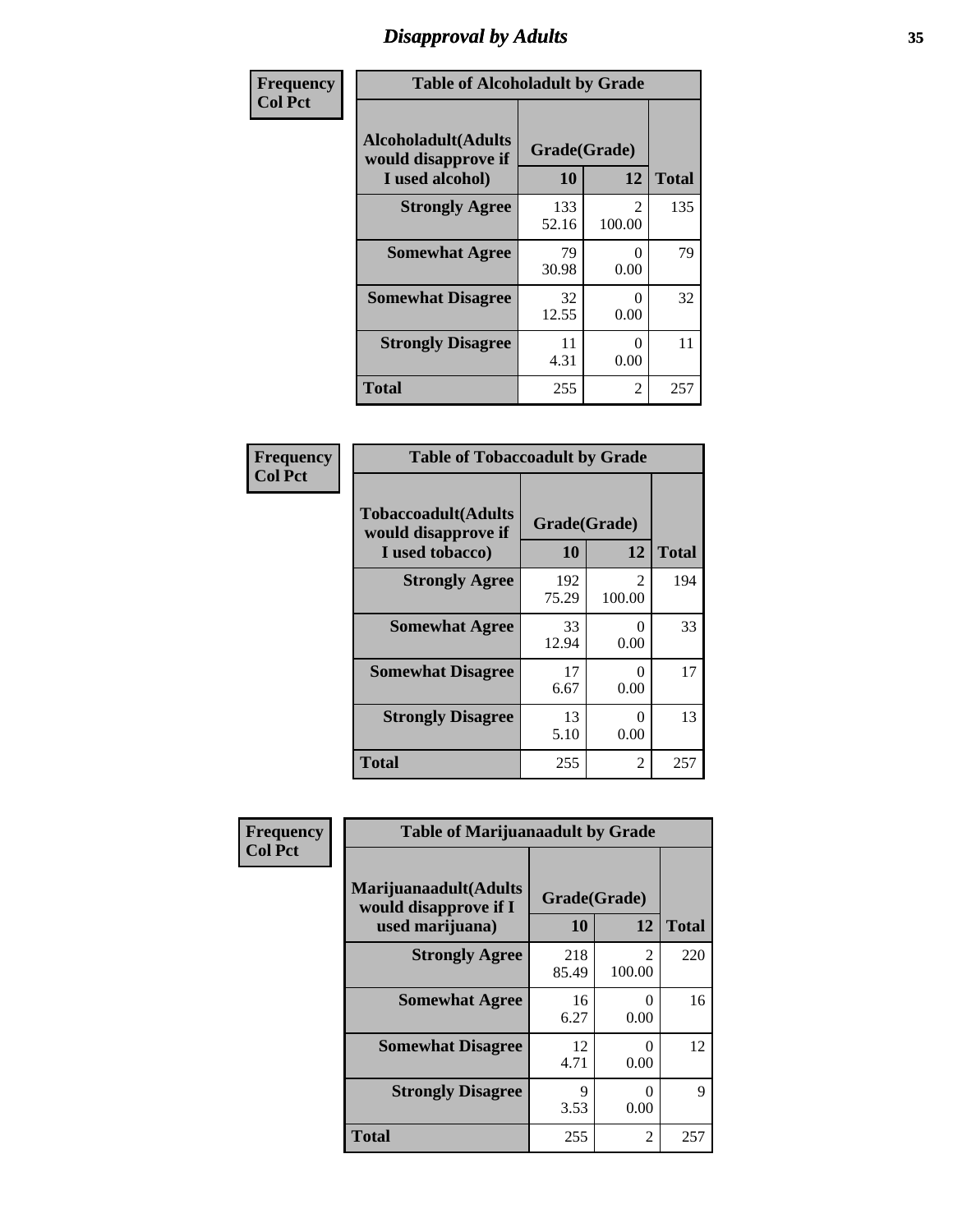# Disapproval by Adults

| Frequency<br>Col Pct | Table of Alcoholadult by Grade | | |
|---|---|---|---|
| **Alcoholadult(Adults would disapprove if I used alcohol)** | **Grade(Grade)** | | |
| | **10** | **12** | **Total** |
| **Strongly Agree** | 133<br>52.16 | 2<br>100.00 | 135 |
| **Somewhat Agree** | 79<br>30.98 | 0<br>0.00 | 79 |
| **Somewhat Disagree** | 32<br>12.55 | 0<br>0.00 | 32 |
| **Strongly Disagree** | 11<br>4.31 | 0<br>0.00 | 11 |
| **Total** | 255 | 2 | 257 |

| Frequency<br>Col Pct | Table of Tobaccoadult by Grade | | |
|---|---|---|---|
| **Tobaccoadult(Adults would disapprove if I used tobacco)** | **Grade(Grade)** | | |
| | **10** | **12** | **Total** |
| **Strongly Agree** | 192<br>75.29 | 2<br>100.00 | 194 |
| **Somewhat Agree** | 33<br>12.94 | 0<br>0.00 | 33 |
| **Somewhat Disagree** | 17<br>6.67 | 0<br>0.00 | 17 |
| **Strongly Disagree** | 13<br>5.10 | 0<br>0.00 | 13 |
| **Total** | 255 | 2 | 257 |

| Frequency<br>Col Pct | Table of Marijuanaadult by Grade | | |
|---|---|---|---|
| **Marijuanaadult(Adults would disapprove if I used marijuana)** | **Grade(Grade)** | | |
| | **10** | **12** | **Total** |
| **Strongly Agree** | 218<br>85.49 | 2<br>100.00 | 220 |
| **Somewhat Agree** | 16<br>6.27 | 0<br>0.00 | 16 |
| **Somewhat Disagree** | 12<br>4.71 | 0<br>0.00 | 12 |
| **Strongly Disagree** | 9<br>3.53 | 0<br>0.00 | 9 |
| **Total** | 255 | 2 | 257 |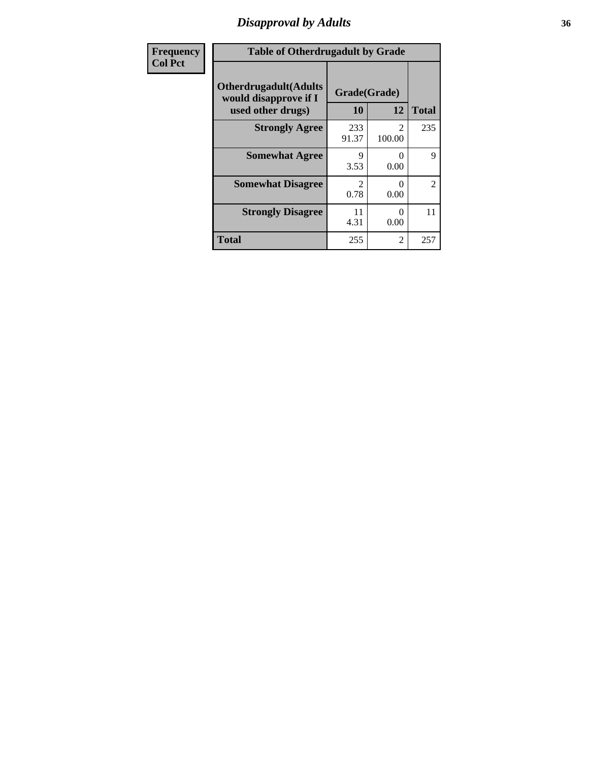## Disapproval by Adults

| Frequency<br>Col Pct | Table of Otherdrugadult by Grade | | |
|---|---|---|---|
| **Otherdrugadult(Adults would disapprove if I used other drugs)** | **Grade(Grade)** | | |
| | **10** | **12** | **Total** |
| **Strongly Agree** | 233<br>91.37 | 2<br>100.00 | 235 |
| **Somewhat Agree** | 9<br>3.53 | 0<br>0.00 | 9 |
| **Somewhat Disagree** | 2<br>0.78 | 0<br>0.00 | 2 |
| **Strongly Disagree** | 11<br>4.31 | 0<br>0.00 | 11 |
| **Total** | 255 | 2 | 257 |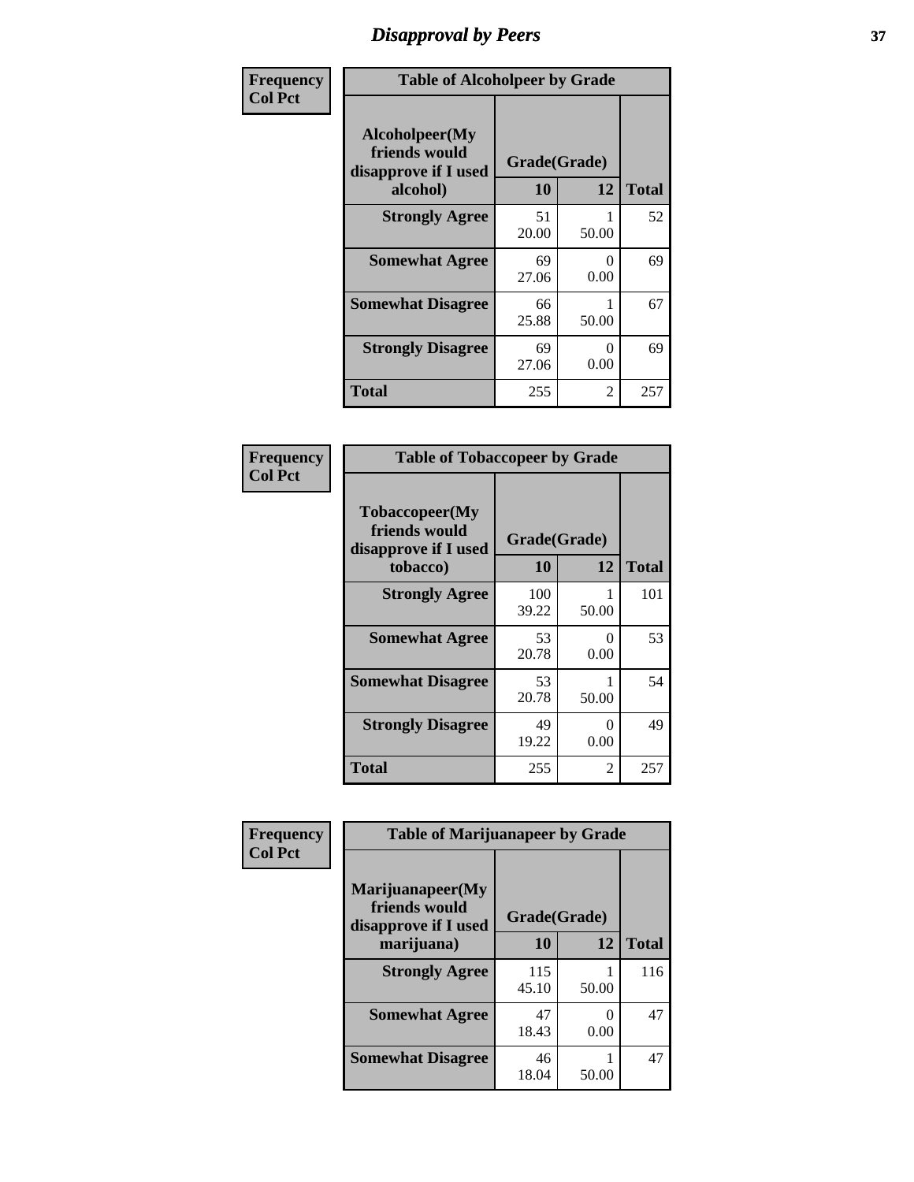## Disapproval by Peers

Frequency
Col Pct

| Table of Alcoholpeer by Grade | | | |
|---|---|---|---|
| Alcoholpeer(My friends would disapprove if I used alcohol) | Grade(Grade) | | |
| | 10 | 12 | Total |
| Strongly Agree | 51<br>20.00 | 1<br>50.00 | 52 |
| Somewhat Agree | 69<br>27.06 | 0<br>0.00 | 69 |
| Somewhat Disagree | 66<br>25.88 | 1<br>50.00 | 67 |
| Strongly Disagree | 69<br>27.06 | 0<br>0.00 | 69 |
| Total | 255 | 2 | 257 |

Frequency
Col Pct

| Table of Tobaccopeer by Grade | | | |
|---|---|---|---|
| Tobaccopeer(My friends would disapprove if I used tobacco) | Grade(Grade) | | |
| | 10 | 12 | Total |
| Strongly Agree | 100<br>39.22 | 1<br>50.00 | 101 |
| Somewhat Agree | 53<br>20.78 | 0<br>0.00 | 53 |
| Somewhat Disagree | 53<br>20.78 | 1<br>50.00 | 54 |
| Strongly Disagree | 49<br>19.22 | 0<br>0.00 | 49 |
| Total | 255 | 2 | 257 |

Frequency
Col Pct

| Table of Marijuanapeer by Grade | | | |
|---|---|---|---|
| Marijuanapeer(My friends would disapprove if I used marijuana) | Grade(Grade) | | |
| | 10 | 12 | Total |
| Strongly Agree | 115<br>45.10 | 1<br>50.00 | 116 |
| Somewhat Agree | 47<br>18.43 | 0<br>0.00 | 47 |
| Somewhat Disagree | 46<br>18.04 | 1<br>50.00 | 47 |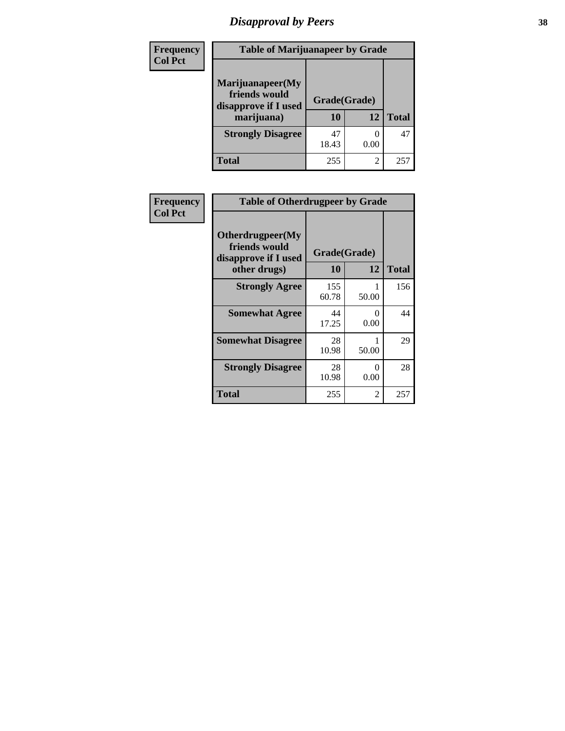# Disapproval by Peers

| Frequency<br>Col Pct | Table of Marijuanapeer by Grade | | |
|---|---|---|---|
| Marijuanapeer(My friends would disapprove if I used marijuana) | Grade(Grade) 10 | 12 | Total |
| Strongly Disagree | 47<br>18.43 | 0<br>0.00 | 47 |
| Total | 255 | 2 | 257 |

| Frequency<br>Col Pct | Table of Otherdrugpeer by Grade | | |
|---|---|---|---|
| Otherdrugpeer(My friends would disapprove if I used other drugs) | Grade(Grade) 10 | 12 | Total |
| Strongly Agree | 155<br>60.78 | 1<br>50.00 | 156 |
| Somewhat Agree | 44<br>17.25 | 0<br>0.00 | 44 |
| Somewhat Disagree | 28<br>10.98 | 1<br>50.00 | 29 |
| Strongly Disagree | 28<br>10.98 | 0<br>0.00 | 28 |
| Total | 255 | 2 | 257 |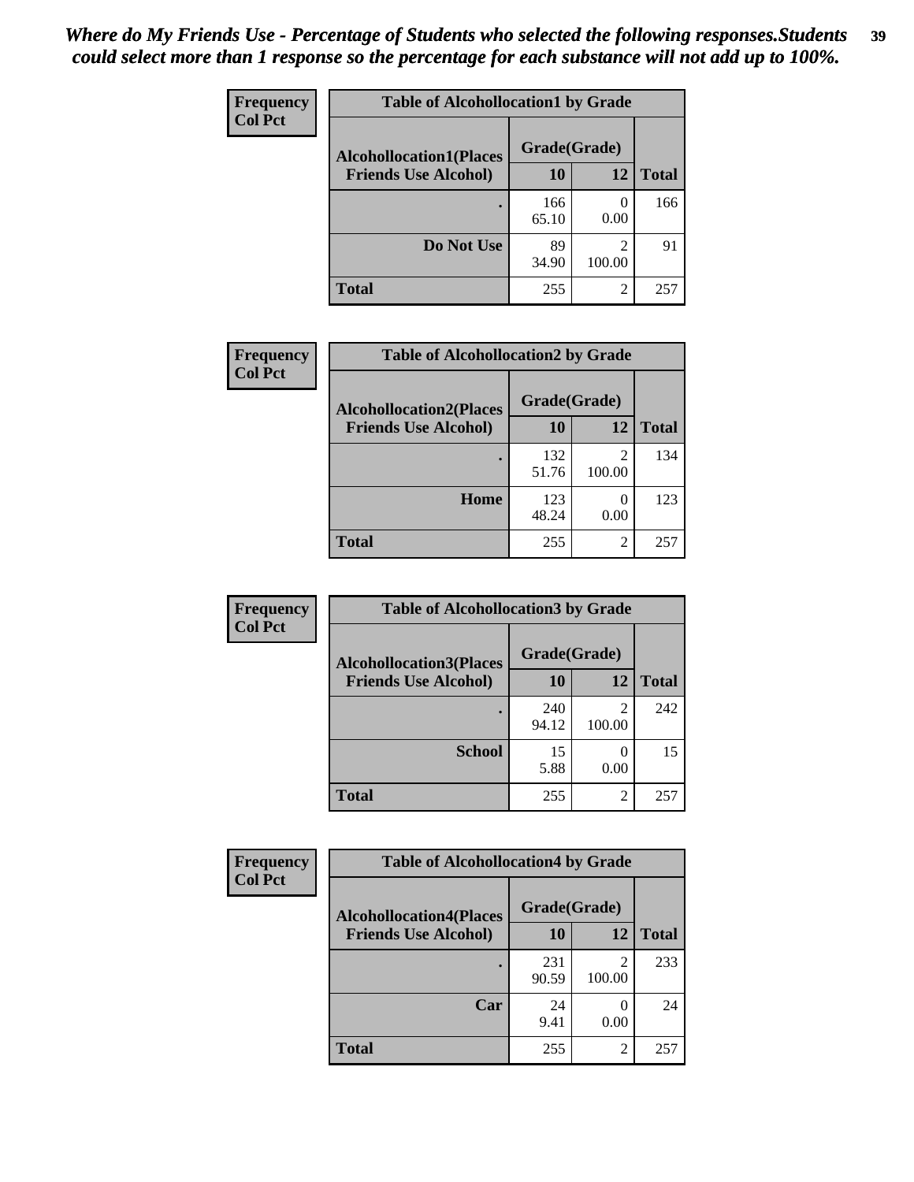*Where do My Friends Use - Percentage of Students who selected the following responses.Students could select more than 1 response so the percentage for each substance will not add up to 100%.*

**Frequency**
**Col Pct**

| Table of Alcohollocation1 by Grade | | | |
|---|---|---|---|
| Alcohollocation1(Places Friends Use Alcohol) | Grade(Grade) | | Total |
| | 10 | 12 | |
| . | 166<br>65.10 | 0<br>0.00 | 166 |
| Do Not Use | 89<br>34.90 | 2<br>100.00 | 91 |
| Total | 255 | 2 | 257 |

**Frequency**
**Col Pct**

| Table of Alcohollocation2 by Grade | | | |
|---|---|---|---|
| Alcohollocation2(Places Friends Use Alcohol) | Grade(Grade) | | Total |
| | 10 | 12 | |
| . | 132<br>51.76 | 2<br>100.00 | 134 |
| Home | 123<br>48.24 | 0<br>0.00 | 123 |
| Total | 255 | 2 | 257 |

**Frequency**
**Col Pct**

| Table of Alcohollocation3 by Grade | | | |
|---|---|---|---|
| Alcohollocation3(Places Friends Use Alcohol) | Grade(Grade) | | Total |
| | 10 | 12 | |
| . | 240<br>94.12 | 2<br>100.00 | 242 |
| School | 15<br>5.88 | 0<br>0.00 | 15 |
| Total | 255 | 2 | 257 |

**Frequency**
**Col Pct**

| Table of Alcohollocation4 by Grade | | | |
|---|---|---|---|
| Alcohollocation4(Places Friends Use Alcohol) | Grade(Grade) | | Total |
| | 10 | 12 | |
| . | 231<br>90.59 | 2<br>100.00 | 233 |
| Car | 24<br>9.41 | 0<br>0.00 | 24 |
| Total | 255 | 2 | 257 |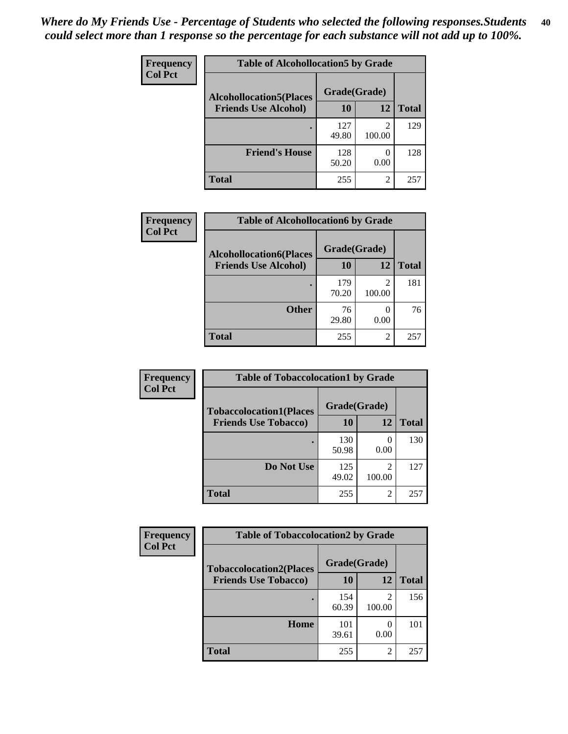*Where do My Friends Use - Percentage of Students who selected the following responses.Students could select more than 1 response so the percentage for each substance will not add up to 100%.*

**Frequency**
**Col Pct**

| Table of Alcohollocation5 by Grade | | | |
|---|---|---|---|
| **Alcohollocation5(Places Friends Use Alcohol)** | **Grade(Grade)** | | |
| | **10** | **12** | **Total** |
| **.** | 127<br>49.80 | 2<br>100.00 | 129 |
| **Friend's House** | 128<br>50.20 | 0<br>0.00 | 128 |
| **Total** | 255 | 2 | 257 |

**Frequency**
**Col Pct**

| Table of Alcohollocation6 by Grade | | | |
|---|---|---|---|
| **Alcohollocation6(Places Friends Use Alcohol)** | **Grade(Grade)** | | |
| | **10** | **12** | **Total** |
| **.** | 179<br>70.20 | 2<br>100.00 | 181 |
| **Other** | 76<br>29.80 | 0<br>0.00 | 76 |
| **Total** | 255 | 2 | 257 |

**Frequency**
**Col Pct**

| Table of Tobaccolocation1 by Grade | | | |
|---|---|---|---|
| **Tobaccolocation1(Places Friends Use Tobacco)** | **Grade(Grade)** | | |
| | **10** | **12** | **Total** |
| **.** | 130<br>50.98 | 0<br>0.00 | 130 |
| **Do Not Use** | 125<br>49.02 | 2<br>100.00 | 127 |
| **Total** | 255 | 2 | 257 |

**Frequency**
**Col Pct**

| Table of Tobaccolocation2 by Grade | | | |
|---|---|---|---|
| **Tobaccolocation2(Places Friends Use Tobacco)** | **Grade(Grade)** | | |
| | **10** | **12** | **Total** |
| **.** | 154<br>60.39 | 2<br>100.00 | 156 |
| **Home** | 101<br>39.61 | 0<br>0.00 | 101 |
| **Total** | 255 | 2 | 257 |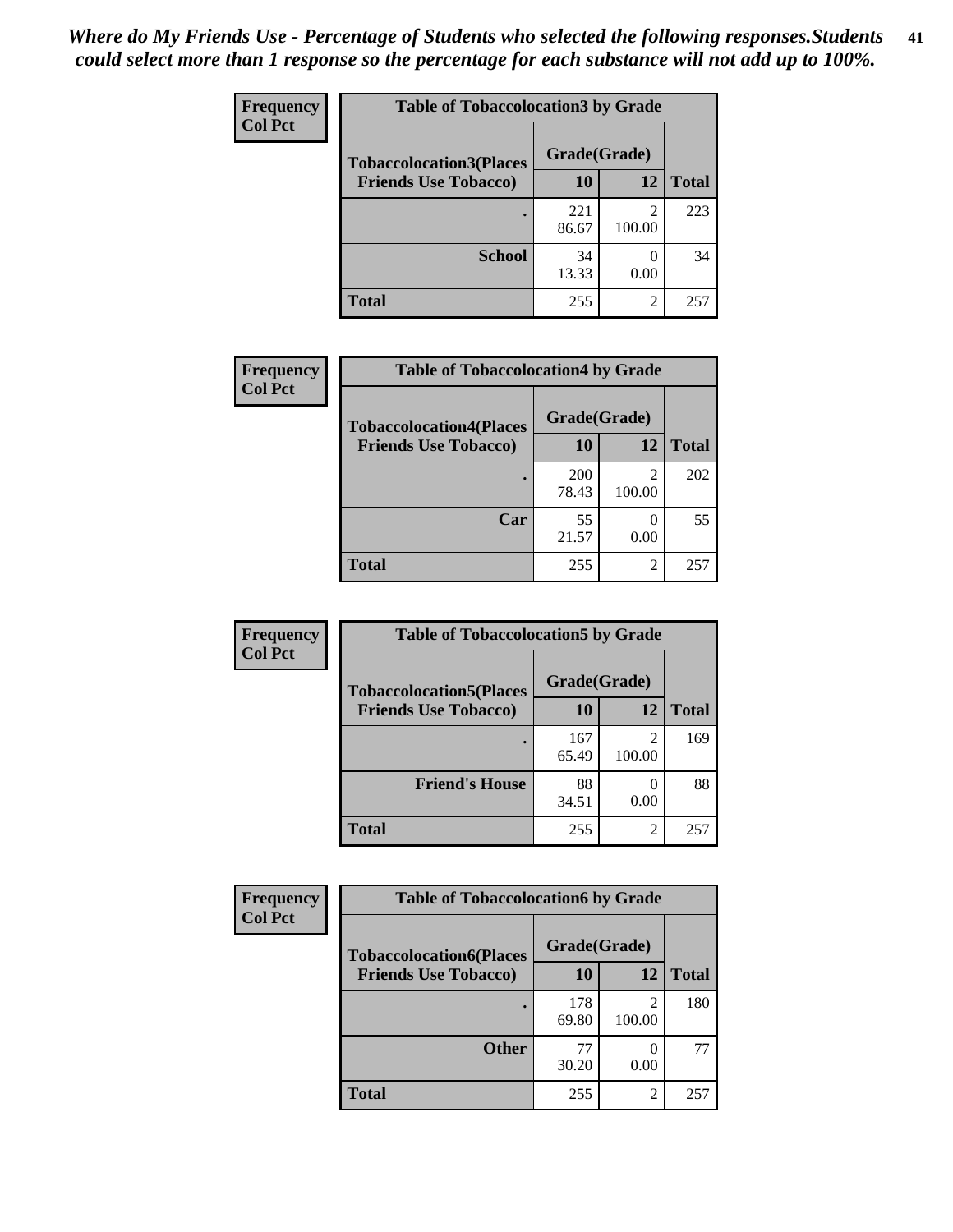*Where do My Friends Use - Percentage of Students who selected the following responses.Students could select more than 1 response so the percentage for each substance will not add up to 100%.*

**Frequency**
**Col Pct**

| Table of Tobaccolocation3 by Grade | | | |
|---|---|---|---|
| Tobaccolocation3(Places Friends Use Tobacco) | Grade(Grade) | | Total |
| | 10 | 12 | |
| . | 221<br>86.67 | 2<br>100.00 | 223 |
| School | 34<br>13.33 | 0<br>0.00 | 34 |
| Total | 255 | 2 | 257 |

**Frequency**
**Col Pct**

| Table of Tobaccolocation4 by Grade | | | |
|---|---|---|---|
| Tobaccolocation4(Places Friends Use Tobacco) | Grade(Grade) | | Total |
| | 10 | 12 | |
| . | 200<br>78.43 | 2<br>100.00 | 202 |
| Car | 55<br>21.57 | 0<br>0.00 | 55 |
| Total | 255 | 2 | 257 |

**Frequency**
**Col Pct**

| Table of Tobaccolocation5 by Grade | | | |
|---|---|---|---|
| Tobaccolocation5(Places Friends Use Tobacco) | Grade(Grade) | | Total |
| | 10 | 12 | |
| . | 167<br>65.49 | 2<br>100.00 | 169 |
| Friend's House | 88<br>34.51 | 0<br>0.00 | 88 |
| Total | 255 | 2 | 257 |

**Frequency**
**Col Pct**

| Table of Tobaccolocation6 by Grade | | | |
|---|---|---|---|
| Tobaccolocation6(Places Friends Use Tobacco) | Grade(Grade) | | Total |
| | 10 | 12 | |
| . | 178<br>69.80 | 2<br>100.00 | 180 |
| Other | 77<br>30.20 | 0<br>0.00 | 77 |
| Total | 255 | 2 | 257 |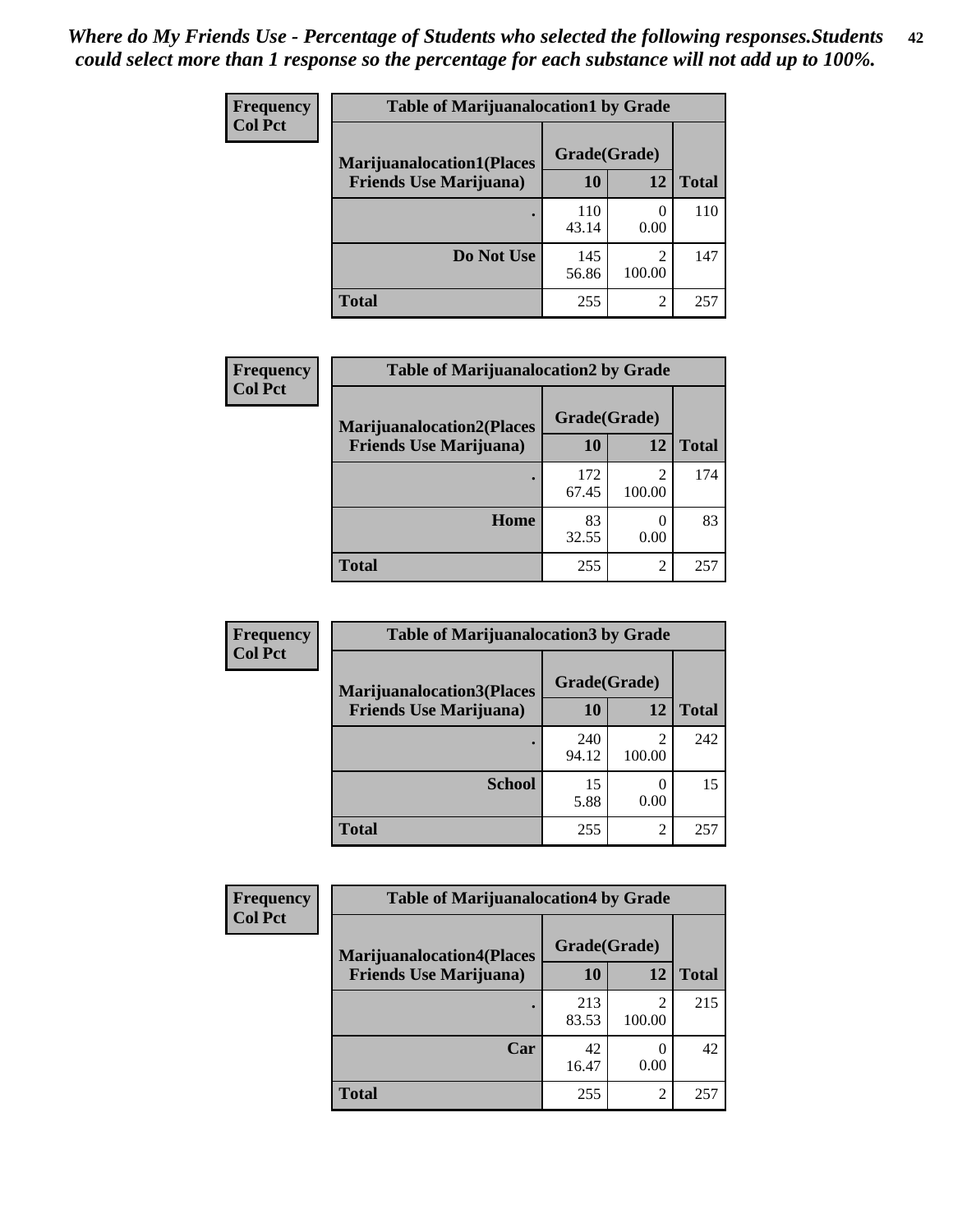*Where do My Friends Use - Percentage of Students who selected the following responses.Students could select more than 1 response so the percentage for each substance will not add up to 100%.*

**Frequency**
**Col Pct**

| Table of Marijuanalocation1 by Grade | | | |
|---|---|---|---|
| **Marijuanalocation1(Places Friends Use Marijuana)** | **Grade(Grade)** | | |
| | **10** | **12** | **Total** |
| **.** | 110<br>43.14 | 0<br>0.00 | 110 |
| **Do Not Use** | 145<br>56.86 | 2<br>100.00 | 147 |
| **Total** | 255 | 2 | 257 |

**Frequency**
**Col Pct**

| Table of Marijuanalocation2 by Grade | | | |
|---|---|---|---|
| **Marijuanalocation2(Places Friends Use Marijuana)** | **Grade(Grade)** | | |
| | **10** | **12** | **Total** |
| **.** | 172<br>67.45 | 2<br>100.00 | 174 |
| **Home** | 83<br>32.55 | 0<br>0.00 | 83 |
| **Total** | 255 | 2 | 257 |

**Frequency**
**Col Pct**

| Table of Marijuanalocation3 by Grade | | | |
|---|---|---|---|
| **Marijuanalocation3(Places Friends Use Marijuana)** | **Grade(Grade)** | | |
| | **10** | **12** | **Total** |
| **.** | 240<br>94.12 | 2<br>100.00 | 242 |
| **School** | 15<br>5.88 | 0<br>0.00 | 15 |
| **Total** | 255 | 2 | 257 |

**Frequency**
**Col Pct**

| Table of Marijuanalocation4 by Grade | | | |
|---|---|---|---|
| **Marijuanalocation4(Places Friends Use Marijuana)** | **Grade(Grade)** | | |
| | **10** | **12** | **Total** |
| **.** | 213<br>83.53 | 2<br>100.00 | 215 |
| **Car** | 42<br>16.47 | 0<br>0.00 | 42 |
| **Total** | 255 | 2 | 257 |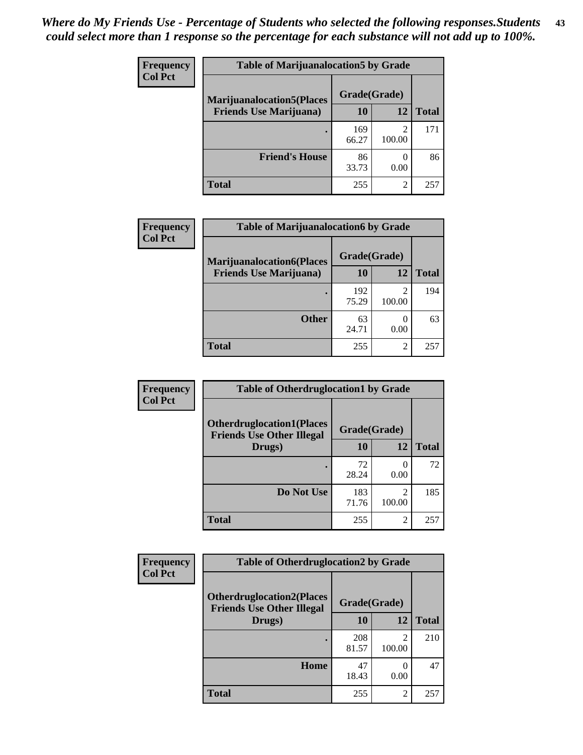*Where do My Friends Use - Percentage of Students who selected the following responses.Students could select more than 1 response so the percentage for each substance will not add up to 100%.*

**Frequency**
**Col Pct**

| Table of Marijuanalocation5 by Grade | | | |
|---|---|---|---|
| **Marijuanalocation5(Places Friends Use Marijuana)** | **Grade(Grade)** | | **Total** |
| | **10** | **12** | |
| **.** | 169<br>66.27 | 2<br>100.00 | 171 |
| **Friend's House** | 86<br>33.73 | 0<br>0.00 | 86 |
| **Total** | 255 | 2 | 257 |

**Frequency**
**Col Pct**

| Table of Marijuanalocation6 by Grade | | | |
|---|---|---|---|
| **Marijuanalocation6(Places Friends Use Marijuana)** | **Grade(Grade)** | | **Total** |
| | **10** | **12** | |
| **.** | 192<br>75.29 | 2<br>100.00 | 194 |
| **Other** | 63<br>24.71 | 0<br>0.00 | 63 |
| **Total** | 255 | 2 | 257 |

**Frequency**
**Col Pct**

| Table of Otherdruglocation1 by Grade | | | |
|---|---|---|---|
| **Otherdruglocation1(Places Friends Use Other Illegal Drugs)** | **Grade(Grade)** | | **Total** |
| | **10** | **12** | |
| **.** | 72<br>28.24 | 0<br>0.00 | 72 |
| **Do Not Use** | 183<br>71.76 | 2<br>100.00 | 185 |
| **Total** | 255 | 2 | 257 |

**Frequency**
**Col Pct**

| Table of Otherdruglocation2 by Grade | | | |
|---|---|---|---|
| **Otherdruglocation2(Places Friends Use Other Illegal Drugs)** | **Grade(Grade)** | | **Total** |
| | **10** | **12** | |
| **.** | 208<br>81.57 | 2<br>100.00 | 210 |
| **Home** | 47<br>18.43 | 0<br>0.00 | 47 |
| **Total** | 255 | 2 | 257 |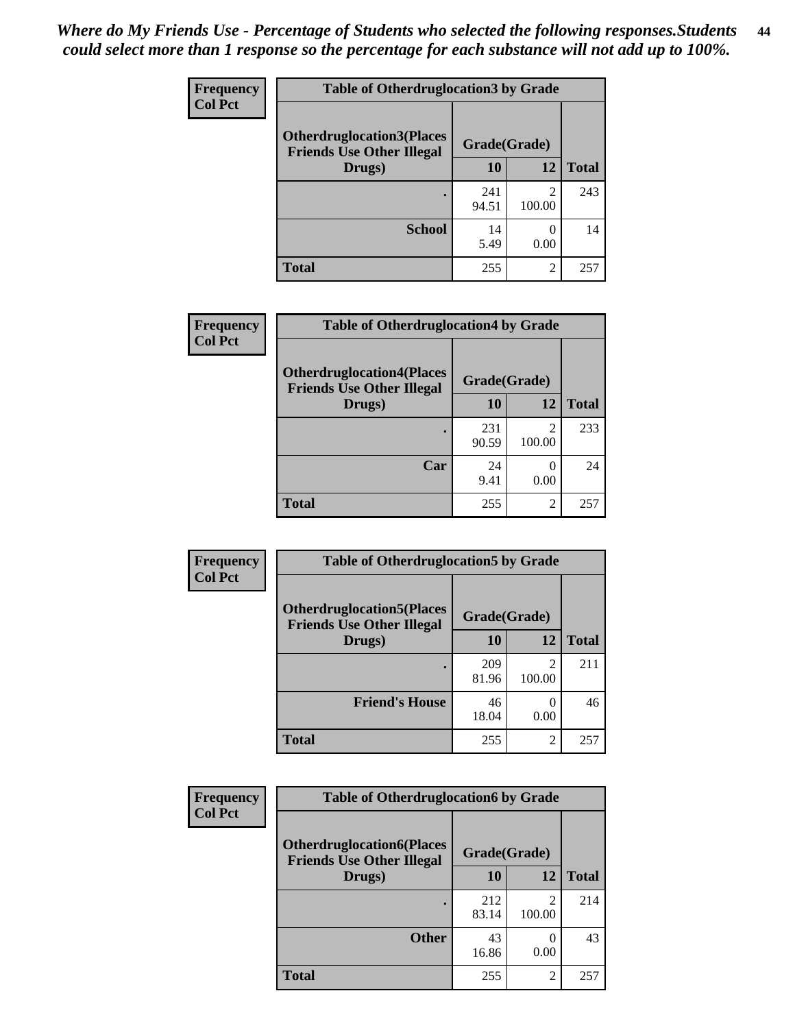*Where do My Friends Use - Percentage of Students who selected the following responses.Students could select more than 1 response so the percentage for each substance will not add up to 100%.*

**Frequency / Col Pct**

| Table of Otherdruglocation3 by Grade | | | |
|---|---|---|---|
| Otherdruglocation3(Places Friends Use Other Illegal Drugs) | Grade(Grade) | | |
| | 10 | 12 | Total |
| . | 241<br>94.51 | 2<br>100.00 | 243 |
| School | 14<br>5.49 | 0<br>0.00 | 14 |
| Total | 255 | 2 | 257 |

**Frequency / Col Pct**

| Table of Otherdruglocation4 by Grade | | | |
|---|---|---|---|
| Otherdruglocation4(Places Friends Use Other Illegal Drugs) | Grade(Grade) | | |
| | 10 | 12 | Total |
| . | 231<br>90.59 | 2<br>100.00 | 233 |
| Car | 24<br>9.41 | 0<br>0.00 | 24 |
| Total | 255 | 2 | 257 |

**Frequency / Col Pct**

| Table of Otherdruglocation5 by Grade | | | |
|---|---|---|---|
| Otherdruglocation5(Places Friends Use Other Illegal Drugs) | Grade(Grade) | | |
| | 10 | 12 | Total |
| . | 209<br>81.96 | 2<br>100.00 | 211 |
| Friend's House | 46<br>18.04 | 0<br>0.00 | 46 |
| Total | 255 | 2 | 257 |

**Frequency / Col Pct**

| Table of Otherdruglocation6 by Grade | | | |
|---|---|---|---|
| Otherdruglocation6(Places Friends Use Other Illegal Drugs) | Grade(Grade) | | |
| | 10 | 12 | Total |
| . | 212<br>83.14 | 2<br>100.00 | 214 |
| Other | 43<br>16.86 | 0<br>0.00 | 43 |
| Total | 255 | 2 | 257 |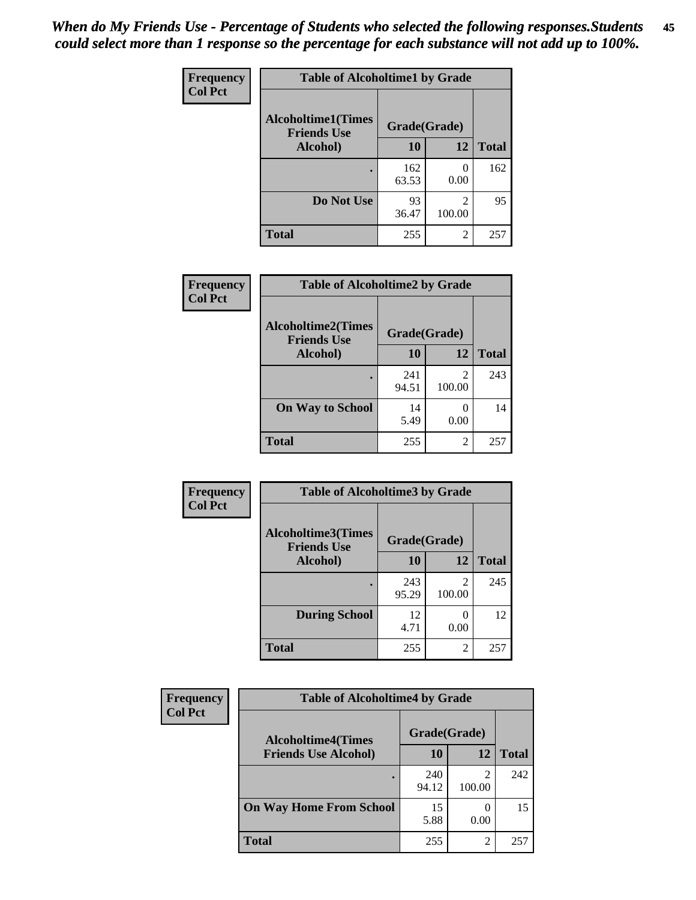*When do My Friends Use - Percentage of Students who selected the following responses.Students could select more than 1 response so the percentage for each substance will not add up to 100%.*

**Frequency**
**Col Pct**

**Table of Alcoholtime1 by Grade**

| Alcoholtime1(Times Friends Use Alcohol) | Grade(Grade) | | Total |
|---|---|---|---|
| | 10 | 12 | |
| . | 162<br>63.53 | 0<br>0.00 | 162 |
| Do Not Use | 93<br>36.47 | 2<br>100.00 | 95 |
| Total | 255 | 2 | 257 |

**Frequency**
**Col Pct**

**Table of Alcoholtime2 by Grade**

| Alcoholtime2(Times Friends Use Alcohol) | Grade(Grade) | | Total |
|---|---|---|---|
| | 10 | 12 | |
| . | 241<br>94.51 | 2<br>100.00 | 243 |
| On Way to School | 14<br>5.49 | 0<br>0.00 | 14 |
| Total | 255 | 2 | 257 |

**Frequency**
**Col Pct**

**Table of Alcoholtime3 by Grade**

| Alcoholtime3(Times Friends Use Alcohol) | Grade(Grade) | | Total |
|---|---|---|---|
| | 10 | 12 | |
| . | 243<br>95.29 | 2<br>100.00 | 245 |
| During School | 12<br>4.71 | 0<br>0.00 | 12 |
| Total | 255 | 2 | 257 |

**Frequency**
**Col Pct**

**Table of Alcoholtime4 by Grade**

| Alcoholtime4(Times Friends Use Alcohol) | Grade(Grade) | | Total |
|---|---|---|---|
| | 10 | 12 | |
| . | 240<br>94.12 | 2<br>100.00 | 242 |
| On Way Home From School | 15<br>5.88 | 0<br>0.00 | 15 |
| Total | 255 | 2 | 257 |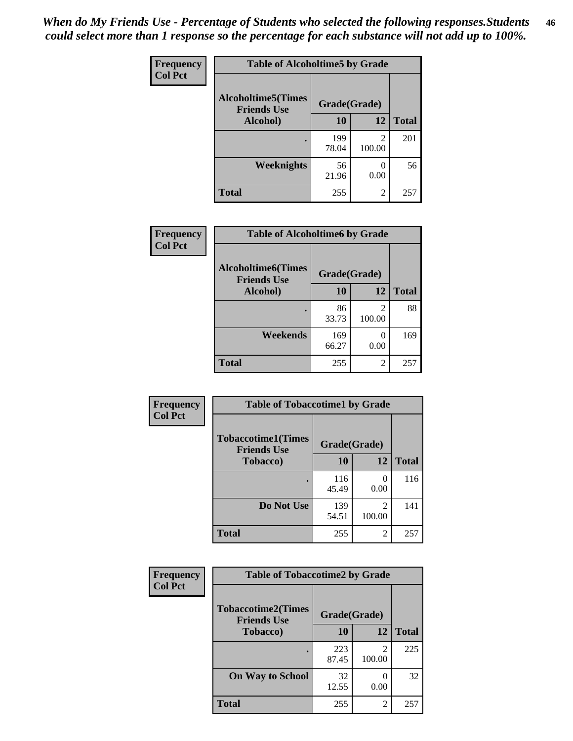*When do My Friends Use - Percentage of Students who selected the following responses.Students could select more than 1 response so the percentage for each substance will not add up to 100%.*

**Frequency**
**Col Pct**

| Table of Alcoholtime5 by Grade | | | |
|---|---|---|---|
| **Alcoholtime5(Times Friends Use Alcohol)** | **Grade(Grade)** | | **Total** |
| | **10** | **12** | |
| **.** | 199<br>78.04 | 2<br>100.00 | 201 |
| **Weeknights** | 56<br>21.96 | 0<br>0.00 | 56 |
| **Total** | 255 | 2 | 257 |

**Frequency**
**Col Pct**

| Table of Alcoholtime6 by Grade | | | |
|---|---|---|---|
| **Alcoholtime6(Times Friends Use Alcohol)** | **Grade(Grade)** | | **Total** |
| | **10** | **12** | |
| **.** | 86<br>33.73 | 2<br>100.00 | 88 |
| **Weekends** | 169<br>66.27 | 0<br>0.00 | 169 |
| **Total** | 255 | 2 | 257 |

**Frequency**
**Col Pct**

| Table of Tobaccotime1 by Grade | | | |
|---|---|---|---|
| **Tobaccotime1(Times Friends Use Tobacco)** | **Grade(Grade)** | | **Total** |
| | **10** | **12** | |
| **.** | 116<br>45.49 | 0<br>0.00 | 116 |
| **Do Not Use** | 139<br>54.51 | 2<br>100.00 | 141 |
| **Total** | 255 | 2 | 257 |

**Frequency**
**Col Pct**

| Table of Tobaccotime2 by Grade | | | |
|---|---|---|---|
| **Tobaccotime2(Times Friends Use Tobacco)** | **Grade(Grade)** | | **Total** |
| | **10** | **12** | |
| **.** | 223<br>87.45 | 2<br>100.00 | 225 |
| **On Way to School** | 32<br>12.55 | 0<br>0.00 | 32 |
| **Total** | 255 | 2 | 257 |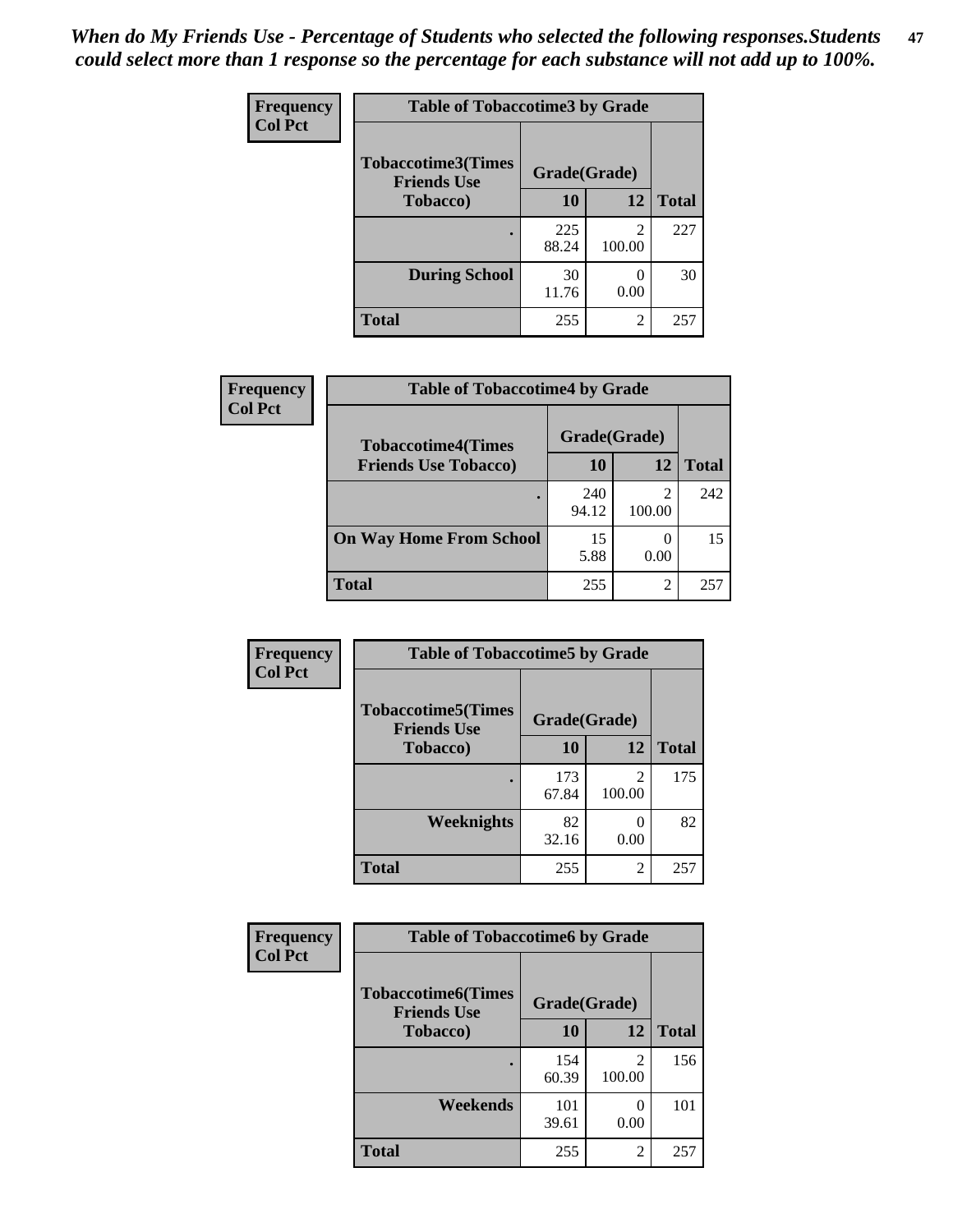*When do My Friends Use - Percentage of Students who selected the following responses.Students could select more than 1 response so the percentage for each substance will not add up to 100%.*

**Frequency**
**Col Pct**

| Table of Tobaccotime3 by Grade | | | |
|---|---|---|---|
| **Tobaccotime3(Times Friends Use Tobacco)** | **Grade(Grade)** | | **Total** |
| | **10** | **12** | |
| **.** | 225<br>88.24 | 2<br>100.00 | 227 |
| **During School** | 30<br>11.76 | 0<br>0.00 | 30 |
| **Total** | 255 | 2 | 257 |

**Frequency**
**Col Pct**

| Table of Tobaccotime4 by Grade | | | |
|---|---|---|---|
| **Tobaccotime4(Times Friends Use Tobacco)** | **Grade(Grade)** | | **Total** |
| | **10** | **12** | |
| **.** | 240<br>94.12 | 2<br>100.00 | 242 |
| **On Way Home From School** | 15<br>5.88 | 0<br>0.00 | 15 |
| **Total** | 255 | 2 | 257 |

**Frequency**
**Col Pct**

| Table of Tobaccotime5 by Grade | | | |
|---|---|---|---|
| **Tobaccotime5(Times Friends Use Tobacco)** | **Grade(Grade)** | | **Total** |
| | **10** | **12** | |
| **.** | 173<br>67.84 | 2<br>100.00 | 175 |
| **Weeknights** | 82<br>32.16 | 0<br>0.00 | 82 |
| **Total** | 255 | 2 | 257 |

**Frequency**
**Col Pct**

| Table of Tobaccotime6 by Grade | | | |
|---|---|---|---|
| **Tobaccotime6(Times Friends Use Tobacco)** | **Grade(Grade)** | | **Total** |
| | **10** | **12** | |
| **.** | 154<br>60.39 | 2<br>100.00 | 156 |
| **Weekends** | 101<br>39.61 | 0<br>0.00 | 101 |
| **Total** | 255 | 2 | 257 |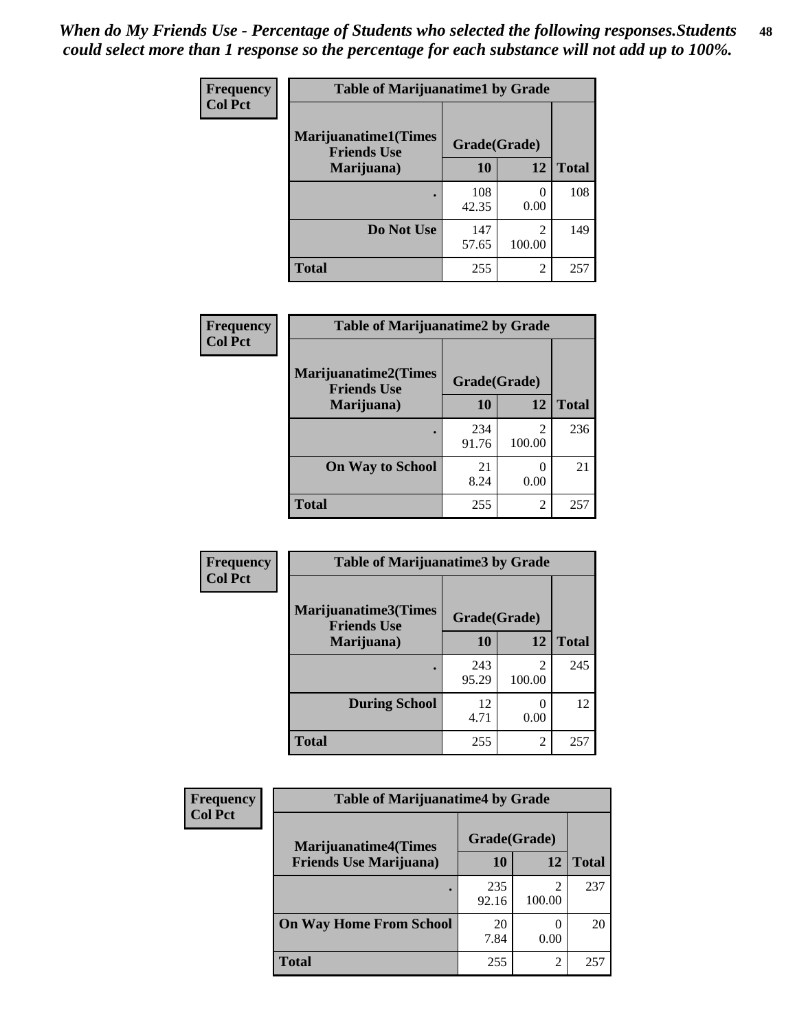*When do My Friends Use - Percentage of Students who selected the following responses.Students could select more than 1 response so the percentage for each substance will not add up to 100%.*

| Frequency Col Pct |
|---|

**Table of Marijuanatime1 by Grade**

| Marijuanatime1(Times Friends Use Marijuana) | Grade(Grade) 10 | 12 | Total |
|---|---|---|---|
| . | 108<br>42.35 | 0<br>0.00 | 108 |
| Do Not Use | 147<br>57.65 | 2<br>100.00 | 149 |
| Total | 255 | 2 | 257 |

| Frequency Col Pct |
|---|

**Table of Marijuanatime2 by Grade**

| Marijuanatime2(Times Friends Use Marijuana) | Grade(Grade) 10 | 12 | Total |
|---|---|---|---|
| . | 234<br>91.76 | 2<br>100.00 | 236 |
| On Way to School | 21<br>8.24 | 0<br>0.00 | 21 |
| Total | 255 | 2 | 257 |

| Frequency Col Pct |
|---|

**Table of Marijuanatime3 by Grade**

| Marijuanatime3(Times Friends Use Marijuana) | Grade(Grade) 10 | 12 | Total |
|---|---|---|---|
| . | 243<br>95.29 | 2<br>100.00 | 245 |
| During School | 12<br>4.71 | 0<br>0.00 | 12 |
| Total | 255 | 2 | 257 |

| Frequency Col Pct |
|---|

**Table of Marijuanatime4 by Grade**

| Marijuanatime4(Times Friends Use Marijuana) | Grade(Grade) 10 | 12 | Total |
|---|---|---|---|
| . | 235<br>92.16 | 2<br>100.00 | 237 |
| On Way Home From School | 20<br>7.84 | 0<br>0.00 | 20 |
| Total | 255 | 2 | 257 |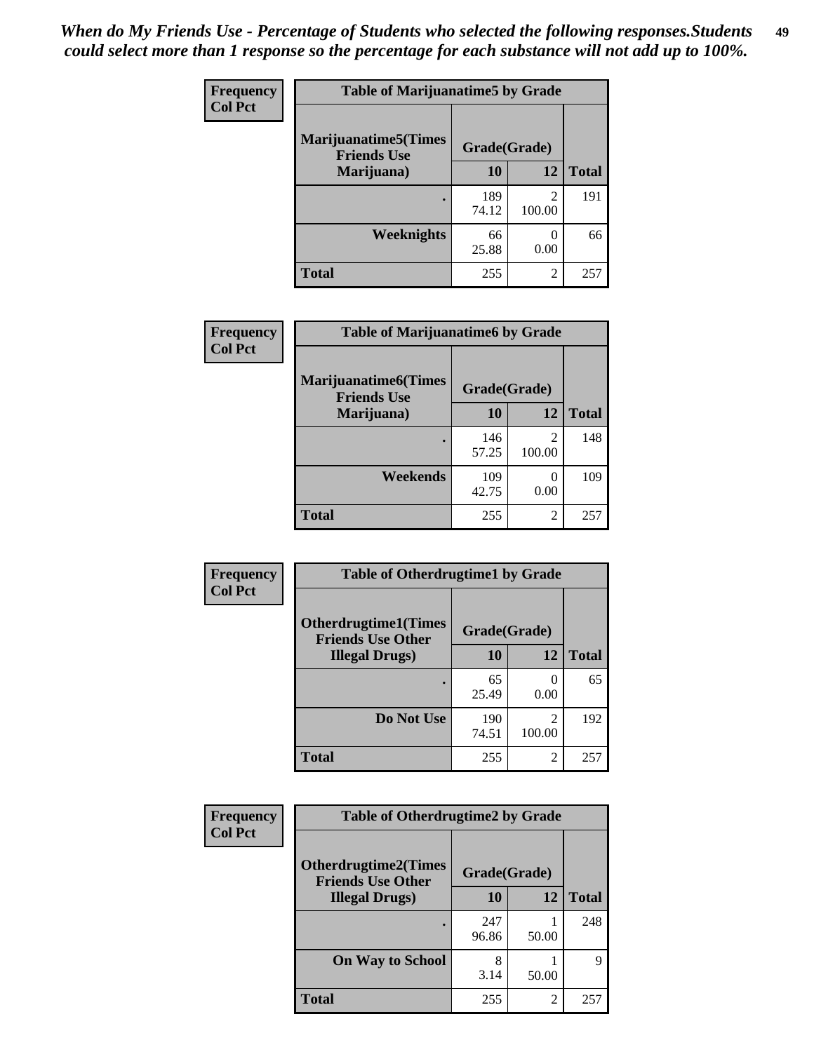*When do My Friends Use - Percentage of Students who selected the following responses.Students could select more than 1 response so the percentage for each substance will not add up to 100%.*

**Frequency**
**Col Pct**

| Table of Marijuanatime5 by Grade | | | |
|---|---|---|---|
| **Marijuanatime5(Times Friends Use Marijuana)** | **Grade(Grade)** | | |
| | **10** | **12** | **Total** |
| **.** | 189<br>74.12 | 2<br>100.00 | 191 |
| **Weeknights** | 66<br>25.88 | 0<br>0.00 | 66 |
| **Total** | 255 | 2 | 257 |

**Frequency**
**Col Pct**

| Table of Marijuanatime6 by Grade | | | |
|---|---|---|---|
| **Marijuanatime6(Times Friends Use Marijuana)** | **Grade(Grade)** | | |
| | **10** | **12** | **Total** |
| **.** | 146<br>57.25 | 2<br>100.00 | 148 |
| **Weekends** | 109<br>42.75 | 0<br>0.00 | 109 |
| **Total** | 255 | 2 | 257 |

**Frequency**
**Col Pct**

| Table of Otherdrugtime1 by Grade | | | |
|---|---|---|---|
| **Otherdrugtime1(Times Friends Use Other Illegal Drugs)** | **Grade(Grade)** | | |
| | **10** | **12** | **Total** |
| **.** | 65<br>25.49 | 0<br>0.00 | 65 |
| **Do Not Use** | 190<br>74.51 | 2<br>100.00 | 192 |
| **Total** | 255 | 2 | 257 |

**Frequency**
**Col Pct**

| Table of Otherdrugtime2 by Grade | | | |
|---|---|---|---|
| **Otherdrugtime2(Times Friends Use Other Illegal Drugs)** | **Grade(Grade)** | | |
| | **10** | **12** | **Total** |
| **.** | 247<br>96.86 | 1<br>50.00 | 248 |
| **On Way to School** | 8<br>3.14 | 1<br>50.00 | 9 |
| **Total** | 255 | 2 | 257 |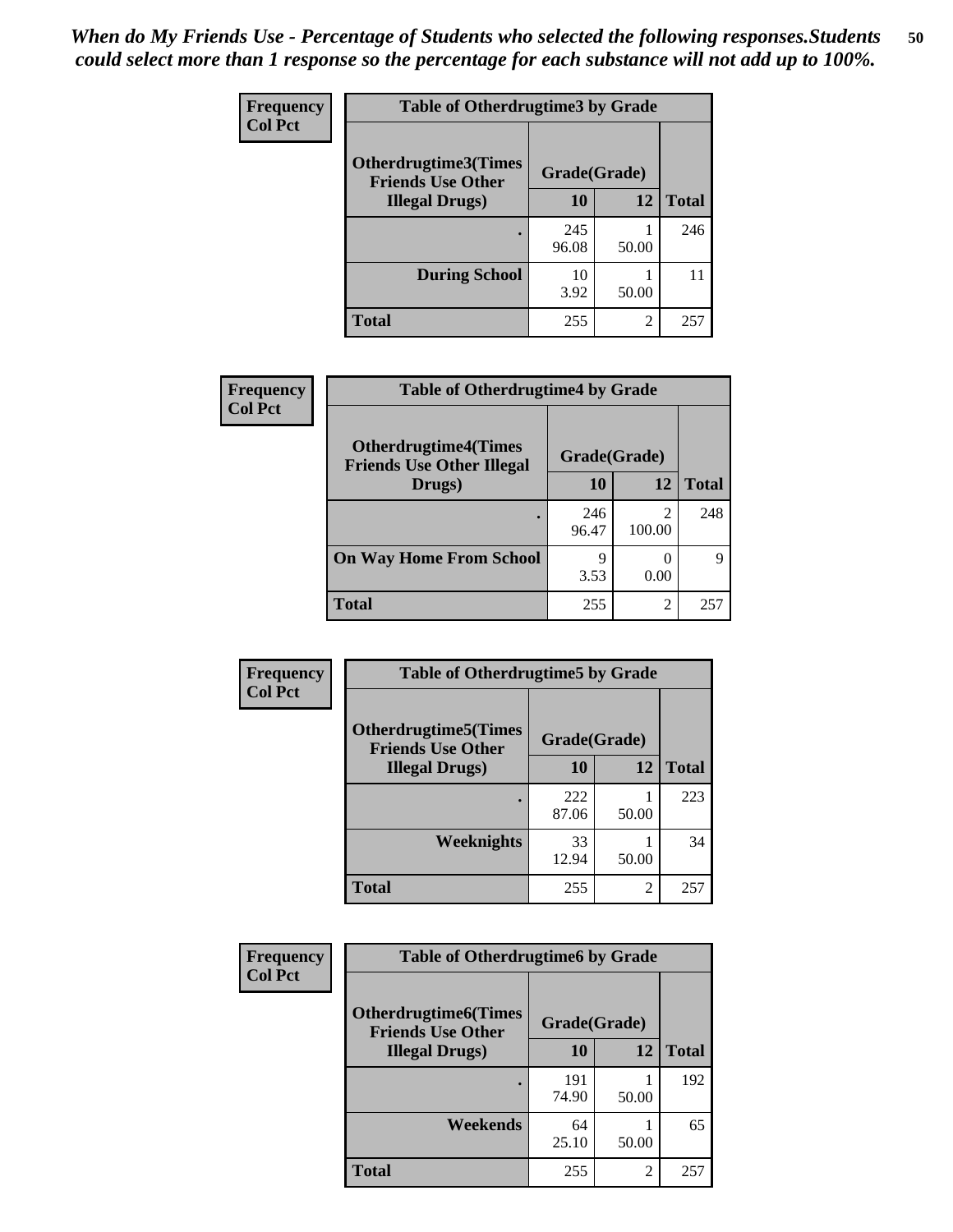*When do My Friends Use - Percentage of Students who selected the following responses.Students could select more than 1 response so the percentage for each substance will not add up to 100%.*

**Frequency**
**Col Pct**

| Table of Otherdrugtime3 by Grade | | | |
|---|---|---|---|
| **Otherdrugtime3(Times Friends Use Other Illegal Drugs)** | **Grade(Grade)** | | |
| | **10** | **12** | **Total** |
| **.** | 245<br>96.08 | 1<br>50.00 | 246 |
| **During School** | 10<br>3.92 | 1<br>50.00 | 11 |
| **Total** | 255 | 2 | 257 |

**Frequency**
**Col Pct**

| Table of Otherdrugtime4 by Grade | | | |
|---|---|---|---|
| **Otherdrugtime4(Times Friends Use Other Illegal Drugs)** | **Grade(Grade)** | | |
| | **10** | **12** | **Total** |
| **.** | 246<br>96.47 | 2<br>100.00 | 248 |
| **On Way Home From School** | 9<br>3.53 | 0<br>0.00 | 9 |
| **Total** | 255 | 2 | 257 |

**Frequency**
**Col Pct**

| Table of Otherdrugtime5 by Grade | | | |
|---|---|---|---|
| **Otherdrugtime5(Times Friends Use Other Illegal Drugs)** | **Grade(Grade)** | | |
| | **10** | **12** | **Total** |
| **.** | 222<br>87.06 | 1<br>50.00 | 223 |
| **Weeknights** | 33<br>12.94 | 1<br>50.00 | 34 |
| **Total** | 255 | 2 | 257 |

**Frequency**
**Col Pct**

| Table of Otherdrugtime6 by Grade | | | |
|---|---|---|---|
| **Otherdrugtime6(Times Friends Use Other Illegal Drugs)** | **Grade(Grade)** | | |
| | **10** | **12** | **Total** |
| **.** | 191<br>74.90 | 1<br>50.00 | 192 |
| **Weekends** | 64<br>25.10 | 1<br>50.00 | 65 |
| **Total** | 255 | 2 | 257 |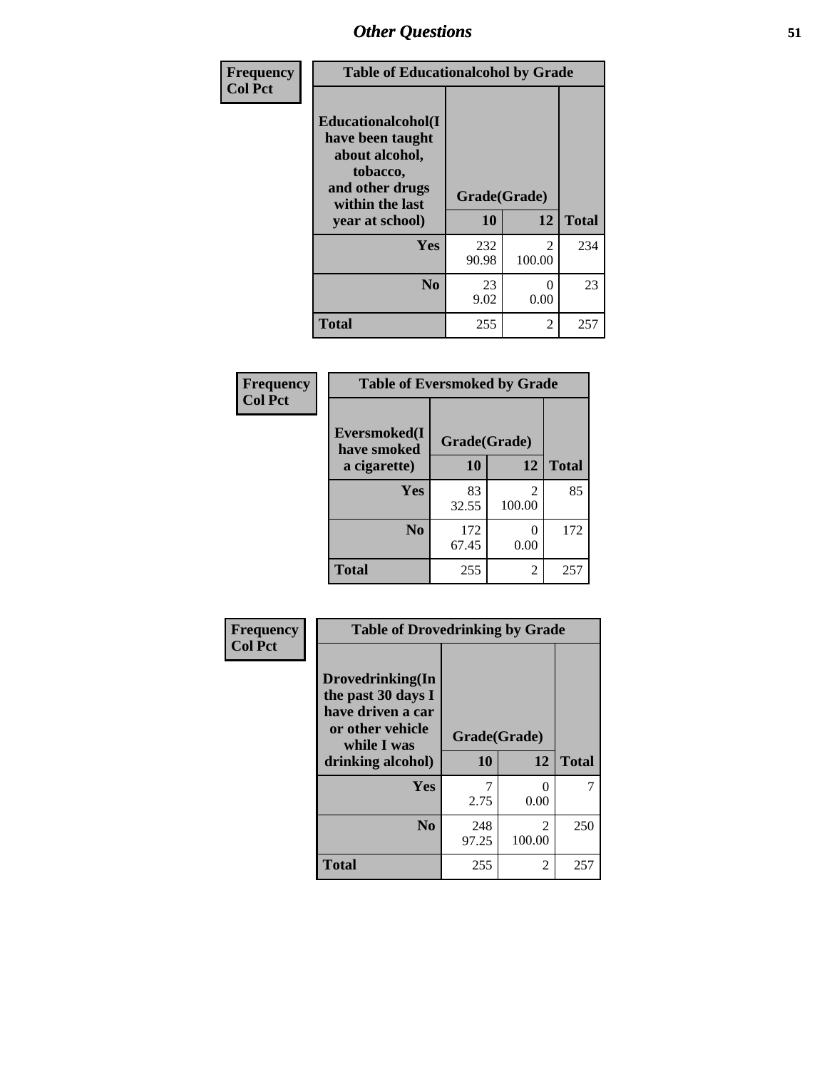## Other Questions

Frequency
Col Pct

| Table of Educationalalcohol by Grade | | | |
|---|---|---|---|
| Educationalalcohol(I have been taught about alcohol, tobacco, and other drugs within the last year at school) | Grade(Grade) | | |
| | 10 | 12 | Total |
| Yes | 232<br>90.98 | 2<br>100.00 | 234 |
| No | 23<br>9.02 | 0<br>0.00 | 23 |
| Total | 255 | 2 | 257 |

Frequency
Col Pct

| Table of Eversmoked by Grade | | | |
|---|---|---|---|
| Eversmoked(I have smoked a cigarette) | Grade(Grade) | | |
| | 10 | 12 | Total |
| Yes | 83<br>32.55 | 2<br>100.00 | 85 |
| No | 172<br>67.45 | 0<br>0.00 | 172 |
| Total | 255 | 2 | 257 |

Frequency
Col Pct

| Table of Drovedrinking by Grade | | | |
|---|---|---|---|
| Drovedrinking(In the past 30 days I have driven a car or other vehicle while I was drinking alcohol) | Grade(Grade) | | |
| | 10 | 12 | Total |
| Yes | 7<br>2.75 | 0<br>0.00 | 7 |
| No | 248<br>97.25 | 2<br>100.00 | 250 |
| Total | 255 | 2 | 257 |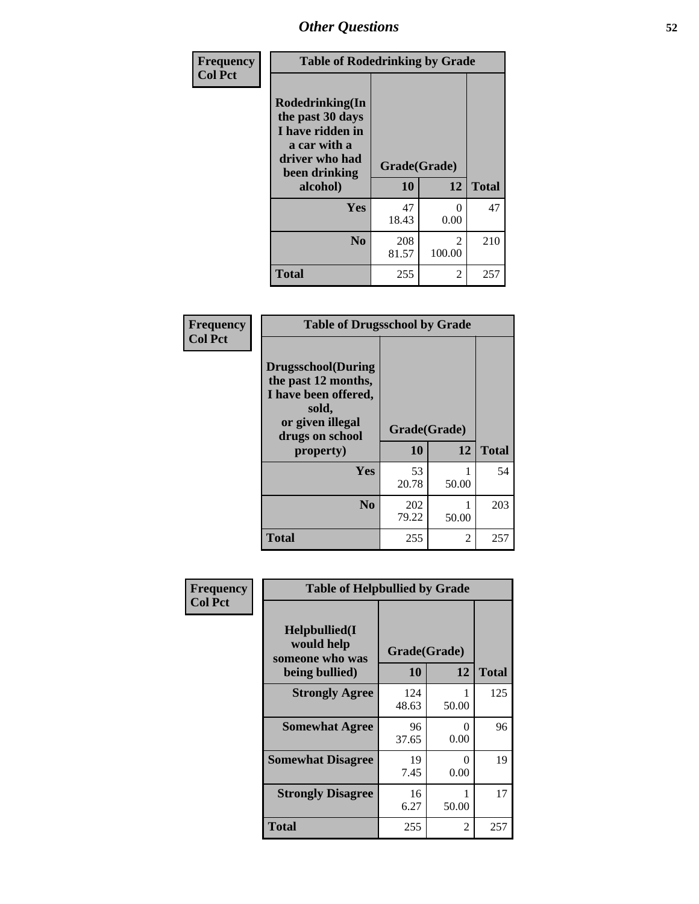# Other Questions

**Frequency**
**Col Pct**

**Table of Rodedrinking by Grade**

| Rodedrinking(In the past 30 days I have ridden in a car with a driver who had been drinking alcohol) | Grade(Grade) | | |
|---|---|---|---|
| | 10 | 12 | Total |
| Yes | 47<br>18.43 | 0<br>0.00 | 47 |
| No | 208<br>81.57 | 2<br>100.00 | 210 |
| Total | 255 | 2 | 257 |

**Frequency**
**Col Pct**

**Table of Drugsschool by Grade**

| Drugsschool(During the past 12 months, I have been offered, sold, or given illegal drugs on school property) | Grade(Grade) | | |
|---|---|---|---|
| | 10 | 12 | Total |
| Yes | 53<br>20.78 | 1<br>50.00 | 54 |
| No | 202<br>79.22 | 1<br>50.00 | 203 |
| Total | 255 | 2 | 257 |

**Frequency**
**Col Pct**

**Table of Helpbullied by Grade**

| Helpbullied(I would help someone who was being bullied) | Grade(Grade) | | |
|---|---|---|---|
| | 10 | 12 | Total |
| Strongly Agree | 124<br>48.63 | 1<br>50.00 | 125 |
| Somewhat Agree | 96<br>37.65 | 0<br>0.00 | 96 |
| Somewhat Disagree | 19<br>7.45 | 0<br>0.00 | 19 |
| Strongly Disagree | 16<br>6.27 | 1<br>50.00 | 17 |
| Total | 255 | 2 | 257 |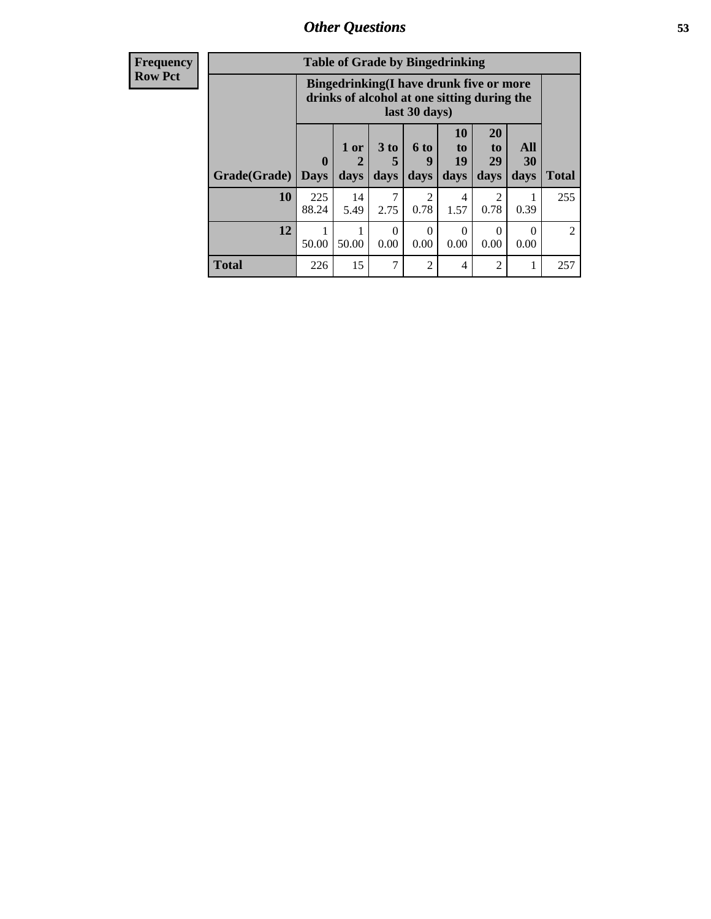| Frequency Row Pct |
|---|

**Table of Grade by Bingedrinking**

| Grade(Grade) | Bingedrinking(I have drunk five or more drinks of alcohol at one sitting during the last 30 days) | | | | | | | Total |
|---|---|---|---|---|---|---|---|---|
| | 0 Days | 1 or 2 days | 3 to 5 days | 6 to 9 days | 10 to 19 days | 20 to 29 days | All 30 days | |
| **10** | 225 88.24 | 14 5.49 | 7 2.75 | 2 0.78 | 4 1.57 | 2 0.78 | 1 0.39 | 255 |
| **12** | 1 50.00 | 1 50.00 | 0 0.00 | 0 0.00 | 0 0.00 | 0 0.00 | 0 0.00 | 2 |
| **Total** | 226 | 15 | 7 | 2 | 4 | 2 | 1 | 257 |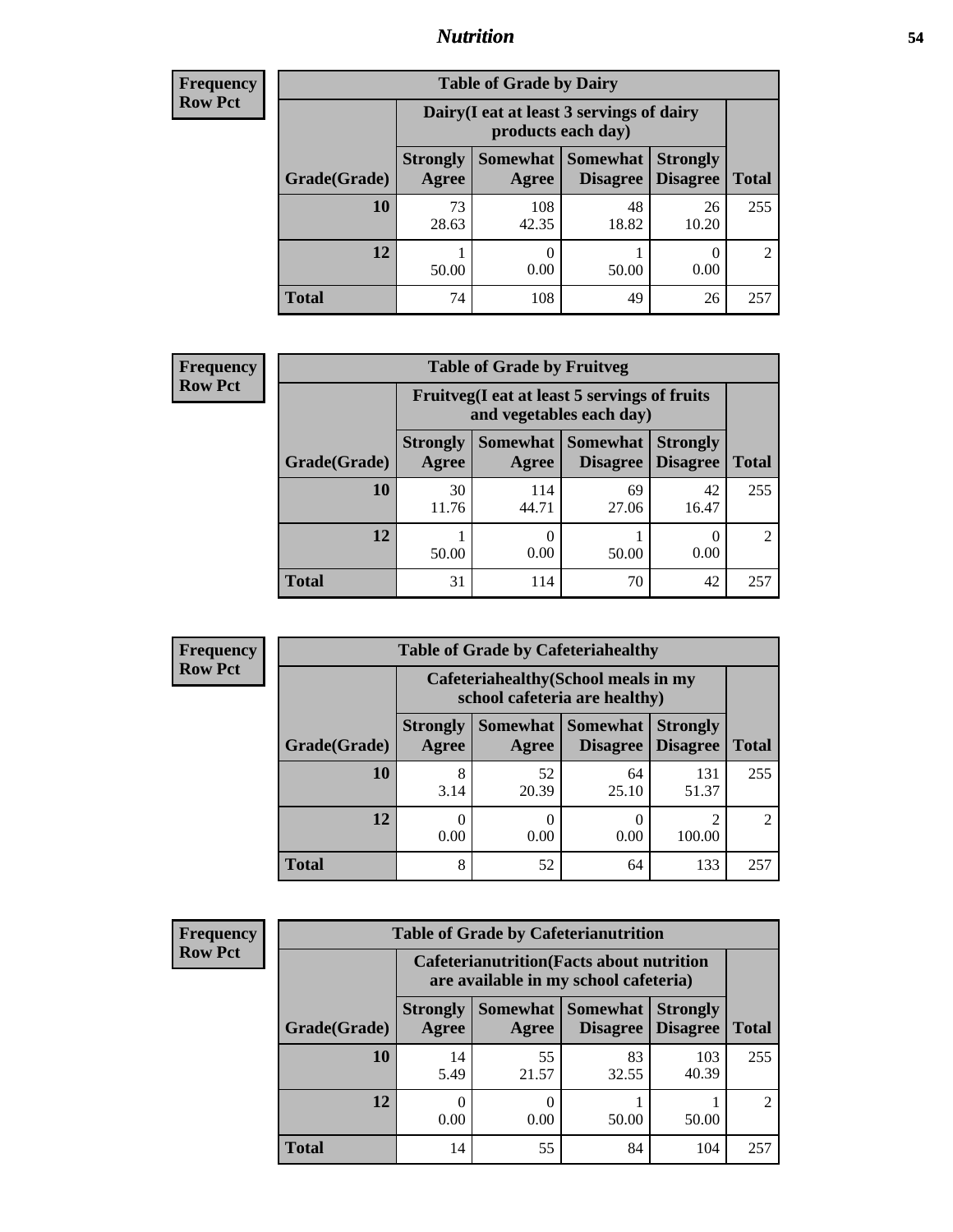**Frequency**
**Row Pct**

| Table of Grade by Dairy | | | | | |
|---|---|---|---|---|---|
| | Dairy(I eat at least 3 servings of dairy products each day) | | | | |
| Grade(Grade) | Strongly Agree | Somewhat Agree | Somewhat Disagree | Strongly Disagree | Total |
| 10 | 73<br>28.63 | 108<br>42.35 | 48<br>18.82 | 26<br>10.20 | 255 |
| 12 | 1<br>50.00 | 0<br>0.00 | 1<br>50.00 | 0<br>0.00 | 2 |
| Total | 74 | 108 | 49 | 26 | 257 |

**Frequency**
**Row Pct**

| Table of Grade by Fruitveg | | | | | |
|---|---|---|---|---|---|
| | Fruitveg(I eat at least 5 servings of fruits and vegetables each day) | | | | |
| Grade(Grade) | Strongly Agree | Somewhat Agree | Somewhat Disagree | Strongly Disagree | Total |
| 10 | 30<br>11.76 | 114<br>44.71 | 69<br>27.06 | 42<br>16.47 | 255 |
| 12 | 1<br>50.00 | 0<br>0.00 | 1<br>50.00 | 0<br>0.00 | 2 |
| Total | 31 | 114 | 70 | 42 | 257 |

**Frequency**
**Row Pct**

| Table of Grade by Cafeteriahealthy | | | | | |
|---|---|---|---|---|---|
| | Cafeteriahealthy(School meals in my school cafeteria are healthy) | | | | |
| Grade(Grade) | Strongly Agree | Somewhat Agree | Somewhat Disagree | Strongly Disagree | Total |
| 10 | 8<br>3.14 | 52<br>20.39 | 64<br>25.10 | 131<br>51.37 | 255 |
| 12 | 0<br>0.00 | 0<br>0.00 | 0<br>0.00 | 2<br>100.00 | 2 |
| Total | 8 | 52 | 64 | 133 | 257 |

**Frequency**
**Row Pct**

| Table of Grade by Cafeterianutrition | | | | | |
|---|---|---|---|---|---|
| | Cafeterianutrition(Facts about nutrition are available in my school cafeteria) | | | | |
| Grade(Grade) | Strongly Agree | Somewhat Agree | Somewhat Disagree | Strongly Disagree | Total |
| 10 | 14<br>5.49 | 55<br>21.57 | 83<br>32.55 | 103<br>40.39 | 255 |
| 12 | 0<br>0.00 | 0<br>0.00 | 1<br>50.00 | 1<br>50.00 | 2 |
| Total | 14 | 55 | 84 | 104 | 257 |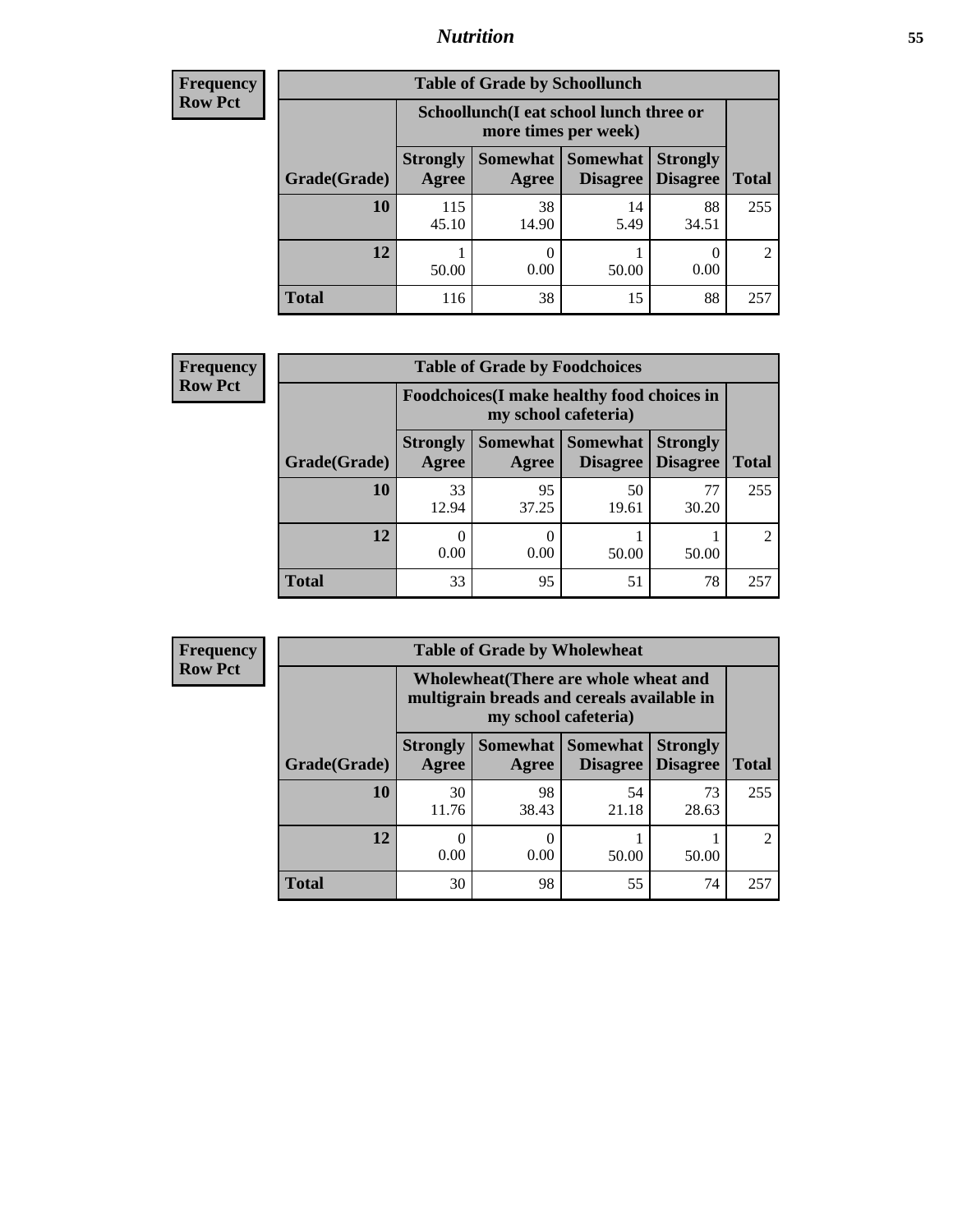## Nutrition

**Frequency**
**Row Pct**

| Table of Grade by Schoollunch | | | | | |
|---|---|---|---|---|---|
| | Schoollunch(I eat school lunch three or more times per week) | | | | |
| Grade(Grade) | Strongly Agree | Somewhat Agree | Somewhat Disagree | Strongly Disagree | Total |
| 10 | 115<br>45.10 | 38<br>14.90 | 14<br>5.49 | 88<br>34.51 | 255 |
| 12 | 1<br>50.00 | 0<br>0.00 | 1<br>50.00 | 0<br>0.00 | 2 |
| Total | 116 | 38 | 15 | 88 | 257 |

**Frequency**
**Row Pct**

| Table of Grade by Foodchoices | | | | | |
|---|---|---|---|---|---|
| | Foodchoices(I make healthy food choices in my school cafeteria) | | | | |
| Grade(Grade) | Strongly Agree | Somewhat Agree | Somewhat Disagree | Strongly Disagree | Total |
| 10 | 33<br>12.94 | 95<br>37.25 | 50<br>19.61 | 77<br>30.20 | 255 |
| 12 | 0<br>0.00 | 0<br>0.00 | 1<br>50.00 | 1<br>50.00 | 2 |
| Total | 33 | 95 | 51 | 78 | 257 |

**Frequency**
**Row Pct**

| Table of Grade by Wholewheat | | | | | |
|---|---|---|---|---|---|
| | Wholewheat(There are whole wheat and multigrain breads and cereals available in my school cafeteria) | | | | |
| Grade(Grade) | Strongly Agree | Somewhat Agree | Somewhat Disagree | Strongly Disagree | Total |
| 10 | 30<br>11.76 | 98<br>38.43 | 54<br>21.18 | 73<br>28.63 | 255 |
| 12 | 0<br>0.00 | 0<br>0.00 | 1<br>50.00 | 1<br>50.00 | 2 |
| Total | 30 | 98 | 55 | 74 | 257 |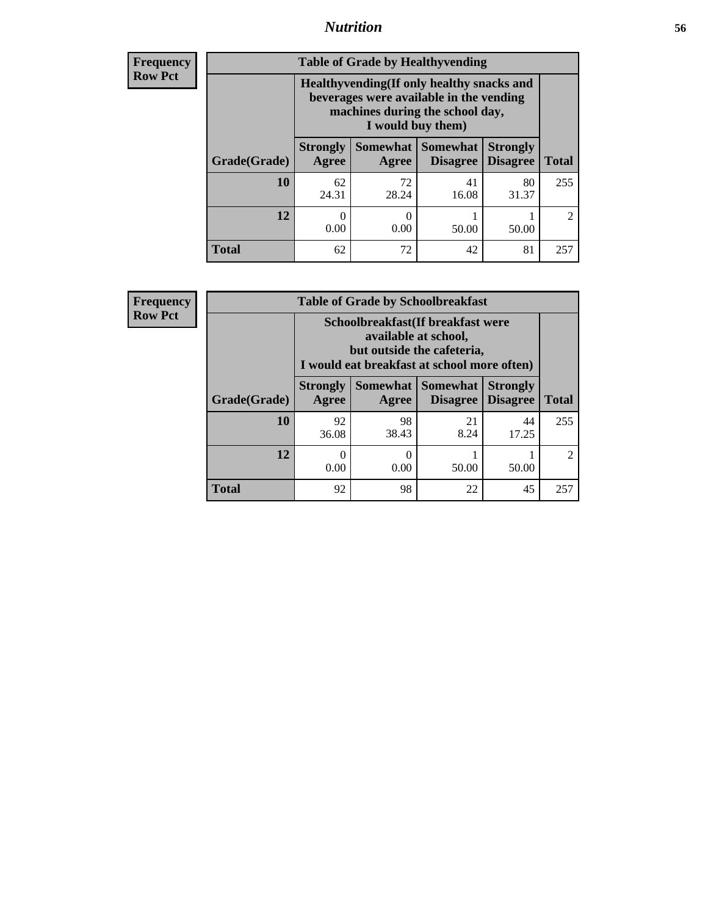**Frequency**
**Row Pct**

| Table of Grade by Healthyvending | | | | | |
|---|---|---|---|---|---|
| | Healthyvending(If only healthy snacks and beverages were available in the vending machines during the school day, I would buy them) | | | | |
| Grade(Grade) | Strongly Agree | Somewhat Agree | Somewhat Disagree | Strongly Disagree | Total |
| **10** | 62<br>24.31 | 72<br>28.24 | 41<br>16.08 | 80<br>31.37 | 255 |
| **12** | 0<br>0.00 | 0<br>0.00 | 1<br>50.00 | 1<br>50.00 | 2 |
| **Total** | 62 | 72 | 42 | 81 | 257 |

**Frequency**
**Row Pct**

| Table of Grade by Schoolbreakfast | | | | | |
|---|---|---|---|---|---|
| | Schoolbreakfast(If breakfast were available at school, but outside the cafeteria, I would eat breakfast at school more often) | | | | |
| Grade(Grade) | Strongly Agree | Somewhat Agree | Somewhat Disagree | Strongly Disagree | Total |
| **10** | 92<br>36.08 | 98<br>38.43 | 21<br>8.24 | 44<br>17.25 | 255 |
| **12** | 0<br>0.00 | 0<br>0.00 | 1<br>50.00 | 1<br>50.00 | 2 |
| **Total** | 92 | 98 | 22 | 45 | 257 |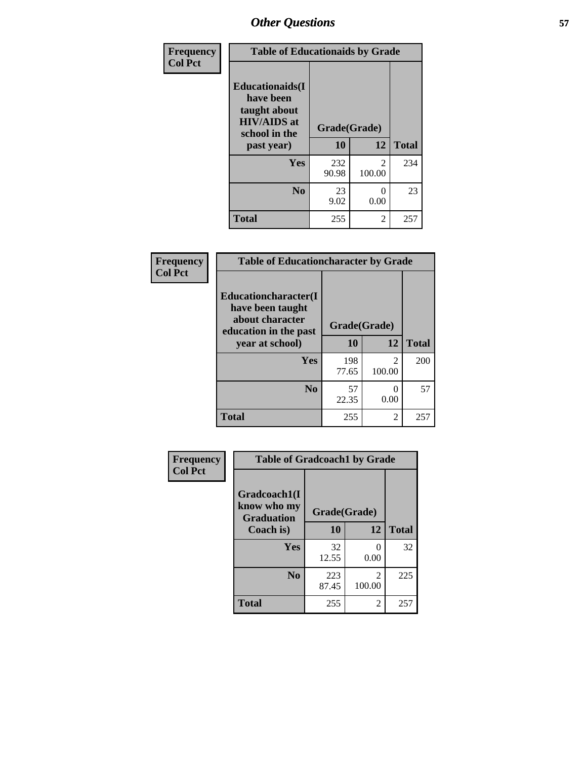# Other Questions

**Frequency**
**Col Pct**

| Table of Educationaids by Grade | | | |
|---|---|---|---|
| **Educationaids(I have been taught about HIV/AIDS at school in the past year)** | **Grade(Grade)** | | |
| | **10** | **12** | **Total** |
| **Yes** | 232<br>90.98 | 2<br>100.00 | 234 |
| **No** | 23<br>9.02 | 0<br>0.00 | 23 |
| **Total** | 255 | 2 | 257 |

**Frequency**
**Col Pct**

| Table of Educationcharacter by Grade | | | |
|---|---|---|---|
| **Educationcharacter(I have been taught about character education in the past year at school)** | **Grade(Grade)** | | |
| | **10** | **12** | **Total** |
| **Yes** | 198<br>77.65 | 2<br>100.00 | 200 |
| **No** | 57<br>22.35 | 0<br>0.00 | 57 |
| **Total** | 255 | 2 | 257 |

**Frequency**
**Col Pct**

| Table of Gradcoach1 by Grade | | | |
|---|---|---|---|
| **Gradcoach1(I know who my Graduation Coach is)** | **Grade(Grade)** | | |
| | **10** | **12** | **Total** |
| **Yes** | 32<br>12.55 | 0<br>0.00 | 32 |
| **No** | 223<br>87.45 | 2<br>100.00 | 225 |
| **Total** | 255 | 2 | 257 |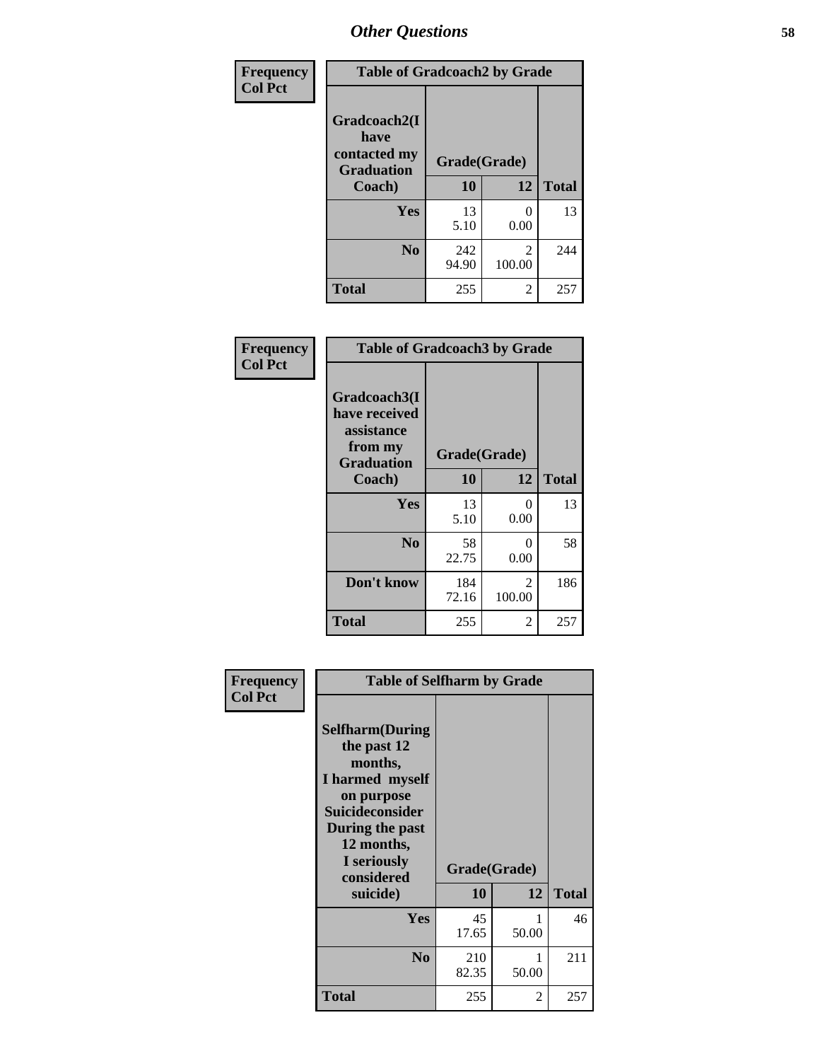## Other Questions

**Frequency**
**Col Pct**

| Table of Gradcoach2 by Grade | | | |
|---|---|---|---|
| Gradcoach2(I have contacted my Graduation Coach) | Grade(Grade) | | |
| | 10 | 12 | Total |
| Yes | 13<br>5.10 | 0<br>0.00 | 13 |
| No | 242<br>94.90 | 2<br>100.00 | 244 |
| Total | 255 | 2 | 257 |

**Frequency**
**Col Pct**

| Table of Gradcoach3 by Grade | | | |
|---|---|---|---|
| Gradcoach3(I have received assistance from my Graduation Coach) | Grade(Grade) | | |
| | 10 | 12 | Total |
| Yes | 13<br>5.10 | 0<br>0.00 | 13 |
| No | 58<br>22.75 | 0<br>0.00 | 58 |
| Don't know | 184<br>72.16 | 2<br>100.00 | 186 |
| Total | 255 | 2 | 257 |

**Frequency**
**Col Pct**

| Table of Selfharm by Grade | | | |
|---|---|---|---|
| Selfharm(During the past 12 months, I harmed myself on purpose Suicideconsider During the past 12 months, I seriously considered suicide) | Grade(Grade) | | |
| | 10 | 12 | Total |
| Yes | 45<br>17.65 | 1<br>50.00 | 46 |
| No | 210<br>82.35 | 1<br>50.00 | 211 |
| Total | 255 | 2 | 257 |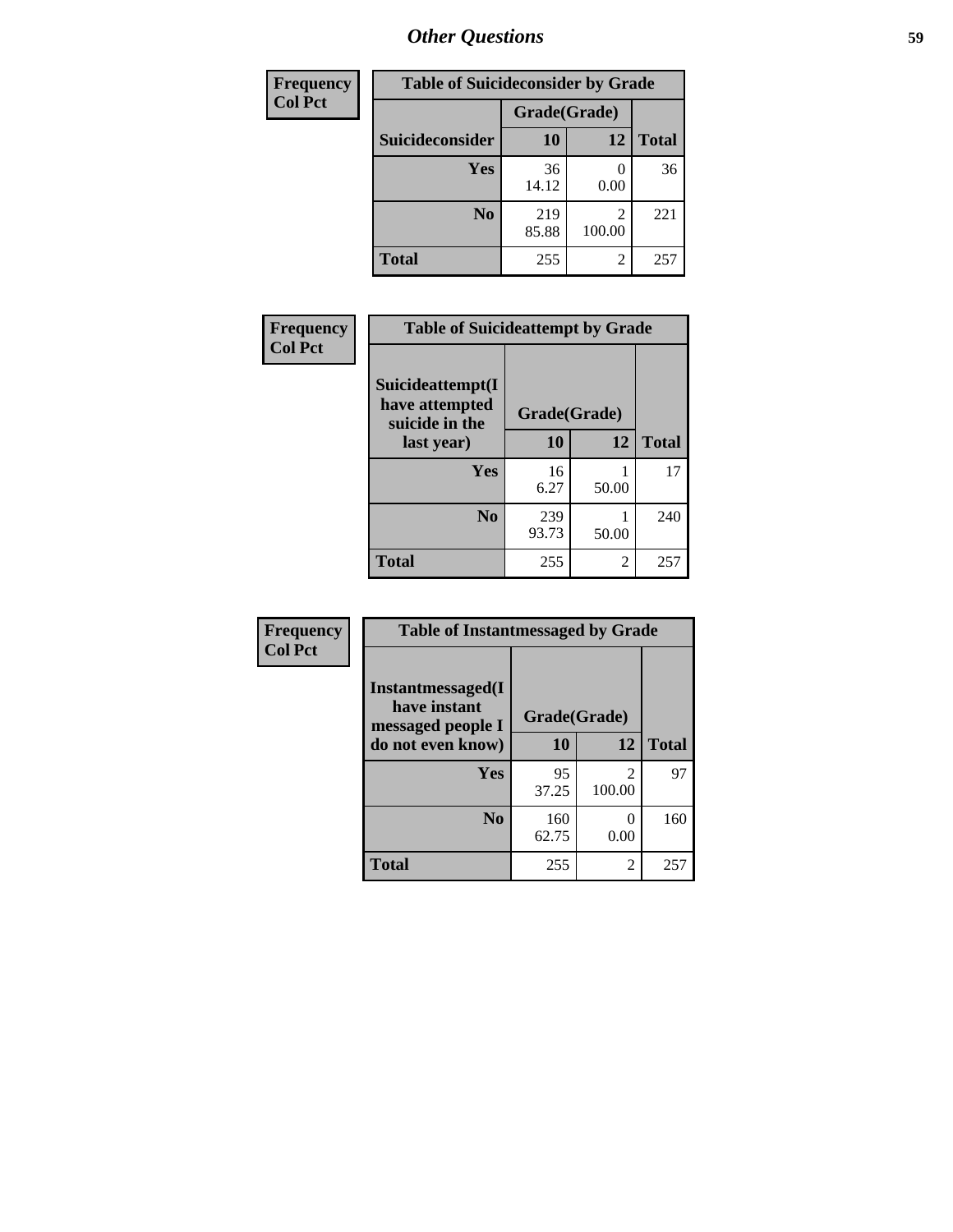## Other Questions

**Frequency**
**Col Pct**

**Table of Suicideconsider by Grade**

| Suicideconsider | Grade(Grade) 10 | 12 | Total |
|---|---|---|---|
| **Yes** | 36<br>14.12 | 0<br>0.00 | 36 |
| **No** | 219<br>85.88 | 2<br>100.00 | 221 |
| **Total** | 255 | 2 | 257 |

**Frequency**
**Col Pct**

**Table of Suicideattempt by Grade**

| Suicideattempt(I have attempted suicide in the last year) | Grade(Grade) 10 | 12 | Total |
|---|---|---|---|
| **Yes** | 16<br>6.27 | 1<br>50.00 | 17 |
| **No** | 239<br>93.73 | 1<br>50.00 | 240 |
| **Total** | 255 | 2 | 257 |

**Frequency**
**Col Pct**

**Table of Instantmessaged by Grade**

| Instantmessaged(I have instant messaged people I do not even know) | Grade(Grade) 10 | 12 | Total |
|---|---|---|---|
| **Yes** | 95<br>37.25 | 2<br>100.00 | 97 |
| **No** | 160<br>62.75 | 0<br>0.00 | 160 |
| **Total** | 255 | 2 | 257 |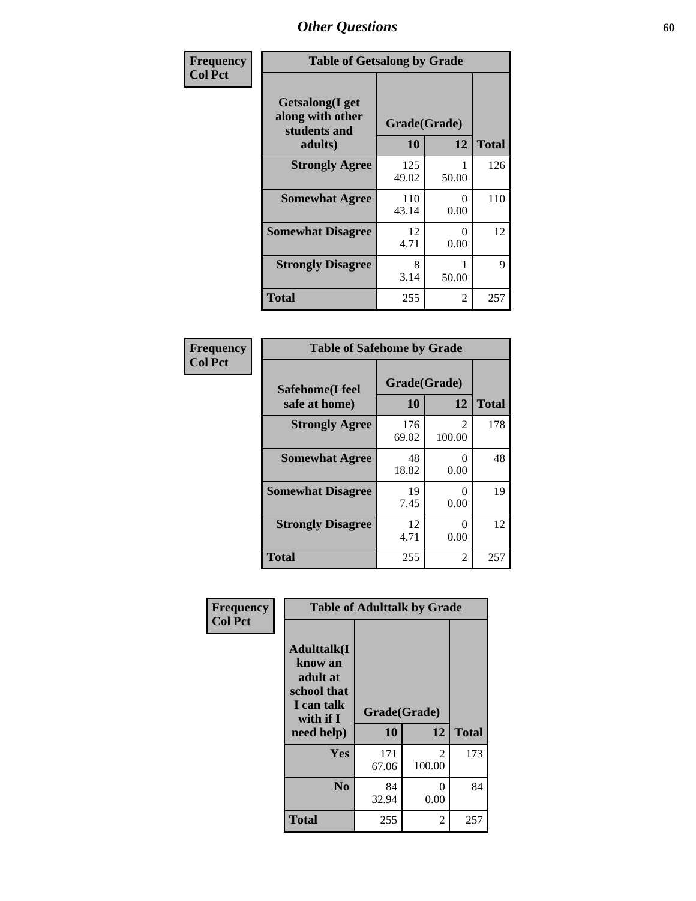## Other Questions

Frequency
Col Pct

**Table of Getsalong by Grade**

| Getsalong(I get along with other students and adults) | Grade(Grade) 10 | 12 | Total |
| --- | --- | --- | --- |
| **Strongly Agree** | 125<br>49.02 | 1<br>50.00 | 126 |
| **Somewhat Agree** | 110<br>43.14 | 0<br>0.00 | 110 |
| **Somewhat Disagree** | 12<br>4.71 | 0<br>0.00 | 12 |
| **Strongly Disagree** | 8<br>3.14 | 1<br>50.00 | 9 |
| **Total** | 255 | 2 | 257 |

Frequency
Col Pct

**Table of Safehome by Grade**

| Safehome(I feel safe at home) | Grade(Grade) 10 | 12 | Total |
| --- | --- | --- | --- |
| **Strongly Agree** | 176<br>69.02 | 2<br>100.00 | 178 |
| **Somewhat Agree** | 48<br>18.82 | 0<br>0.00 | 48 |
| **Somewhat Disagree** | 19<br>7.45 | 0<br>0.00 | 19 |
| **Strongly Disagree** | 12<br>4.71 | 0<br>0.00 | 12 |
| **Total** | 255 | 2 | 257 |

Frequency
Col Pct

**Table of Adulttalk by Grade**

| Adulttalk(I know an adult at school that I can talk with if I need help) | Grade(Grade) 10 | 12 | Total |
| --- | --- | --- | --- |
| **Yes** | 171<br>67.06 | 2<br>100.00 | 173 |
| **No** | 84<br>32.94 | 0<br>0.00 | 84 |
| **Total** | 255 | 2 | 257 |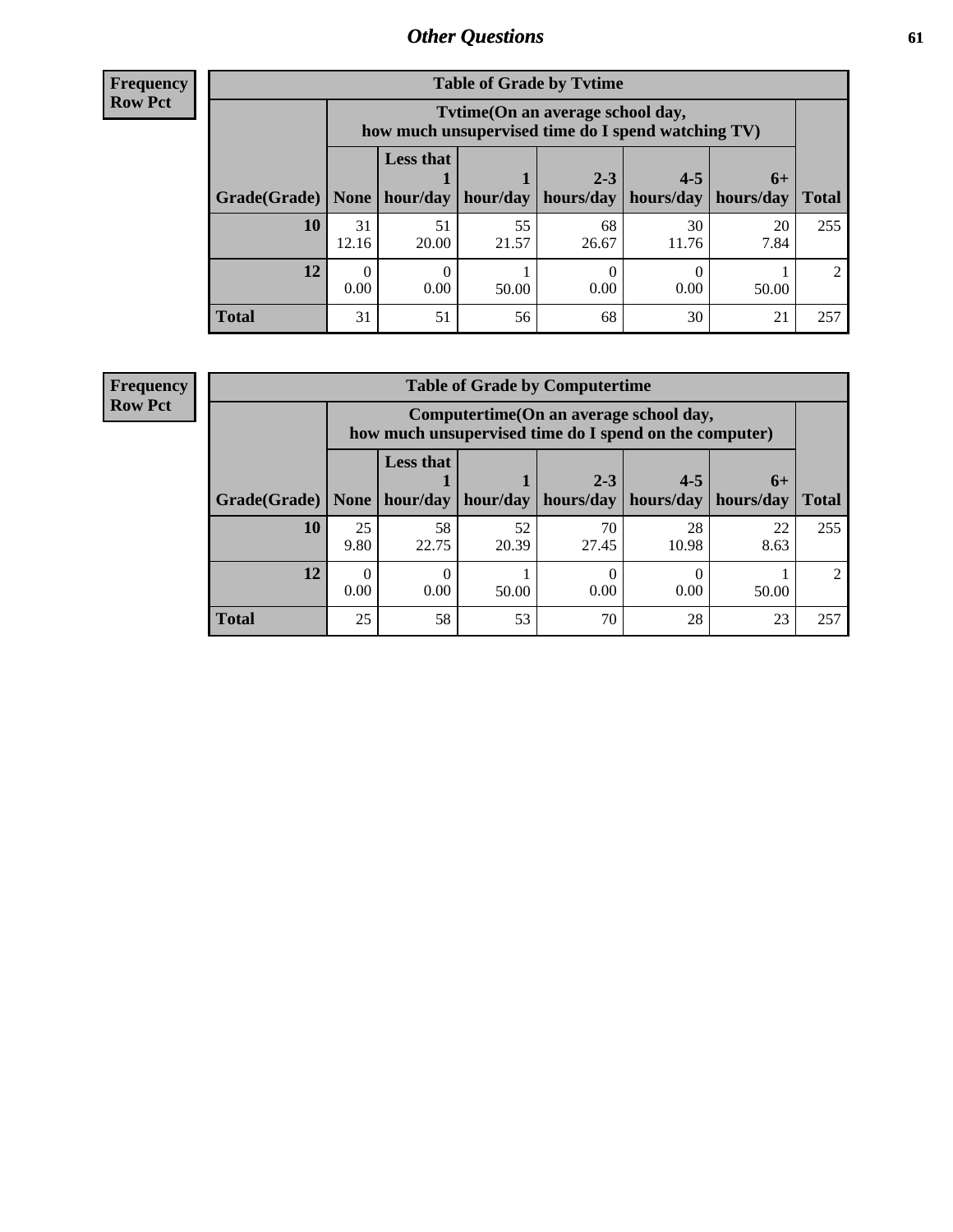**Frequency**
**Row Pct**

| Table of Grade by Tvtime | | | | | | | |
|---|---|---|---|---|---|---|---|
| | Tvtime(On an average school day, how much unsupervised time do I spend watching TV) | | | | | | |
| Grade(Grade) | None | Less that 1 hour/day | 1 hour/day | 2-3 hours/day | 4-5 hours/day | 6+ hours/day | Total |
| **10** | 31<br>12.16 | 51<br>20.00 | 55<br>21.57 | 68<br>26.67 | 30<br>11.76 | 20<br>7.84 | 255 |
| **12** | 0<br>0.00 | 0<br>0.00 | 1<br>50.00 | 0<br>0.00 | 0<br>0.00 | 1<br>50.00 | 2 |
| **Total** | 31 | 51 | 56 | 68 | 30 | 21 | 257 |

**Frequency**
**Row Pct**

| Table of Grade by Computertime | | | | | | | |
|---|---|---|---|---|---|---|---|
| | Computertime(On an average school day, how much unsupervised time do I spend on the computer) | | | | | | |
| Grade(Grade) | None | Less that 1 hour/day | 1 hour/day | 2-3 hours/day | 4-5 hours/day | 6+ hours/day | Total |
| **10** | 25<br>9.80 | 58<br>22.75 | 52<br>20.39 | 70<br>27.45 | 28<br>10.98 | 22<br>8.63 | 255 |
| **12** | 0<br>0.00 | 0<br>0.00 | 1<br>50.00 | 0<br>0.00 | 0<br>0.00 | 1<br>50.00 | 2 |
| **Total** | 25 | 58 | 53 | 70 | 28 | 23 | 257 |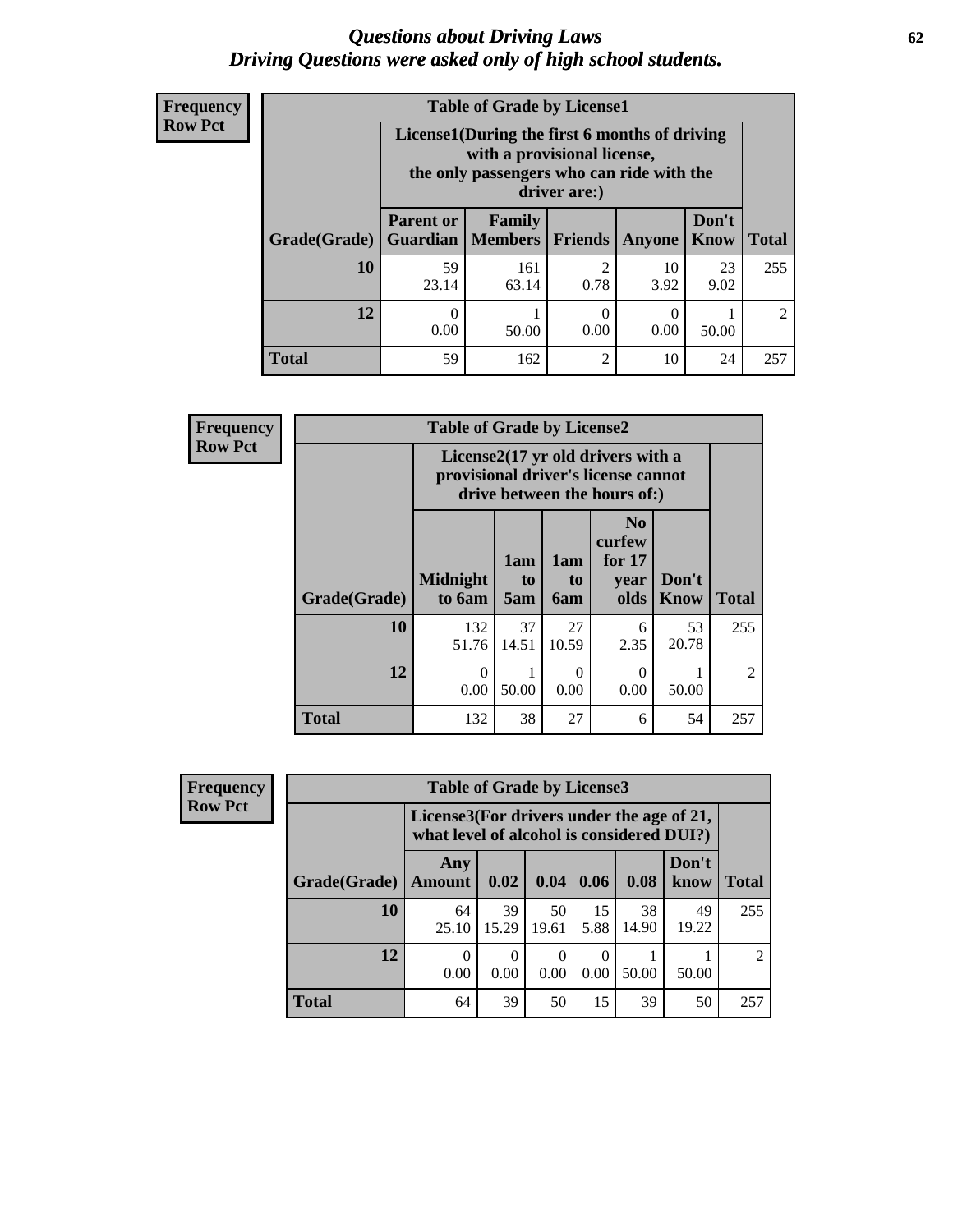# *Questions about Driving Laws*
# *Driving Questions were asked only of high school students.*

**Frequency**
**Row Pct**

**Table of Grade by License1**

| Grade(Grade) | License1(During the first 6 months of driving with a provisional license, the only passengers who can ride with the driver are:) | | | | | Total |
|---|---|---|---|---|---|---|
| | Parent or Guardian | Family Members | Friends | Anyone | Don't Know | |
| **10** | 59<br>23.14 | 161<br>63.14 | 2<br>0.78 | 10<br>3.92 | 23<br>9.02 | 255 |
| **12** | 0<br>0.00 | 1<br>50.00 | 0<br>0.00 | 0<br>0.00 | 1<br>50.00 | 2 |
| **Total** | 59 | 162 | 2 | 10 | 24 | 257 |

**Frequency**
**Row Pct**

**Table of Grade by License2**

| Grade(Grade) | License2(17 yr old drivers with a provisional driver's license cannot drive between the hours of:) | | | | | Total |
|---|---|---|---|---|---|---|
| | Midnight to 6am | 1am to 5am | 1am to 6am | No curfew for 17 year olds | Don't Know | |
| **10** | 132<br>51.76 | 37<br>14.51 | 27<br>10.59 | 6<br>2.35 | 53<br>20.78 | 255 |
| **12** | 0<br>0.00 | 1<br>50.00 | 0<br>0.00 | 0<br>0.00 | 1<br>50.00 | 2 |
| **Total** | 132 | 38 | 27 | 6 | 54 | 257 |

**Frequency**
**Row Pct**

**Table of Grade by License3**

| Grade(Grade) | License3(For drivers under the age of 21, what level of alcohol is considered DUI?) | | | | | | Total |
|---|---|---|---|---|---|---|---|
| | Any Amount | 0.02 | 0.04 | 0.06 | 0.08 | Don't know | |
| **10** | 64<br>25.10 | 39<br>15.29 | 50<br>19.61 | 15<br>5.88 | 38<br>14.90 | 49<br>19.22 | 255 |
| **12** | 0<br>0.00 | 0<br>0.00 | 0<br>0.00 | 0<br>0.00 | 1<br>50.00 | 1<br>50.00 | 2 |
| **Total** | 64 | 39 | 50 | 15 | 39 | 50 | 257 |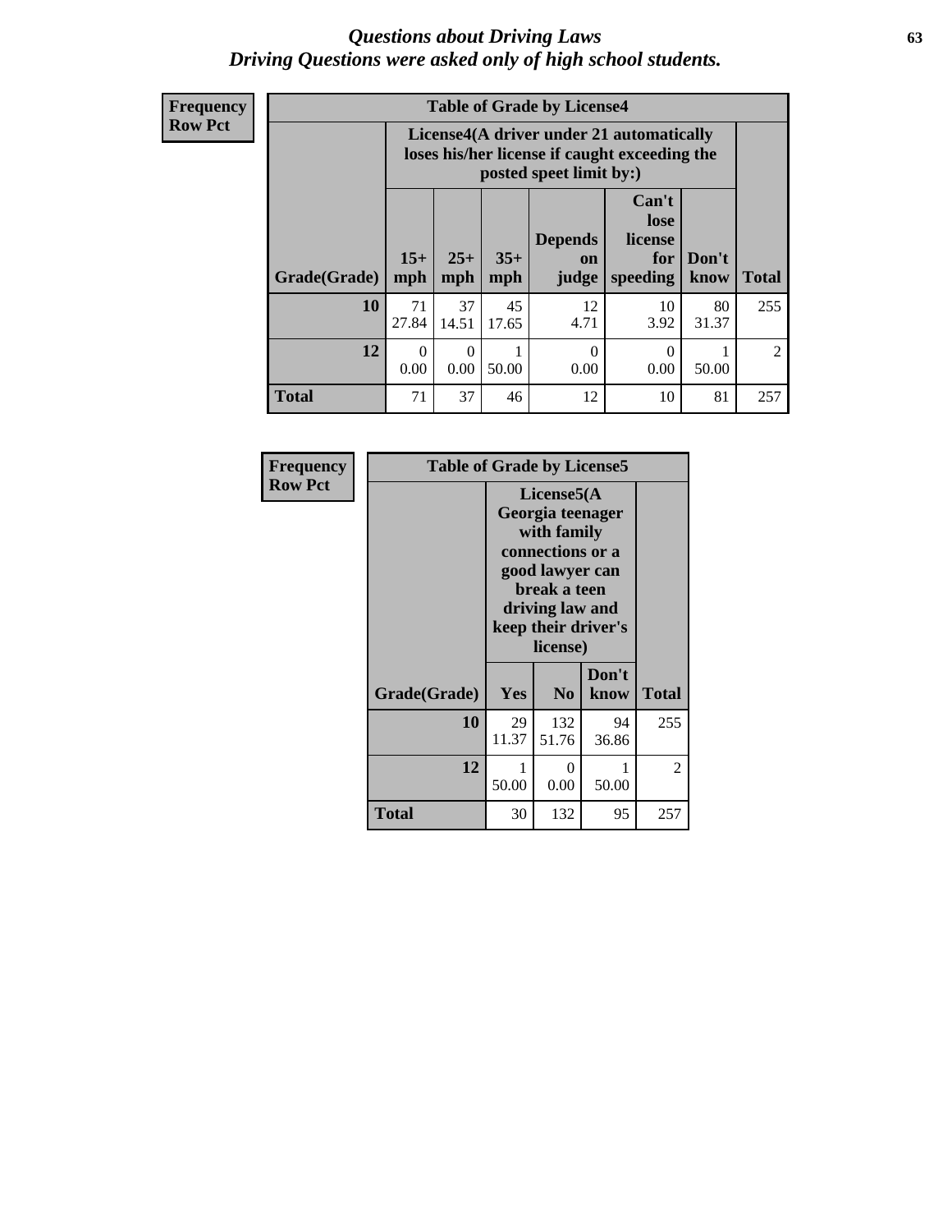# *Questions about Driving Laws*
## *Driving Questions were asked only of high school students.*

**Frequency**
**Row Pct**

| Table of Grade by License4 | | | | | | | |
|---|---|---|---|---|---|---|---|
| | License4(A driver under 21 automatically loses his/her license if caught exceeding the posted speet limit by:) | | | | | | |
| Grade(Grade) | 15+ mph | 25+ mph | 35+ mph | Depends on judge | Can't lose license for speeding | Don't know | Total |
| **10** | 71<br>27.84 | 37<br>14.51 | 45<br>17.65 | 12<br>4.71 | 10<br>3.92 | 80<br>31.37 | 255 |
| **12** | 0<br>0.00 | 0<br>0.00 | 1<br>50.00 | 0<br>0.00 | 0<br>0.00 | 1<br>50.00 | 2 |
| **Total** | 71 | 37 | 46 | 12 | 10 | 81 | 257 |

**Frequency**
**Row Pct**

| Table of Grade by License5 | | | | |
|---|---|---|---|---|
| | License5(A Georgia teenager with family connections or a good lawyer can break a teen driving law and keep their driver's license) | | | |
| Grade(Grade) | Yes | No | Don't know | Total |
| **10** | 29<br>11.37 | 132<br>51.76 | 94<br>36.86 | 255 |
| **12** | 1<br>50.00 | 0<br>0.00 | 1<br>50.00 | 2 |
| **Total** | 30 | 132 | 95 | 257 |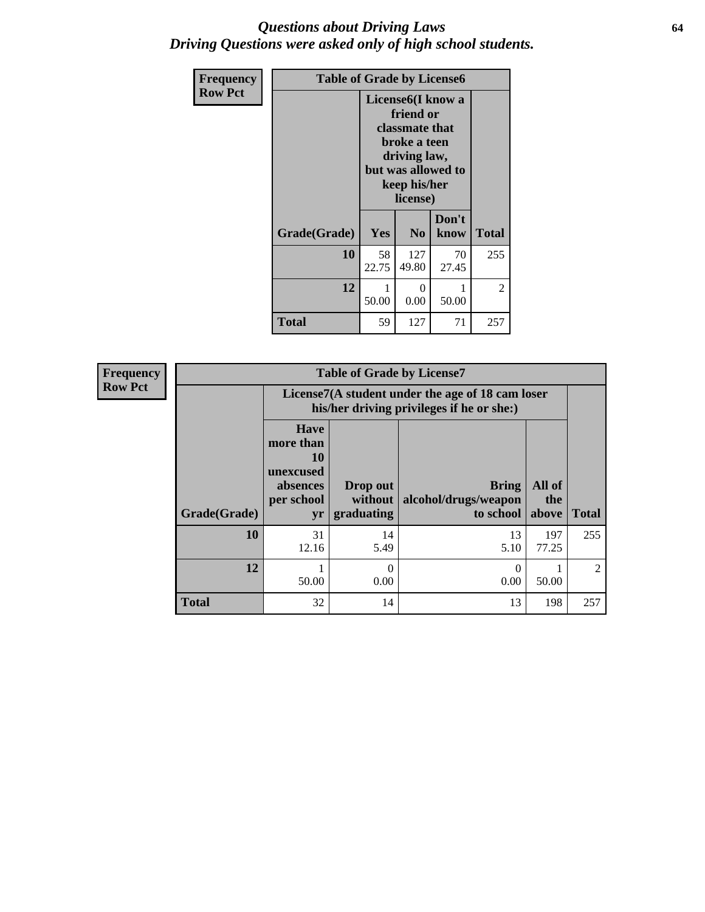# *Questions about Driving Laws*
# *Driving Questions were asked only of high school students.*

**Frequency**
**Row Pct**

| Table of Grade by License6 | | | | |
|---|---|---|---|---|
| | License6(I know a friend or classmate that broke a teen driving law, but was allowed to keep his/her license) | | | |
| Grade(Grade) | Yes | No | Don't know | Total |
| 10 | 58<br>22.75 | 127<br>49.80 | 70<br>27.45 | 255 |
| 12 | 1<br>50.00 | 0<br>0.00 | 1<br>50.00 | 2 |
| Total | 59 | 127 | 71 | 257 |

**Frequency**
**Row Pct**

| Table of Grade by License7 | | | | | |
|---|---|---|---|---|---|
| | License7(A student under the age of 18 cam loser his/her driving privileges if he or she:) | | | | |
| Grade(Grade) | Have more than 10 unexcused absences per school yr | Drop out without graduating | Bring alcohol/drugs/weapon to school | All of the above | Total |
| 10 | 31<br>12.16 | 14<br>5.49 | 13<br>5.10 | 197<br>77.25 | 255 |
| 12 | 1<br>50.00 | 0<br>0.00 | 0<br>0.00 | 1<br>50.00 | 2 |
| Total | 32 | 14 | 13 | 198 | 257 |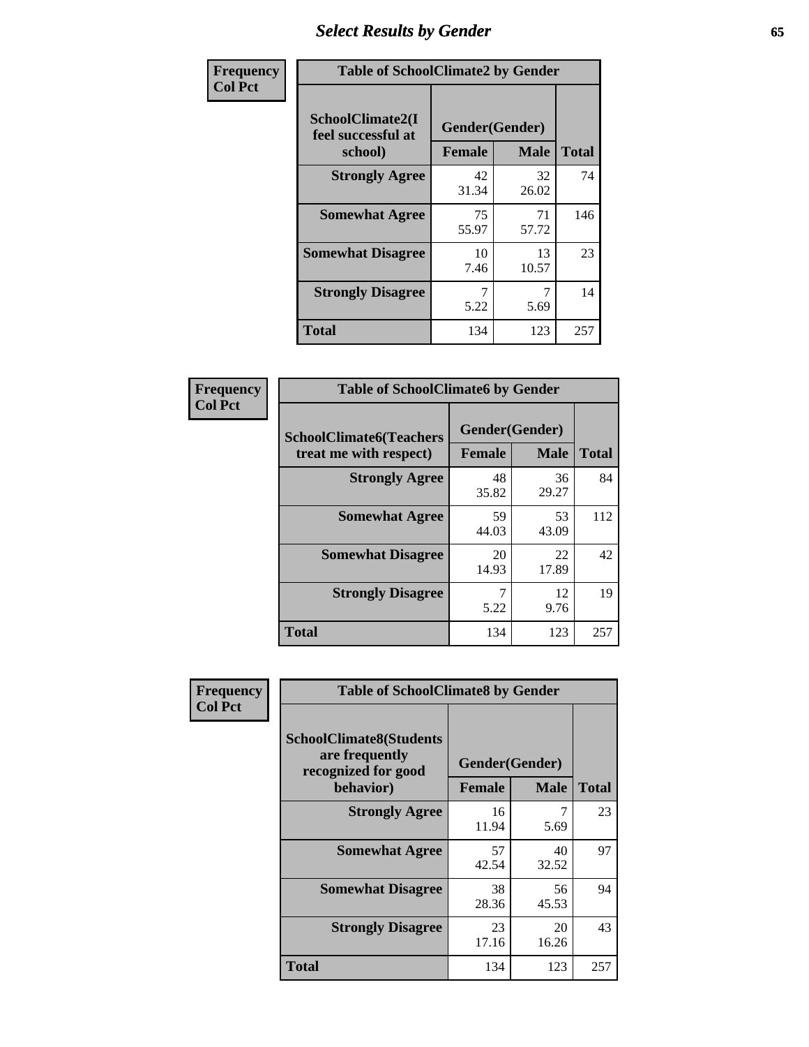# Select Results by Gender

**Frequency**
**Col Pct**

| Table of SchoolClimate2 by Gender | | | |
|---|---|---|---|
| SchoolClimate2(I feel successful at school) | Gender(Gender) | | |
| | Female | Male | Total |
| Strongly Agree | 42<br>31.34 | 32<br>26.02 | 74 |
| Somewhat Agree | 75<br>55.97 | 71<br>57.72 | 146 |
| Somewhat Disagree | 10<br>7.46 | 13<br>10.57 | 23 |
| Strongly Disagree | 7<br>5.22 | 7<br>5.69 | 14 |
| Total | 134 | 123 | 257 |

**Frequency**
**Col Pct**

| Table of SchoolClimate6 by Gender | | | |
|---|---|---|---|
| SchoolClimate6(Teachers treat me with respect) | Gender(Gender) | | |
| | Female | Male | Total |
| Strongly Agree | 48<br>35.82 | 36<br>29.27 | 84 |
| Somewhat Agree | 59<br>44.03 | 53<br>43.09 | 112 |
| Somewhat Disagree | 20<br>14.93 | 22<br>17.89 | 42 |
| Strongly Disagree | 7<br>5.22 | 12<br>9.76 | 19 |
| Total | 134 | 123 | 257 |

**Frequency**
**Col Pct**

| Table of SchoolClimate8 by Gender | | | |
|---|---|---|---|
| SchoolClimate8(Students are frequently recognized for good behavior) | Gender(Gender) | | |
| | Female | Male | Total |
| Strongly Agree | 16<br>11.94 | 7<br>5.69 | 23 |
| Somewhat Agree | 57<br>42.54 | 40<br>32.52 | 97 |
| Somewhat Disagree | 38<br>28.36 | 56<br>45.53 | 94 |
| Strongly Disagree | 23<br>17.16 | 20<br>16.26 | 43 |
| Total | 134 | 123 | 257 |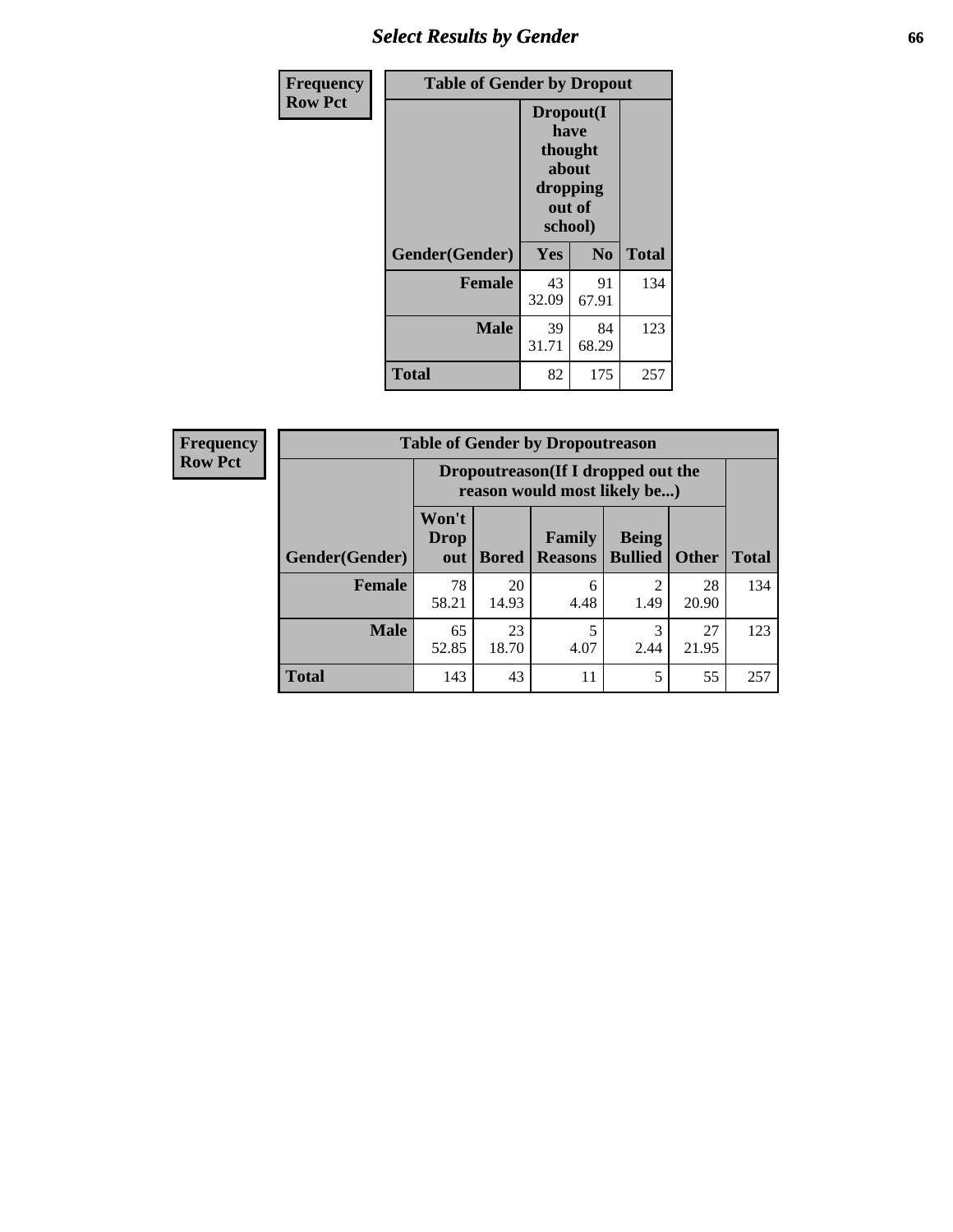## Select Results by Gender

Frequency
Row Pct

**Table of Gender by Dropout**

| Gender(Gender) | Dropout(I have thought about dropping out of school) Yes | No | Total |
|---|---|---|---|
| **Female** | 43<br>32.09 | 91<br>67.91 | 134 |
| **Male** | 39<br>31.71 | 84<br>68.29 | 123 |
| **Total** | 82 | 175 | 257 |

Frequency
Row Pct

**Table of Gender by Dropoutreason**

| Gender(Gender) | Dropoutreason(If I dropped out the reason would most likely be...) Won't Drop out | Bored | Family Reasons | Being Bullied | Other | Total |
|---|---|---|---|---|---|---|
| **Female** | 78<br>58.21 | 20<br>14.93 | 6<br>4.48 | 2<br>1.49 | 28<br>20.90 | 134 |
| **Male** | 65<br>52.85 | 23<br>18.70 | 5<br>4.07 | 3<br>2.44 | 27<br>21.95 | 123 |
| **Total** | 143 | 43 | 11 | 5 | 55 | 257 |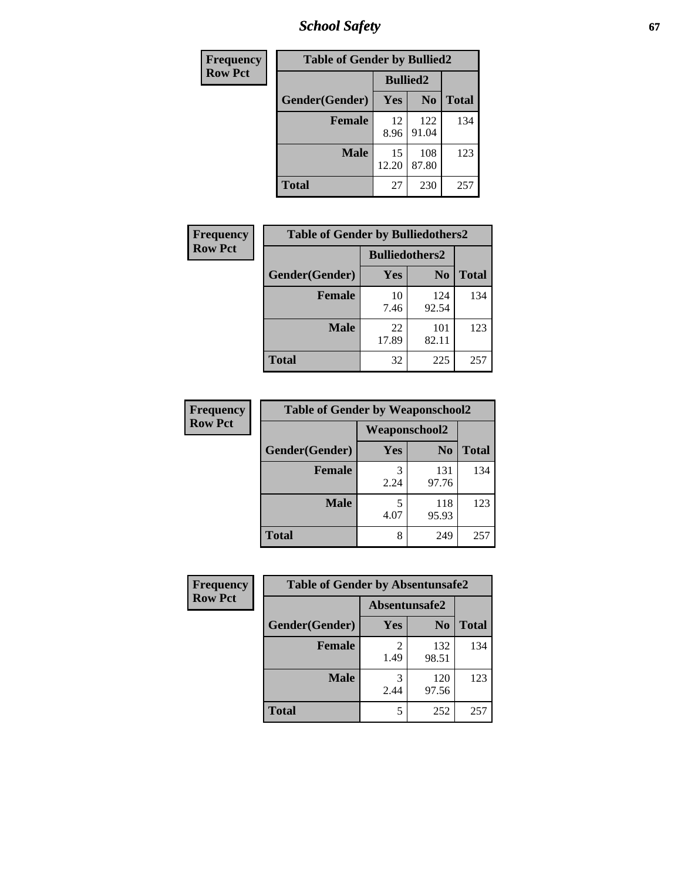| Frequency<br>Row Pct | Table of Gender by Bullied2 | | |
|---|---|---|---|
| | Bullied2 | | |
| Gender(Gender) | Yes | No | Total |
| Female | 12<br>8.96 | 122<br>91.04 | 134 |
| Male | 15<br>12.20 | 108<br>87.80 | 123 |
| Total | 27 | 230 | 257 |

| Frequency<br>Row Pct | Table of Gender by Bulliedothers2 | | |
|---|---|---|---|
| | Bulliedothers2 | | |
| Gender(Gender) | Yes | No | Total |
| Female | 10<br>7.46 | 124<br>92.54 | 134 |
| Male | 22<br>17.89 | 101<br>82.11 | 123 |
| Total | 32 | 225 | 257 |

| Frequency<br>Row Pct | Table of Gender by Weaponschool2 | | |
|---|---|---|---|
| | Weaponschool2 | | |
| Gender(Gender) | Yes | No | Total |
| Female | 3<br>2.24 | 131<br>97.76 | 134 |
| Male | 5<br>4.07 | 118<br>95.93 | 123 |
| Total | 8 | 249 | 257 |

| Frequency<br>Row Pct | Table of Gender by Absentunsafe2 | | |
|---|---|---|---|
| | Absentunsafe2 | | |
| Gender(Gender) | Yes | No | Total |
| Female | 2<br>1.49 | 132<br>98.51 | 134 |
| Male | 3<br>2.44 | 120<br>97.56 | 123 |
| Total | 5 | 252 | 257 |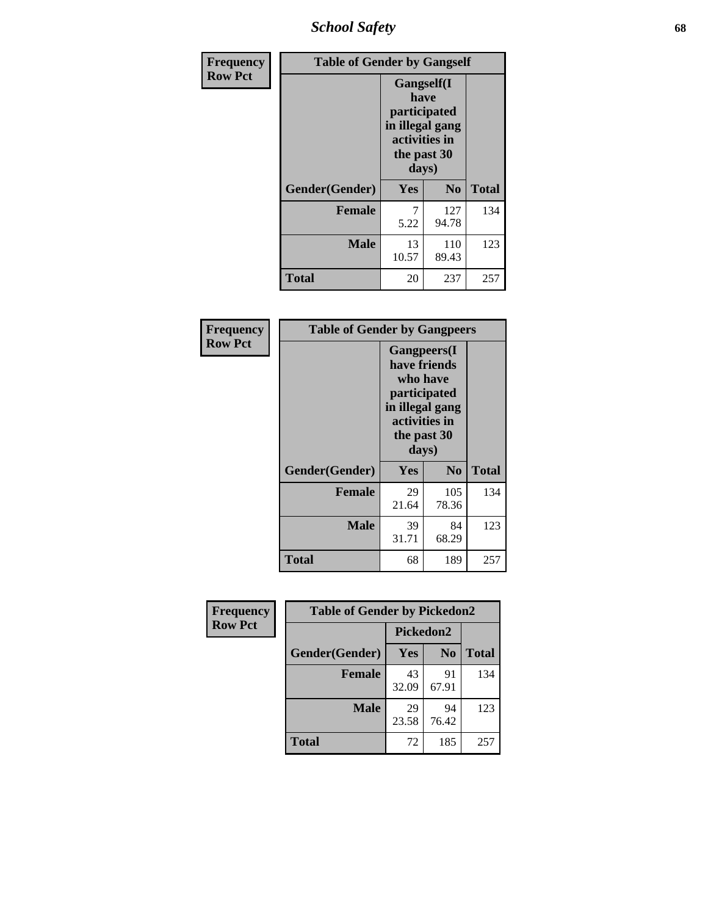| Frequency Row Pct | Table of Gender by Gangself | | |
|---|---|---|---|
| | Gangself(I have participated in illegal gang activities in the past 30 days) | | |
| Gender(Gender) | Yes | No | Total |
| Female | 7<br>5.22 | 127<br>94.78 | 134 |
| Male | 13<br>10.57 | 110<br>89.43 | 123 |
| Total | 20 | 237 | 257 |

| Frequency Row Pct | Table of Gender by Gangpeers | | |
|---|---|---|---|
| | Gangpeers(I have friends who have participated in illegal gang activities in the past 30 days) | | |
| Gender(Gender) | Yes | No | Total |
| Female | 29<br>21.64 | 105<br>78.36 | 134 |
| Male | 39<br>31.71 | 84<br>68.29 | 123 |
| Total | 68 | 189 | 257 |

| Frequency Row Pct | Table of Gender by Pickedon2 | | |
|---|---|---|---|
| | Pickedon2 | | |
| Gender(Gender) | Yes | No | Total |
| Female | 43<br>32.09 | 91<br>67.91 | 134 |
| Male | 29<br>23.58 | 94<br>76.42 | 123 |
| Total | 72 | 185 | 257 |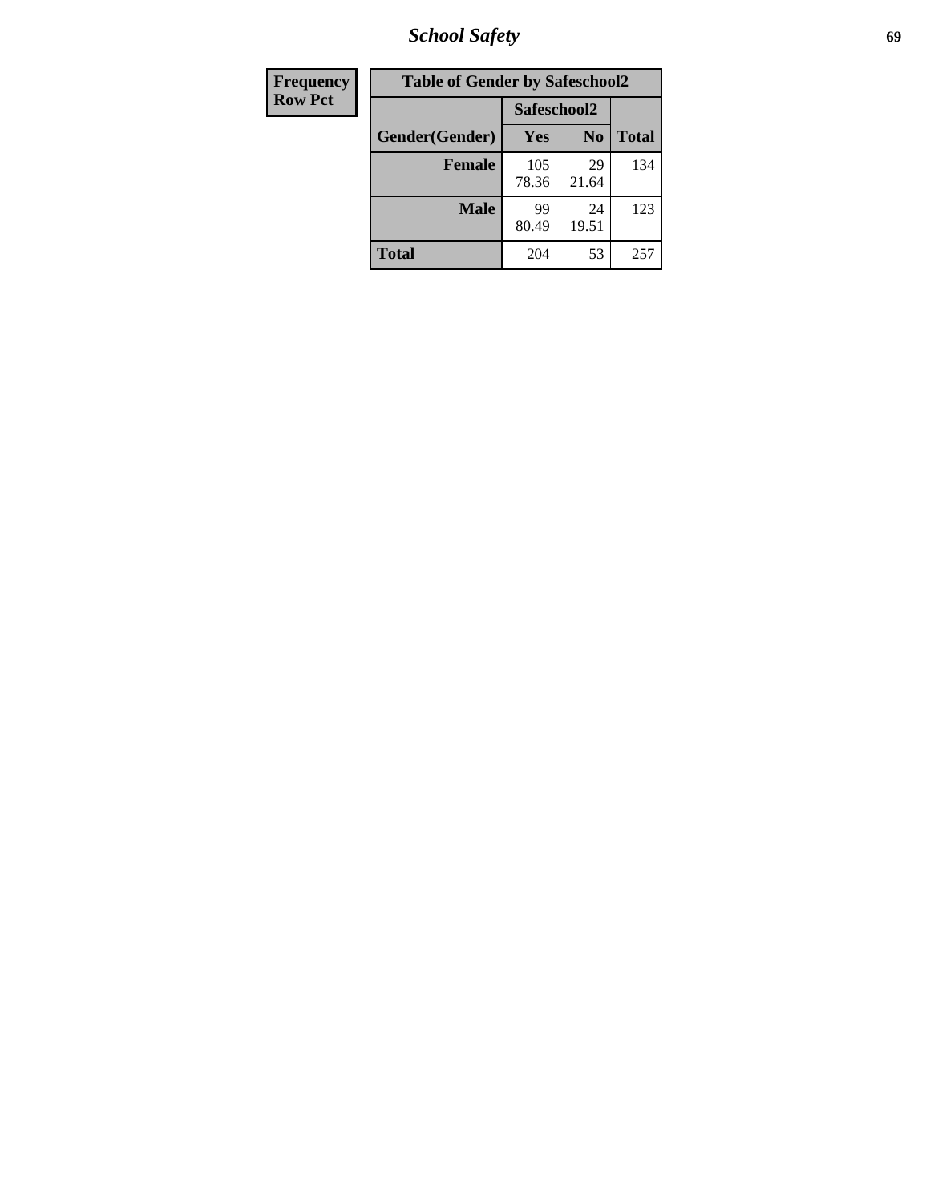| Frequency Row Pct |
|---|

| Table of Gender by Safeschool2 | | | |
|---|---|---|---|
| | Safeschool2 | | |
| Gender(Gender) | Yes | No | Total |
| Female | 105 78.36 | 29 21.64 | 134 |
| Male | 99 80.49 | 24 19.51 | 123 |
| Total | 204 | 53 | 257 |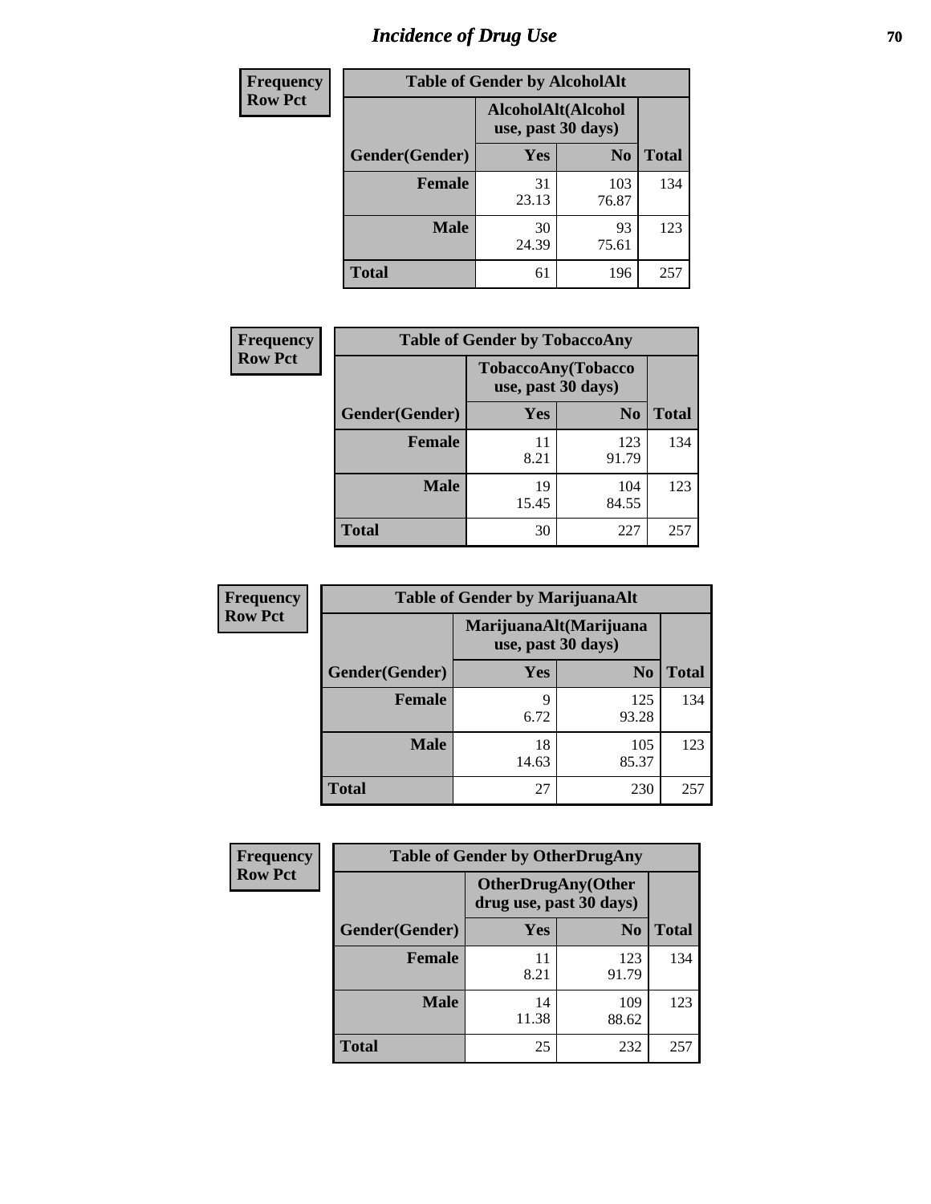# Incidence of Drug Use

**Frequency**
**Row Pct**

| Table of Gender by AlcoholAlt | | | |
|---|---|---|---|
| | AlcoholAlt(Alcohol use, past 30 days) | | |
| Gender(Gender) | Yes | No | Total |
| Female | 31<br>23.13 | 103<br>76.87 | 134 |
| Male | 30<br>24.39 | 93<br>75.61 | 123 |
| Total | 61 | 196 | 257 |

**Frequency**
**Row Pct**

| Table of Gender by TobaccoAny | | | |
|---|---|---|---|
| | TobaccoAny(Tobacco use, past 30 days) | | |
| Gender(Gender) | Yes | No | Total |
| Female | 11<br>8.21 | 123<br>91.79 | 134 |
| Male | 19<br>15.45 | 104<br>84.55 | 123 |
| Total | 30 | 227 | 257 |

**Frequency**
**Row Pct**

| Table of Gender by MarijuanaAlt | | | |
|---|---|---|---|
| | MarijuanaAlt(Marijuana use, past 30 days) | | |
| Gender(Gender) | Yes | No | Total |
| Female | 9<br>6.72 | 125<br>93.28 | 134 |
| Male | 18<br>14.63 | 105<br>85.37 | 123 |
| Total | 27 | 230 | 257 |

**Frequency**
**Row Pct**

| Table of Gender by OtherDrugAny | | | |
|---|---|---|---|
| | OtherDrugAny(Other drug use, past 30 days) | | |
| Gender(Gender) | Yes | No | Total |
| Female | 11<br>8.21 | 123<br>91.79 | 134 |
| Male | 14<br>11.38 | 109<br>88.62 | 123 |
| Total | 25 | 232 | 257 |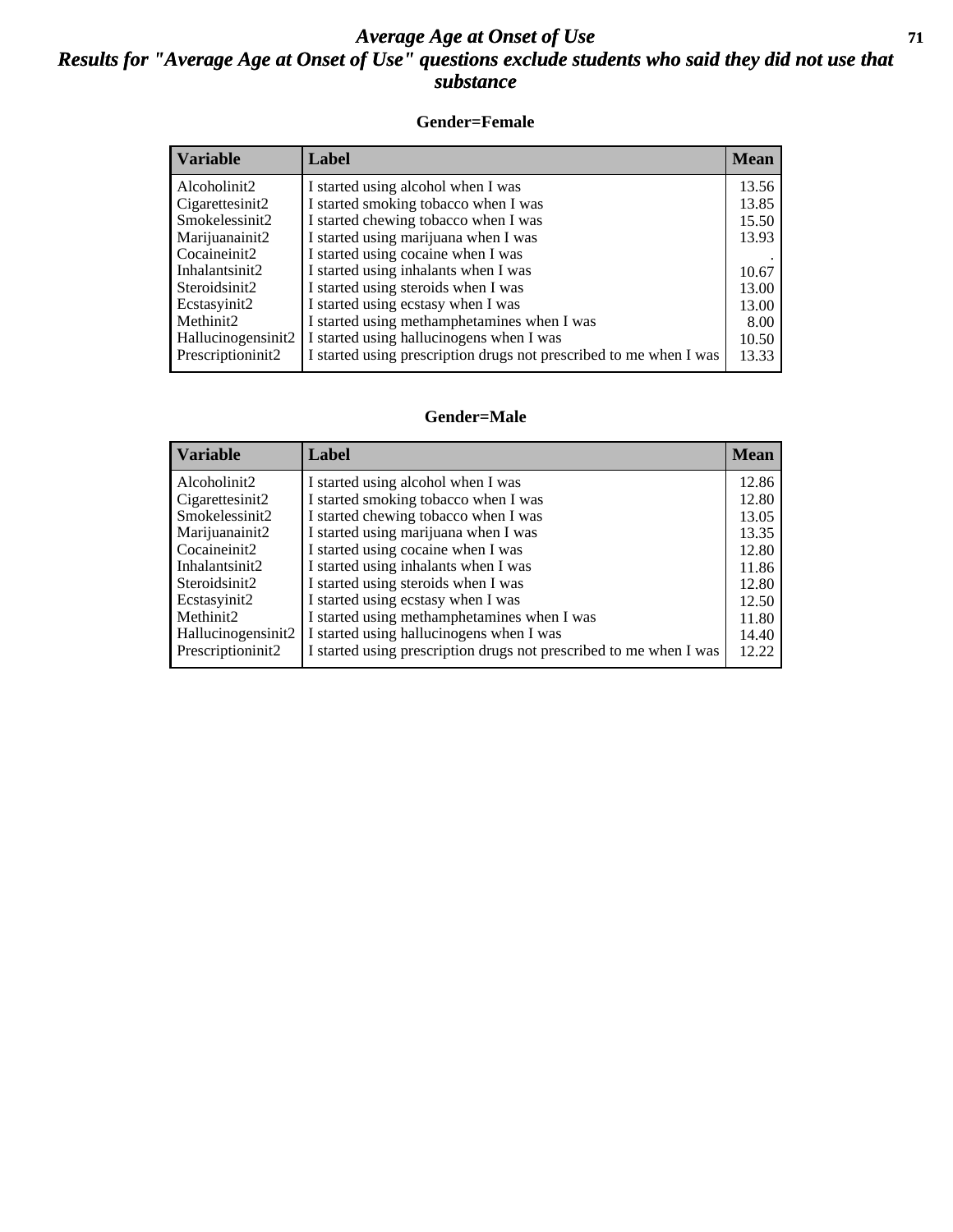# *Average Age at Onset of Use*

## *Results for "Average Age at Onset of Use" questions exclude students who said they did not use that substance*

### Gender=Female

| Variable | Label | Mean |
|---|---|---|
| Alcoholinit2 | I started using alcohol when I was | 13.56 |
| Cigarettesinit2 | I started smoking tobacco when I was | 13.85 |
| Smokelessinit2 | I started chewing tobacco when I was | 15.50 |
| Marijuanainit2 | I started using marijuana when I was | 13.93 |
| Cocaineinit2 | I started using cocaine when I was | . |
| Inhalantsinit2 | I started using inhalants when I was | 10.67 |
| Steroidsinit2 | I started using steroids when I was | 13.00 |
| Ecstasyinit2 | I started using ecstasy when I was | 13.00 |
| Methinit2 | I started using methamphetamines when I was | 8.00 |
| Hallucinogensinit2 | I started using hallucinogens when I was | 10.50 |
| Prescriptioninit2 | I started using prescription drugs not prescribed to me when I was | 13.33 |

### Gender=Male

| Variable | Label | Mean |
|---|---|---|
| Alcoholinit2 | I started using alcohol when I was | 12.86 |
| Cigarettesinit2 | I started smoking tobacco when I was | 12.80 |
| Smokelessinit2 | I started chewing tobacco when I was | 13.05 |
| Marijuanainit2 | I started using marijuana when I was | 13.35 |
| Cocaineinit2 | I started using cocaine when I was | 12.80 |
| Inhalantsinit2 | I started using inhalants when I was | 11.86 |
| Steroidsinit2 | I started using steroids when I was | 12.80 |
| Ecstasyinit2 | I started using ecstasy when I was | 12.50 |
| Methinit2 | I started using methamphetamines when I was | 11.80 |
| Hallucinogensinit2 | I started using hallucinogens when I was | 14.40 |
| Prescriptioninit2 | I started using prescription drugs not prescribed to me when I was | 12.22 |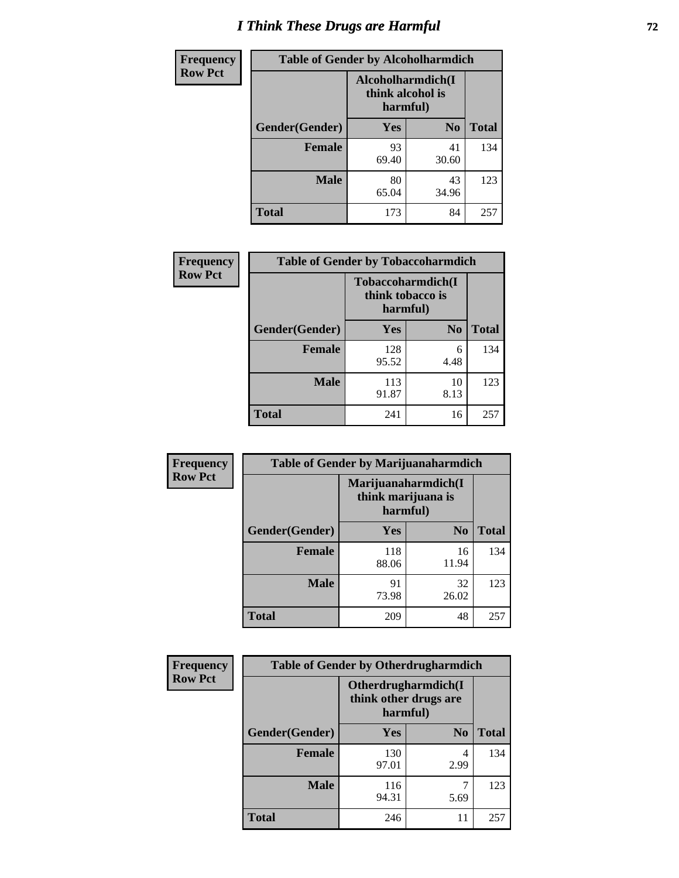# I Think These Drugs are Harmful

| Frequency Row Pct | Table of Gender by Alcoholharmdich | | |
|---|---|---|---|
| | Alcoholharmdich(I think alcohol is harmful) | | |
| Gender(Gender) | Yes | No | Total |
| Female | 93<br>69.40 | 41<br>30.60 | 134 |
| Male | 80<br>65.04 | 43<br>34.96 | 123 |
| Total | 173 | 84 | 257 |

| Frequency Row Pct | Table of Gender by Tobaccoharmdich | | |
|---|---|---|---|
| | Tobaccoharmdich(I think tobacco is harmful) | | |
| Gender(Gender) | Yes | No | Total |
| Female | 128<br>95.52 | 6<br>4.48 | 134 |
| Male | 113<br>91.87 | 10<br>8.13 | 123 |
| Total | 241 | 16 | 257 |

| Frequency Row Pct | Table of Gender by Marijuanaharmdich | | |
|---|---|---|---|
| | Marijuanaharmdich(I think marijuana is harmful) | | |
| Gender(Gender) | Yes | No | Total |
| Female | 118<br>88.06 | 16<br>11.94 | 134 |
| Male | 91<br>73.98 | 32<br>26.02 | 123 |
| Total | 209 | 48 | 257 |

| Frequency Row Pct | Table of Gender by Otherdrugharmdich | | |
|---|---|---|---|
| | Otherdrugharmdich(I think other drugs are harmful) | | |
| Gender(Gender) | Yes | No | Total |
| Female | 130<br>97.01 | 4<br>2.99 | 134 |
| Male | 116<br>94.31 | 7<br>5.69 | 123 |
| Total | 246 | 11 | 257 |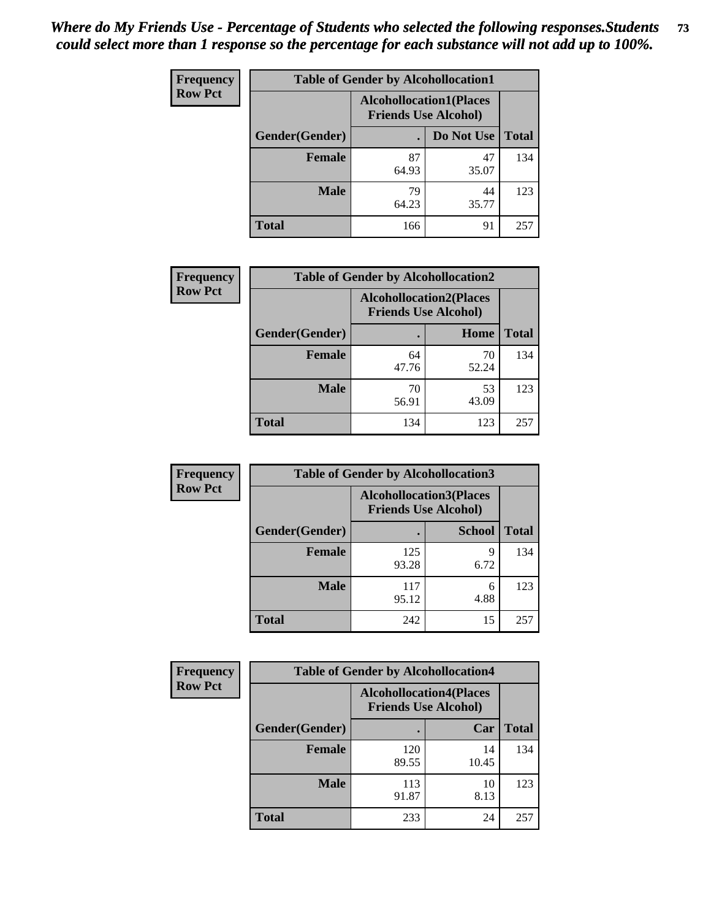*Where do My Friends Use - Percentage of Students who selected the following responses.Students could select more than 1 response so the percentage for each substance will not add up to 100%.*

**Frequency Row Pct**

| Table of Gender by Alcohollocation1 | | | |
|---|---|---|---|
| | Alcohollocation1(Places Friends Use Alcohol) | | |
| Gender(Gender) | . | Do Not Use | Total |
| Female | 87<br>64.93 | 47<br>35.07 | 134 |
| Male | 79<br>64.23 | 44<br>35.77 | 123 |
| Total | 166 | 91 | 257 |

**Frequency Row Pct**

| Table of Gender by Alcohollocation2 | | | |
|---|---|---|---|
| | Alcohollocation2(Places Friends Use Alcohol) | | |
| Gender(Gender) | . | Home | Total |
| Female | 64<br>47.76 | 70<br>52.24 | 134 |
| Male | 70<br>56.91 | 53<br>43.09 | 123 |
| Total | 134 | 123 | 257 |

**Frequency Row Pct**

| Table of Gender by Alcohollocation3 | | | |
|---|---|---|---|
| | Alcohollocation3(Places Friends Use Alcohol) | | |
| Gender(Gender) | . | School | Total |
| Female | 125<br>93.28 | 9<br>6.72 | 134 |
| Male | 117<br>95.12 | 6<br>4.88 | 123 |
| Total | 242 | 15 | 257 |

**Frequency Row Pct**

| Table of Gender by Alcohollocation4 | | | |
|---|---|---|---|
| | Alcohollocation4(Places Friends Use Alcohol) | | |
| Gender(Gender) | . | Car | Total |
| Female | 120<br>89.55 | 14<br>10.45 | 134 |
| Male | 113<br>91.87 | 10<br>8.13 | 123 |
| Total | 233 | 24 | 257 |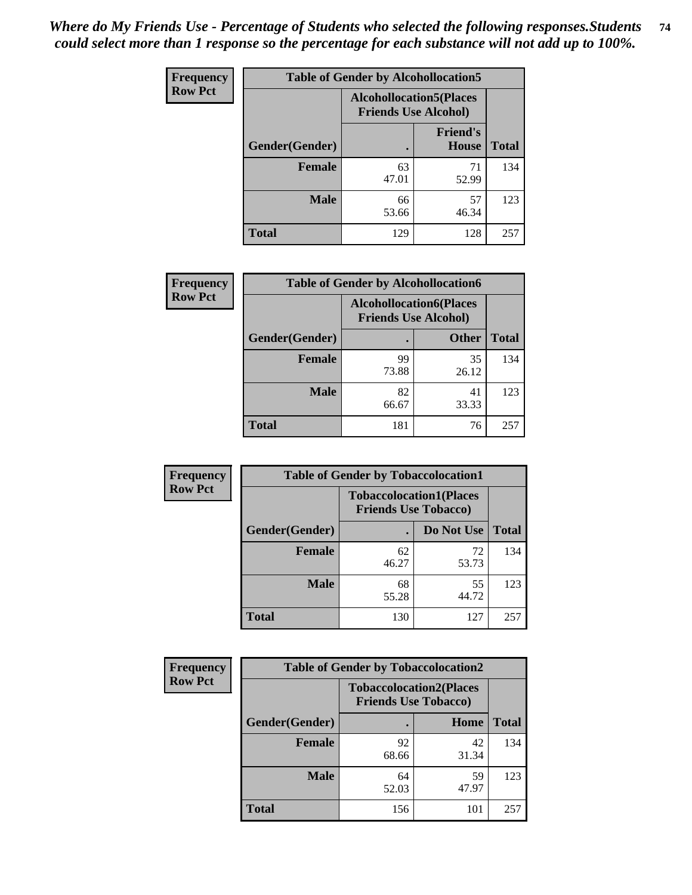*Where do My Friends Use - Percentage of Students who selected the following responses.Students could select more than 1 response so the percentage for each substance will not add up to 100%.*

**Frequency**
**Row Pct**

**Table of Gender by Alcohollocation5**

| Gender(Gender) | Alcohollocation5(Places Friends Use Alcohol) . | Alcohollocation5(Places Friends Use Alcohol) Friend's House | Total |
|---|---|---|---|
| **Female** | 63<br>47.01 | 71<br>52.99 | 134 |
| **Male** | 66<br>53.66 | 57<br>46.34 | 123 |
| **Total** | 129 | 128 | 257 |

**Frequency**
**Row Pct**

**Table of Gender by Alcohollocation6**

| Gender(Gender) | Alcohollocation6(Places Friends Use Alcohol) . | Alcohollocation6(Places Friends Use Alcohol) Other | Total |
|---|---|---|---|
| **Female** | 99<br>73.88 | 35<br>26.12 | 134 |
| **Male** | 82<br>66.67 | 41<br>33.33 | 123 |
| **Total** | 181 | 76 | 257 |

**Frequency**
**Row Pct**

**Table of Gender by Tobaccolocation1**

| Gender(Gender) | Tobaccolocation1(Places Friends Use Tobacco) . | Tobaccolocation1(Places Friends Use Tobacco) Do Not Use | Total |
|---|---|---|---|
| **Female** | 62<br>46.27 | 72<br>53.73 | 134 |
| **Male** | 68<br>55.28 | 55<br>44.72 | 123 |
| **Total** | 130 | 127 | 257 |

**Frequency**
**Row Pct**

**Table of Gender by Tobaccolocation2**

| Gender(Gender) | Tobaccolocation2(Places Friends Use Tobacco) . | Tobaccolocation2(Places Friends Use Tobacco) Home | Total |
|---|---|---|---|
| **Female** | 92<br>68.66 | 42<br>31.34 | 134 |
| **Male** | 64<br>52.03 | 59<br>47.97 | 123 |
| **Total** | 156 | 101 | 257 |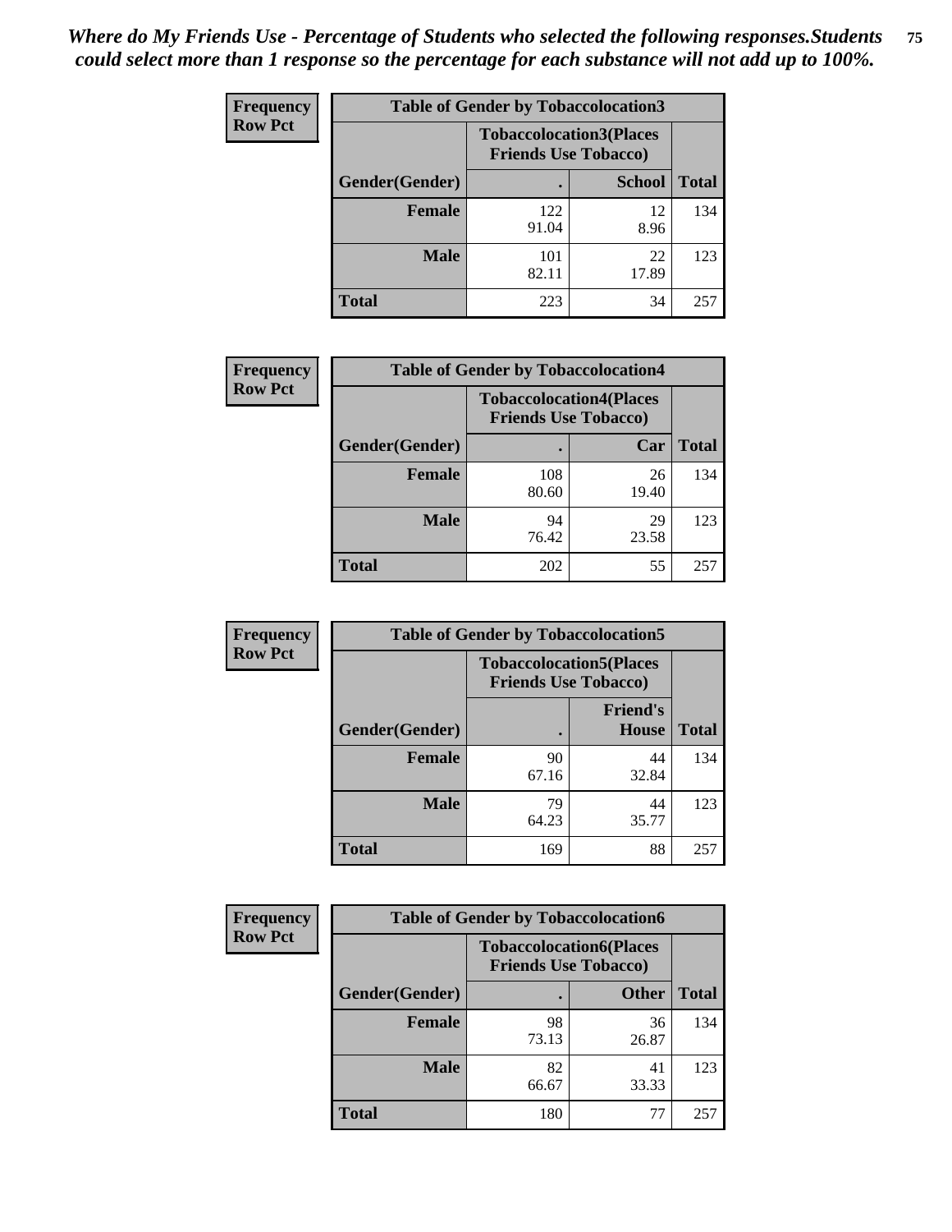*Where do My Friends Use - Percentage of Students who selected the following responses.Students could select more than 1 response so the percentage for each substance will not add up to 100%.*

**Frequency**
**Row Pct**

| Table of Gender by Tobaccolocation3 | | | |
|---|---|---|---|
| | Tobaccolocation3(Places Friends Use Tobacco) | | |
| Gender(Gender) | . | School | Total |
| Female | 122<br>91.04 | 12<br>8.96 | 134 |
| Male | 101<br>82.11 | 22<br>17.89 | 123 |
| Total | 223 | 34 | 257 |

**Frequency**
**Row Pct**

| Table of Gender by Tobaccolocation4 | | | |
|---|---|---|---|
| | Tobaccolocation4(Places Friends Use Tobacco) | | |
| Gender(Gender) | . | Car | Total |
| Female | 108<br>80.60 | 26<br>19.40 | 134 |
| Male | 94<br>76.42 | 29<br>23.58 | 123 |
| Total | 202 | 55 | 257 |

**Frequency**
**Row Pct**

| Table of Gender by Tobaccolocation5 | | | |
|---|---|---|---|
| | Tobaccolocation5(Places Friends Use Tobacco) | | |
| Gender(Gender) | . | Friend's House | Total |
| Female | 90<br>67.16 | 44<br>32.84 | 134 |
| Male | 79<br>64.23 | 44<br>35.77 | 123 |
| Total | 169 | 88 | 257 |

**Frequency**
**Row Pct**

| Table of Gender by Tobaccolocation6 | | | |
|---|---|---|---|
| | Tobaccolocation6(Places Friends Use Tobacco) | | |
| Gender(Gender) | . | Other | Total |
| Female | 98<br>73.13 | 36<br>26.87 | 134 |
| Male | 82<br>66.67 | 41<br>33.33 | 123 |
| Total | 180 | 77 | 257 |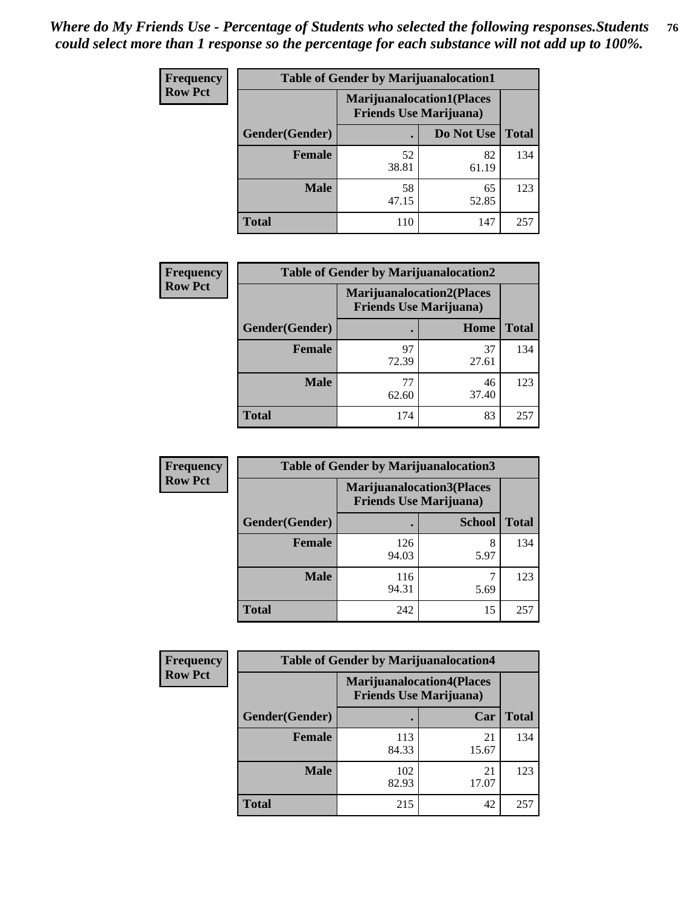*Where do My Friends Use - Percentage of Students who selected the following responses.Students could select more than 1 response so the percentage for each substance will not add up to 100%.*

**Frequency Row Pct**

| Table of Gender by Marijuanalocation1 | | | |
|---|---|---|---|
| | Marijuanalocation1(Places Friends Use Marijuana) | | |
| Gender(Gender) | . | Do Not Use | Total |
| Female | 52<br>38.81 | 82<br>61.19 | 134 |
| Male | 58<br>47.15 | 65<br>52.85 | 123 |
| Total | 110 | 147 | 257 |

**Frequency Row Pct**

| Table of Gender by Marijuanalocation2 | | | |
|---|---|---|---|
| | Marijuanalocation2(Places Friends Use Marijuana) | | |
| Gender(Gender) | . | Home | Total |
| Female | 97<br>72.39 | 37<br>27.61 | 134 |
| Male | 77<br>62.60 | 46<br>37.40 | 123 |
| Total | 174 | 83 | 257 |

**Frequency Row Pct**

| Table of Gender by Marijuanalocation3 | | | |
|---|---|---|---|
| | Marijuanalocation3(Places Friends Use Marijuana) | | |
| Gender(Gender) | . | School | Total |
| Female | 126<br>94.03 | 8<br>5.97 | 134 |
| Male | 116<br>94.31 | 7<br>5.69 | 123 |
| Total | 242 | 15 | 257 |

**Frequency Row Pct**

| Table of Gender by Marijuanalocation4 | | | |
|---|---|---|---|
| | Marijuanalocation4(Places Friends Use Marijuana) | | |
| Gender(Gender) | . | Car | Total |
| Female | 113<br>84.33 | 21<br>15.67 | 134 |
| Male | 102<br>82.93 | 21<br>17.07 | 123 |
| Total | 215 | 42 | 257 |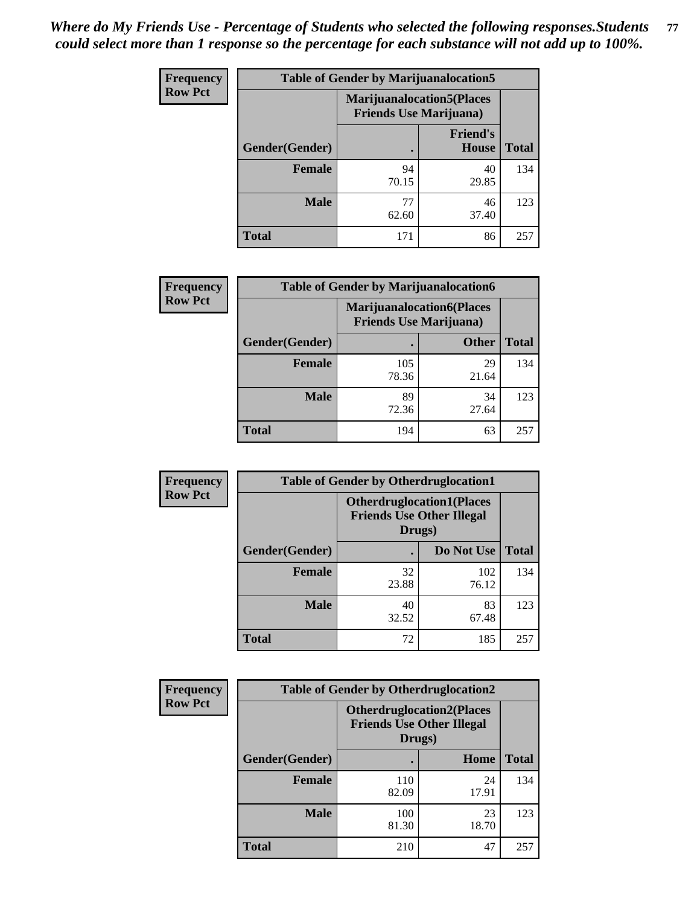*Where do My Friends Use - Percentage of Students who selected the following responses.Students could select more than 1 response so the percentage for each substance will not add up to 100%.*

**Frequency Row Pct**

| Table of Gender by Marijuanalocation5 | | | |
|---|---|---|---|
| | Marijuanalocation5(Places Friends Use Marijuana) | | |
| Gender(Gender) | . | Friend's House | Total |
| Female | 94<br>70.15 | 40<br>29.85 | 134 |
| Male | 77<br>62.60 | 46<br>37.40 | 123 |
| Total | 171 | 86 | 257 |

**Frequency Row Pct**

| Table of Gender by Marijuanalocation6 | | | |
|---|---|---|---|
| | Marijuanalocation6(Places Friends Use Marijuana) | | |
| Gender(Gender) | . | Other | Total |
| Female | 105<br>78.36 | 29<br>21.64 | 134 |
| Male | 89<br>72.36 | 34<br>27.64 | 123 |
| Total | 194 | 63 | 257 |

**Frequency Row Pct**

| Table of Gender by Otherdruglocation1 | | | |
|---|---|---|---|
| | Otherdruglocation1(Places Friends Use Other Illegal Drugs) | | |
| Gender(Gender) | . | Do Not Use | Total |
| Female | 32<br>23.88 | 102<br>76.12 | 134 |
| Male | 40<br>32.52 | 83<br>67.48 | 123 |
| Total | 72 | 185 | 257 |

**Frequency Row Pct**

| Table of Gender by Otherdruglocation2 | | | |
|---|---|---|---|
| | Otherdruglocation2(Places Friends Use Other Illegal Drugs) | | |
| Gender(Gender) | . | Home | Total |
| Female | 110<br>82.09 | 24<br>17.91 | 134 |
| Male | 100<br>81.30 | 23<br>18.70 | 123 |
| Total | 210 | 47 | 257 |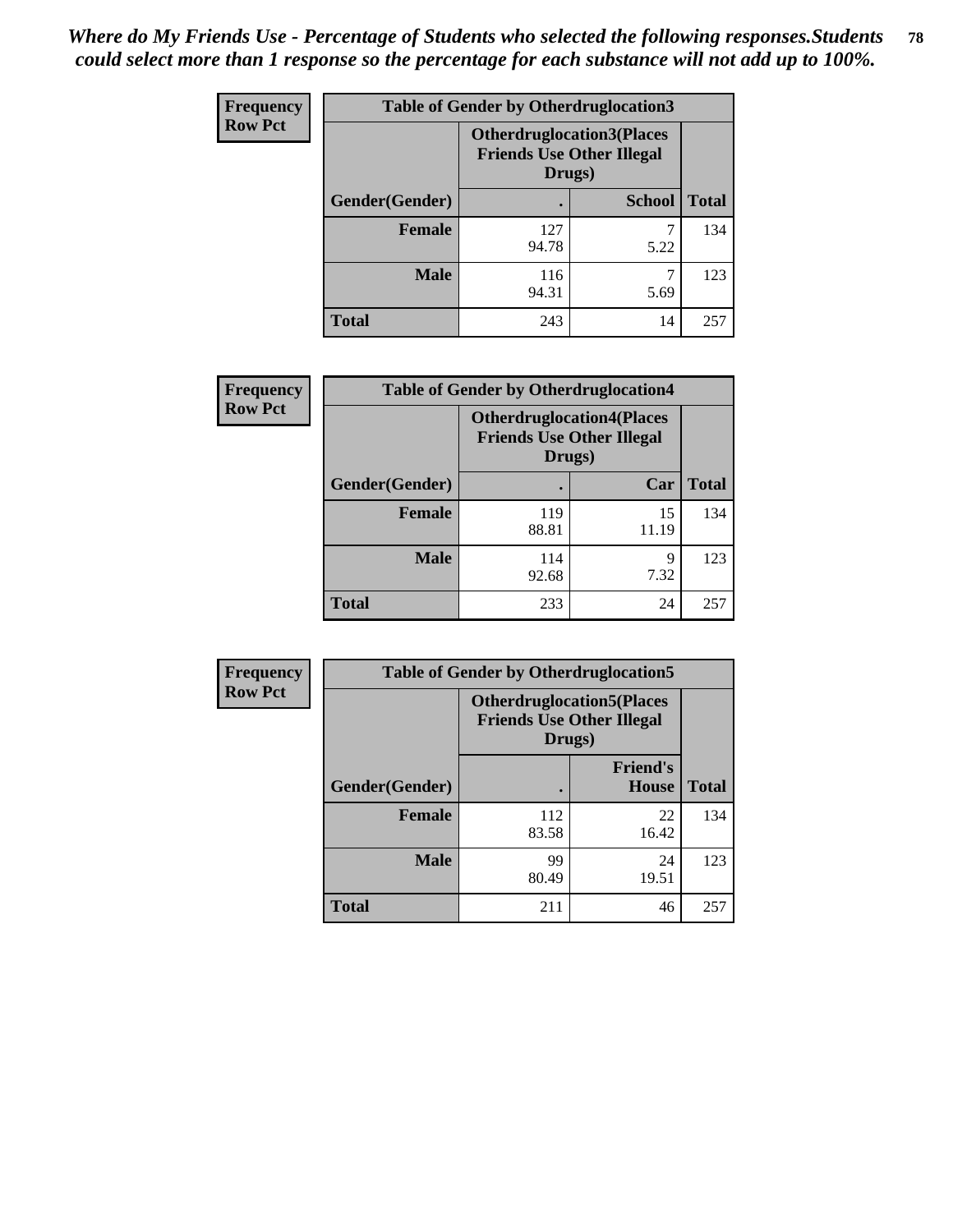*Where do My Friends Use - Percentage of Students who selected the following responses.Students could select more than 1 response so the percentage for each substance will not add up to 100%.*

**Frequency**
**Row Pct**

| Table of Gender by Otherdruglocation3 | | | |
|---|---|---|---|
| | Otherdruglocation3(Places Friends Use Other Illegal Drugs) | | |
| Gender(Gender) | . | School | Total |
| Female | 127<br>94.78 | 7<br>5.22 | 134 |
| Male | 116<br>94.31 | 7<br>5.69 | 123 |
| Total | 243 | 14 | 257 |

**Frequency**
**Row Pct**

| Table of Gender by Otherdruglocation4 | | | |
|---|---|---|---|
| | Otherdruglocation4(Places Friends Use Other Illegal Drugs) | | |
| Gender(Gender) | . | Car | Total |
| Female | 119<br>88.81 | 15<br>11.19 | 134 |
| Male | 114<br>92.68 | 9<br>7.32 | 123 |
| Total | 233 | 24 | 257 |

**Frequency**
**Row Pct**

| Table of Gender by Otherdruglocation5 | | | |
|---|---|---|---|
| | Otherdruglocation5(Places Friends Use Other Illegal Drugs) | | |
| Gender(Gender) | . | Friend's House | Total |
| Female | 112<br>83.58 | 22<br>16.42 | 134 |
| Male | 99<br>80.49 | 24<br>19.51 | 123 |
| Total | 211 | 46 | 257 |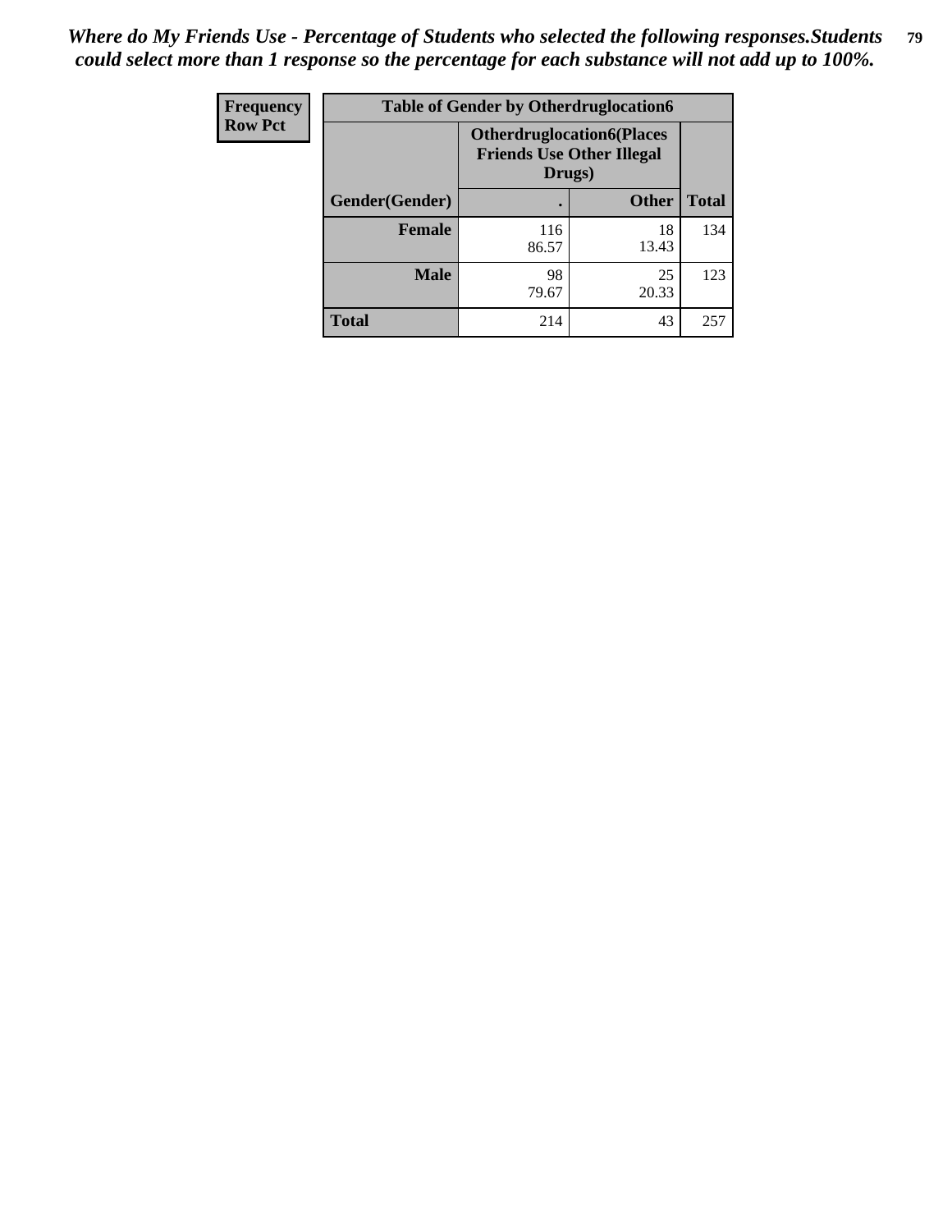*Where do My Friends Use - Percentage of Students who selected the following responses.Students could select more than 1 response so the percentage for each substance will not add up to 100%.*

| Frequency<br>Row Pct | Table of Gender by Otherdruglocation6 | | |
|---|---|---|---|
| | Otherdruglocation6(Places Friends Use Other Illegal Drugs) | | |
| Gender(Gender) | . | Other | Total |
| Female | 116<br>86.57 | 18<br>13.43 | 134 |
| Male | 98<br>79.67 | 25<br>20.33 | 123 |
| Total | 214 | 43 | 257 |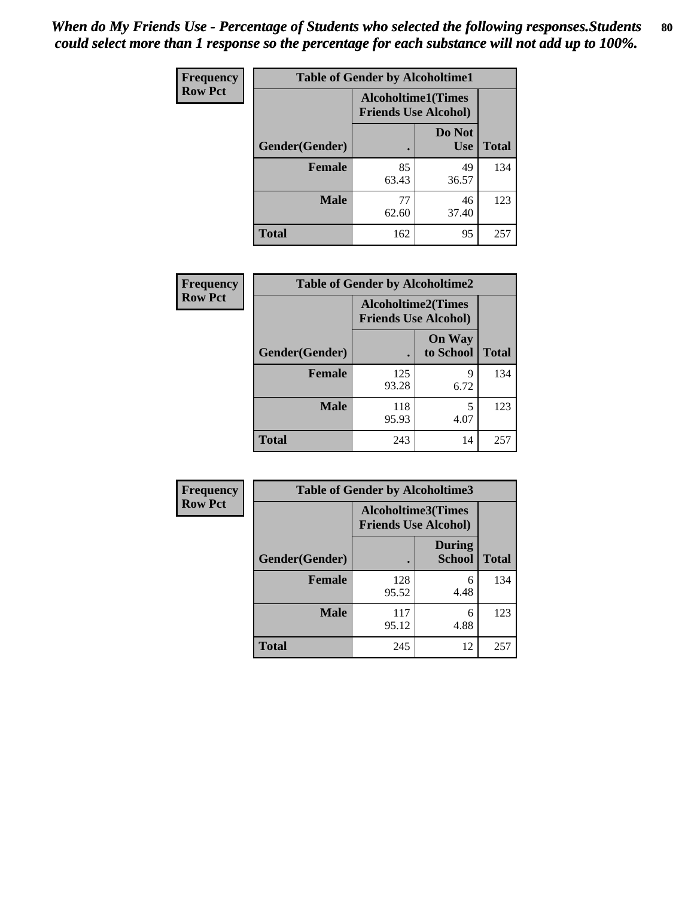*When do My Friends Use - Percentage of Students who selected the following responses.Students could select more than 1 response so the percentage for each substance will not add up to 100%.*

| Frequency Row Pct | Table of Gender by Alcoholtime1 | | |
|---|---|---|---|
| | Alcoholtime1(Times Friends Use Alcohol) | | |
| Gender(Gender) | . | Do Not Use | Total |
| Female | 85<br>63.43 | 49<br>36.57 | 134 |
| Male | 77<br>62.60 | 46<br>37.40 | 123 |
| Total | 162 | 95 | 257 |

| Frequency Row Pct | Table of Gender by Alcoholtime2 | | |
|---|---|---|---|
| | Alcoholtime2(Times Friends Use Alcohol) | | |
| Gender(Gender) | . | On Way to School | Total |
| Female | 125<br>93.28 | 9<br>6.72 | 134 |
| Male | 118<br>95.93 | 5<br>4.07 | 123 |
| Total | 243 | 14 | 257 |

| Frequency Row Pct | Table of Gender by Alcoholtime3 | | |
|---|---|---|---|
| | Alcoholtime3(Times Friends Use Alcohol) | | |
| Gender(Gender) | . | During School | Total |
| Female | 128<br>95.52 | 6<br>4.48 | 134 |
| Male | 117<br>95.12 | 6<br>4.88 | 123 |
| Total | 245 | 12 | 257 |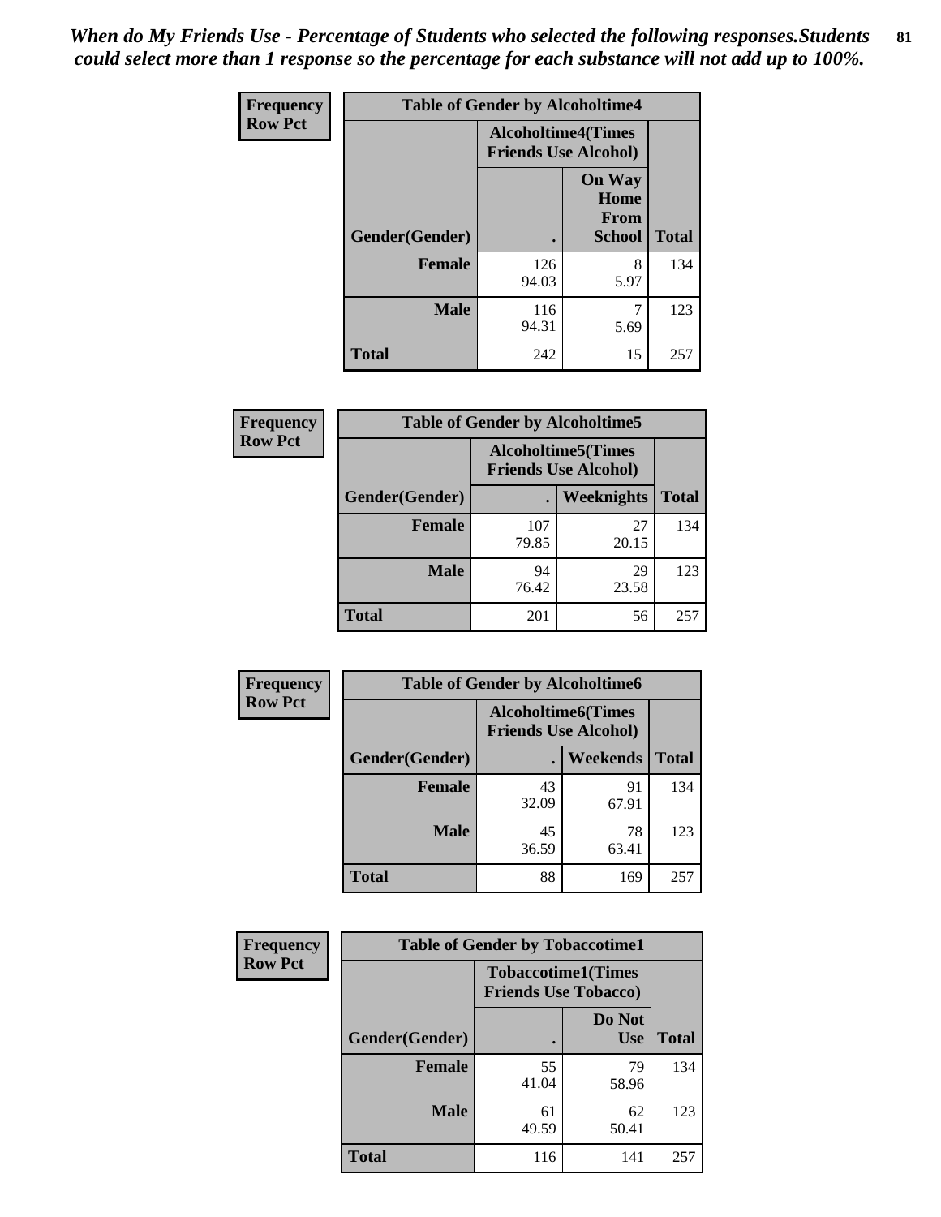*When do My Friends Use - Percentage of Students who selected the following responses.Students could select more than 1 response so the percentage for each substance will not add up to 100%.*

**Frequency**
**Row Pct**

| Table of Gender by Alcoholtime4 | | | |
|---|---|---|---|
| | Alcoholtime4(Times Friends Use Alcohol) | | |
| Gender(Gender) | . | On Way Home From School | Total |
| **Female** | 126<br>94.03 | 8<br>5.97 | 134 |
| **Male** | 116<br>94.31 | 7<br>5.69 | 123 |
| **Total** | 242 | 15 | 257 |

**Frequency**
**Row Pct**

| Table of Gender by Alcoholtime5 | | | |
|---|---|---|---|
| | Alcoholtime5(Times Friends Use Alcohol) | | |
| Gender(Gender) | . | Weeknights | Total |
| **Female** | 107<br>79.85 | 27<br>20.15 | 134 |
| **Male** | 94<br>76.42 | 29<br>23.58 | 123 |
| **Total** | 201 | 56 | 257 |

**Frequency**
**Row Pct**

| Table of Gender by Alcoholtime6 | | | |
|---|---|---|---|
| | Alcoholtime6(Times Friends Use Alcohol) | | |
| Gender(Gender) | . | Weekends | Total |
| **Female** | 43<br>32.09 | 91<br>67.91 | 134 |
| **Male** | 45<br>36.59 | 78<br>63.41 | 123 |
| **Total** | 88 | 169 | 257 |

**Frequency**
**Row Pct**

| Table of Gender by Tobaccotime1 | | | |
|---|---|---|---|
| | Tobaccotime1(Times Friends Use Tobacco) | | |
| Gender(Gender) | . | Do Not Use | Total |
| **Female** | 55<br>41.04 | 79<br>58.96 | 134 |
| **Male** | 61<br>49.59 | 62<br>50.41 | 123 |
| **Total** | 116 | 141 | 257 |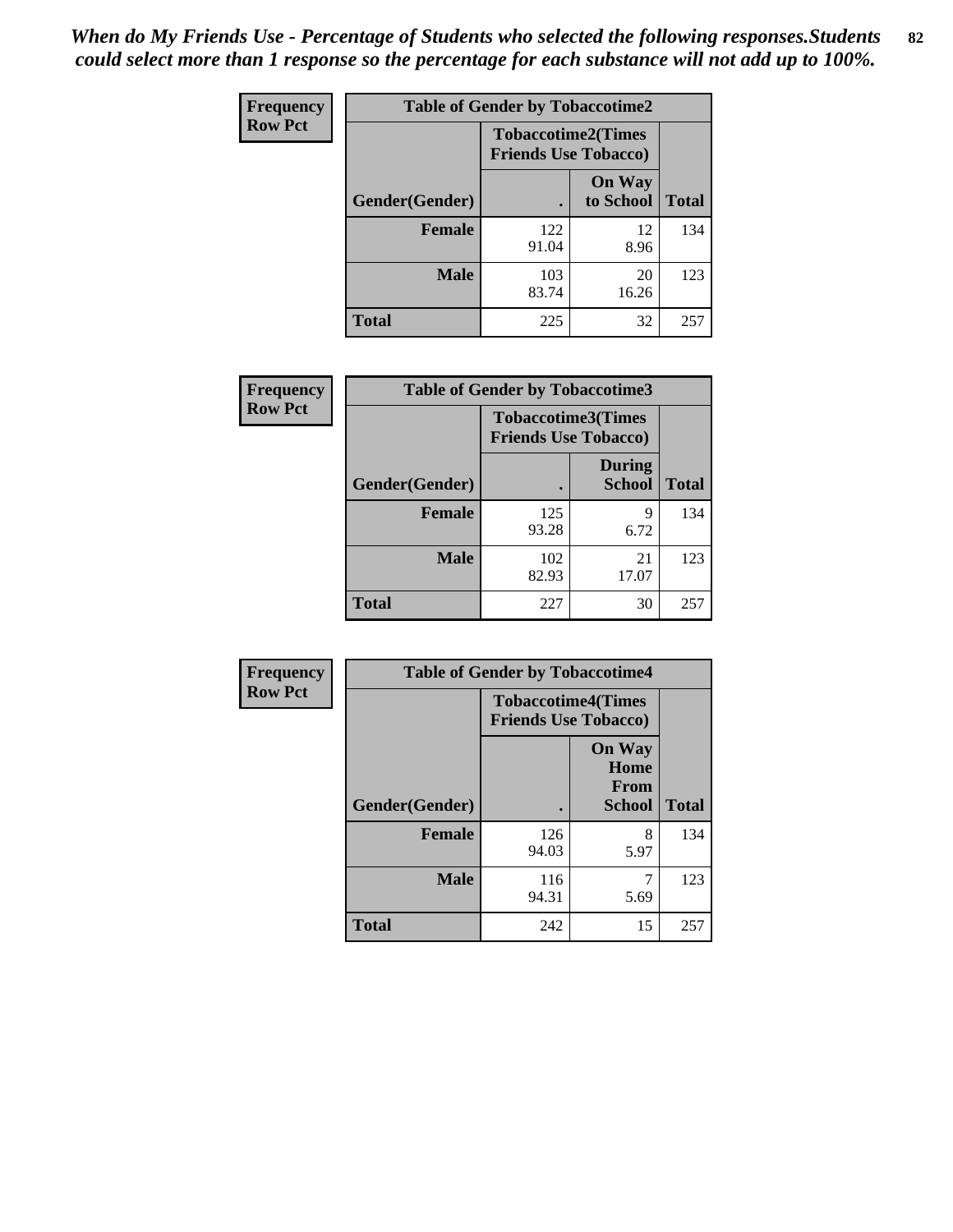*When do My Friends Use - Percentage of Students who selected the following responses.Students could select more than 1 response so the percentage for each substance will not add up to 100%.*

**Frequency**
**Row Pct**

| Table of Gender by Tobaccotime2 | | | |
|---|---|---|---|
| | Tobaccotime2(Times Friends Use Tobacco) | | |
| Gender(Gender) | . | On Way to School | Total |
| Female | 122<br>91.04 | 12<br>8.96 | 134 |
| Male | 103<br>83.74 | 20<br>16.26 | 123 |
| Total | 225 | 32 | 257 |

**Frequency**
**Row Pct**

| Table of Gender by Tobaccotime3 | | | |
|---|---|---|---|
| | Tobaccotime3(Times Friends Use Tobacco) | | |
| Gender(Gender) | . | During School | Total |
| Female | 125<br>93.28 | 9<br>6.72 | 134 |
| Male | 102<br>82.93 | 21<br>17.07 | 123 |
| Total | 227 | 30 | 257 |

**Frequency**
**Row Pct**

| Table of Gender by Tobaccotime4 | | | |
|---|---|---|---|
| | Tobaccotime4(Times Friends Use Tobacco) | | |
| Gender(Gender) | . | On Way Home From School | Total |
| Female | 126<br>94.03 | 8<br>5.97 | 134 |
| Male | 116<br>94.31 | 7<br>5.69 | 123 |
| Total | 242 | 15 | 257 |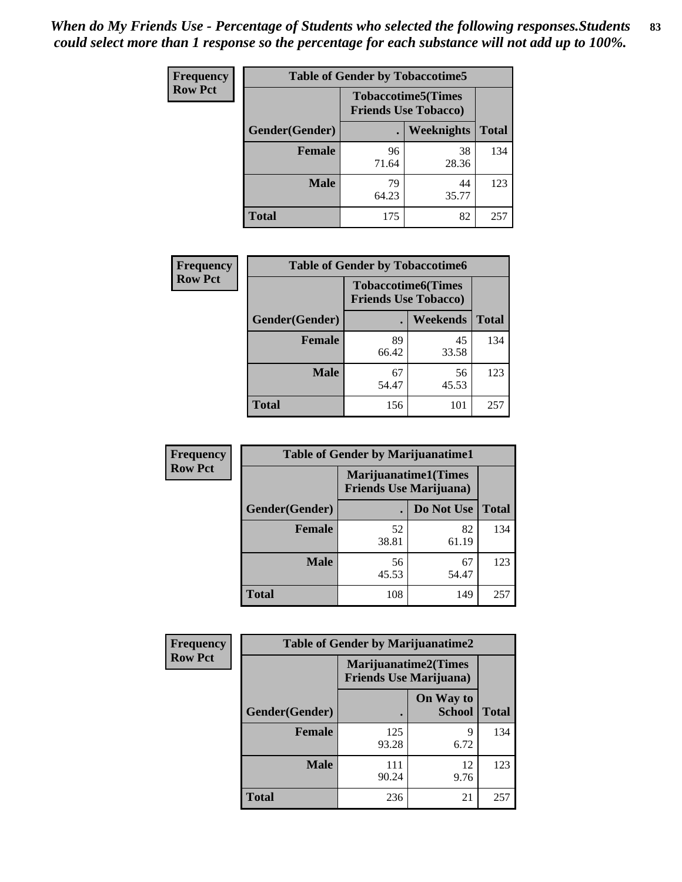*When do My Friends Use - Percentage of Students who selected the following responses.Students could select more than 1 response so the percentage for each substance will not add up to 100%.*

**Frequency**
**Row Pct**

| Table of Gender by Tobaccotime5 | | | |
|---|---|---|---|
| | Tobaccotime5(Times Friends Use Tobacco) | | |
| Gender(Gender) | . | Weeknights | Total |
| Female | 96<br>71.64 | 38<br>28.36 | 134 |
| Male | 79<br>64.23 | 44<br>35.77 | 123 |
| Total | 175 | 82 | 257 |

**Frequency**
**Row Pct**

| Table of Gender by Tobaccotime6 | | | |
|---|---|---|---|
| | Tobaccotime6(Times Friends Use Tobacco) | | |
| Gender(Gender) | . | Weekends | Total |
| Female | 89<br>66.42 | 45<br>33.58 | 134 |
| Male | 67<br>54.47 | 56<br>45.53 | 123 |
| Total | 156 | 101 | 257 |

**Frequency**
**Row Pct**

| Table of Gender by Marijuanatime1 | | | |
|---|---|---|---|
| | Marijuanatime1(Times Friends Use Marijuana) | | |
| Gender(Gender) | . | Do Not Use | Total |
| Female | 52<br>38.81 | 82<br>61.19 | 134 |
| Male | 56<br>45.53 | 67<br>54.47 | 123 |
| Total | 108 | 149 | 257 |

**Frequency**
**Row Pct**

| Table of Gender by Marijuanatime2 | | | |
|---|---|---|---|
| | Marijuanatime2(Times Friends Use Marijuana) | | |
| Gender(Gender) | . | On Way to School | Total |
| Female | 125<br>93.28 | 9<br>6.72 | 134 |
| Male | 111<br>90.24 | 12<br>9.76 | 123 |
| Total | 236 | 21 | 257 |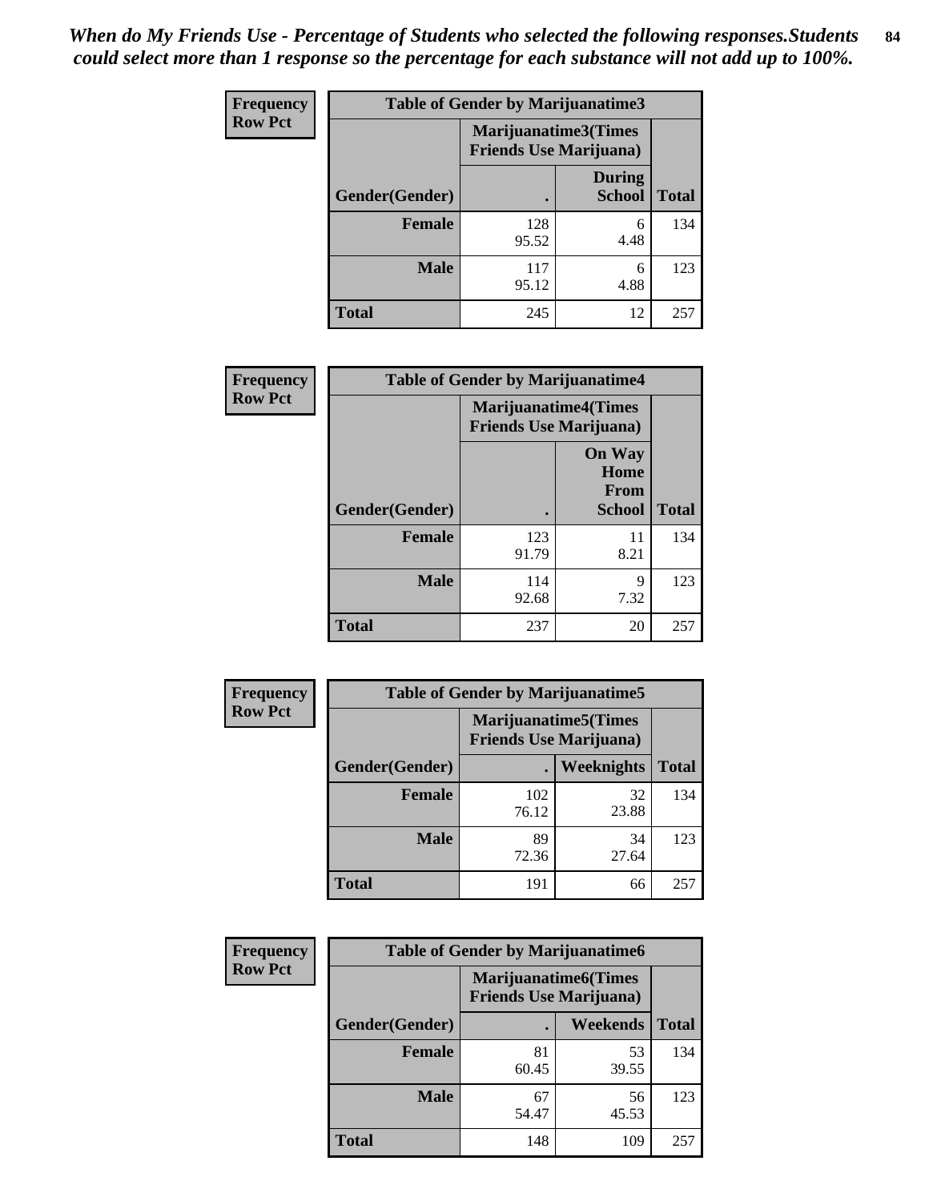*When do My Friends Use - Percentage of Students who selected the following responses.Students could select more than 1 response so the percentage for each substance will not add up to 100%.*

**Frequency Row Pct**

| Table of Gender by Marijuanatime3 | | | |
|---|---|---|---|
| | Marijuanatime3(Times Friends Use Marijuana) | | |
| Gender(Gender) | . | During School | Total |
| **Female** | 128<br>95.52 | 6<br>4.48 | 134 |
| **Male** | 117<br>95.12 | 6<br>4.88 | 123 |
| **Total** | 245 | 12 | 257 |

**Frequency Row Pct**

| Table of Gender by Marijuanatime4 | | | |
|---|---|---|---|
| | Marijuanatime4(Times Friends Use Marijuana) | | |
| Gender(Gender) | . | On Way Home From School | Total |
| **Female** | 123<br>91.79 | 11<br>8.21 | 134 |
| **Male** | 114<br>92.68 | 9<br>7.32 | 123 |
| **Total** | 237 | 20 | 257 |

**Frequency Row Pct**

| Table of Gender by Marijuanatime5 | | | |
|---|---|---|---|
| | Marijuanatime5(Times Friends Use Marijuana) | | |
| Gender(Gender) | . | Weeknights | Total |
| **Female** | 102<br>76.12 | 32<br>23.88 | 134 |
| **Male** | 89<br>72.36 | 34<br>27.64 | 123 |
| **Total** | 191 | 66 | 257 |

**Frequency Row Pct**

| Table of Gender by Marijuanatime6 | | | |
|---|---|---|---|
| | Marijuanatime6(Times Friends Use Marijuana) | | |
| Gender(Gender) | . | Weekends | Total |
| **Female** | 81<br>60.45 | 53<br>39.55 | 134 |
| **Male** | 67<br>54.47 | 56<br>45.53 | 123 |
| **Total** | 148 | 109 | 257 |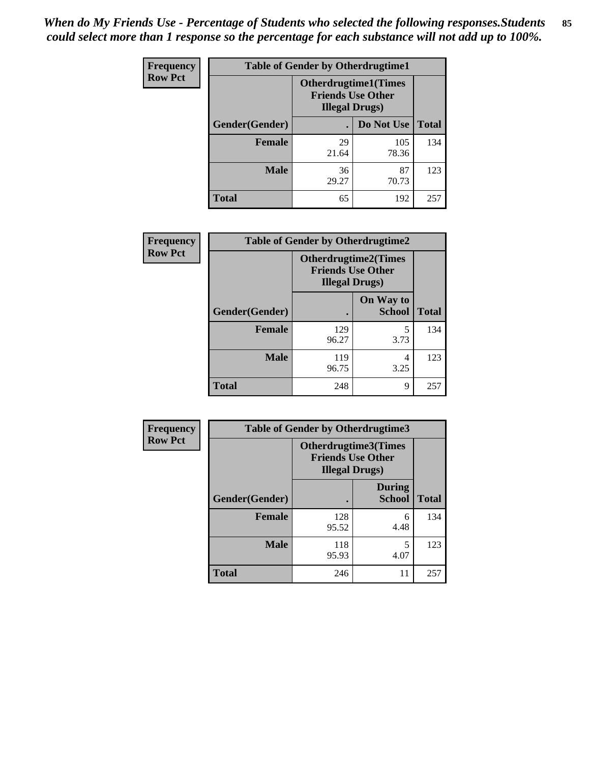*When do My Friends Use - Percentage of Students who selected the following responses.Students could select more than 1 response so the percentage for each substance will not add up to 100%.*

**Frequency**
**Row Pct**

| Table of Gender by Otherdrugtime1 | | | |
|---|---|---|---|
| | Otherdrugtime1(Times Friends Use Other Illegal Drugs) | | |
| Gender(Gender) | . | Do Not Use | Total |
| **Female** | 29<br>21.64 | 105<br>78.36 | 134 |
| **Male** | 36<br>29.27 | 87<br>70.73 | 123 |
| **Total** | 65 | 192 | 257 |

**Frequency**
**Row Pct**

| Table of Gender by Otherdrugtime2 | | | |
|---|---|---|---|
| | Otherdrugtime2(Times Friends Use Other Illegal Drugs) | | |
| Gender(Gender) | . | On Way to School | Total |
| **Female** | 129<br>96.27 | 5<br>3.73 | 134 |
| **Male** | 119<br>96.75 | 4<br>3.25 | 123 |
| **Total** | 248 | 9 | 257 |

**Frequency**
**Row Pct**

| Table of Gender by Otherdrugtime3 | | | |
|---|---|---|---|
| | Otherdrugtime3(Times Friends Use Other Illegal Drugs) | | |
| Gender(Gender) | . | During School | Total |
| **Female** | 128<br>95.52 | 6<br>4.48 | 134 |
| **Male** | 118<br>95.93 | 5<br>4.07 | 123 |
| **Total** | 246 | 11 | 257 |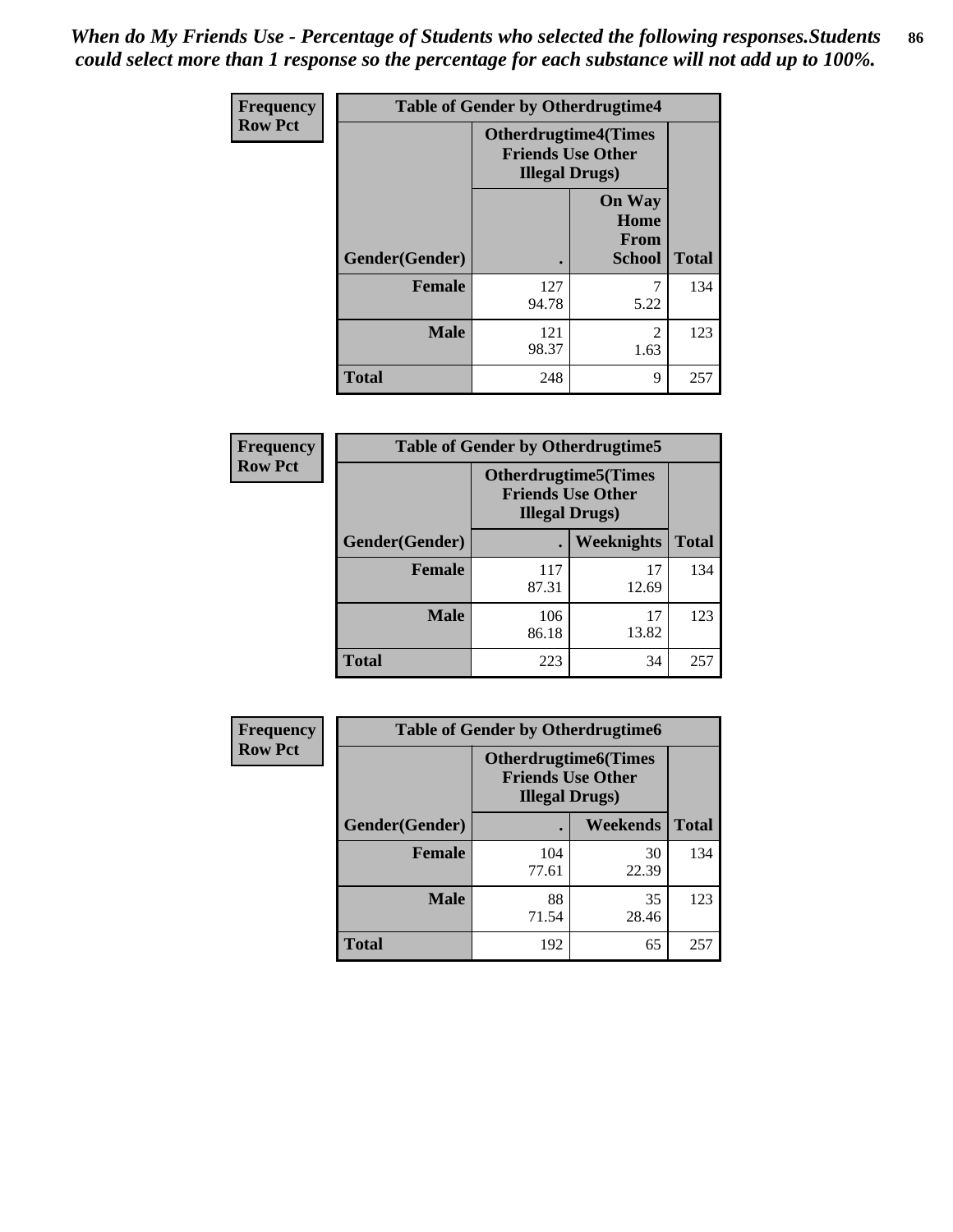*When do My Friends Use - Percentage of Students who selected the following responses.Students could select more than 1 response so the percentage for each substance will not add up to 100%.*

**Frequency**
**Row Pct**

| Table of Gender by Otherdrugtime4 | | | |
|---|---|---|---|
| | Otherdrugtime4(Times Friends Use Other Illegal Drugs) | | |
| Gender(Gender) | . | On Way Home From School | Total |
| Female | 127<br>94.78 | 7<br>5.22 | 134 |
| Male | 121<br>98.37 | 2<br>1.63 | 123 |
| Total | 248 | 9 | 257 |

**Frequency**
**Row Pct**

| Table of Gender by Otherdrugtime5 | | | |
|---|---|---|---|
| | Otherdrugtime5(Times Friends Use Other Illegal Drugs) | | |
| Gender(Gender) | . | Weeknights | Total |
| Female | 117<br>87.31 | 17<br>12.69 | 134 |
| Male | 106<br>86.18 | 17<br>13.82 | 123 |
| Total | 223 | 34 | 257 |

**Frequency**
**Row Pct**

| Table of Gender by Otherdrugtime6 | | | |
|---|---|---|---|
| | Otherdrugtime6(Times Friends Use Other Illegal Drugs) | | |
| Gender(Gender) | . | Weekends | Total |
| Female | 104<br>77.61 | 30<br>22.39 | 134 |
| Male | 88<br>71.54 | 35<br>28.46 | 123 |
| Total | 192 | 65 | 257 |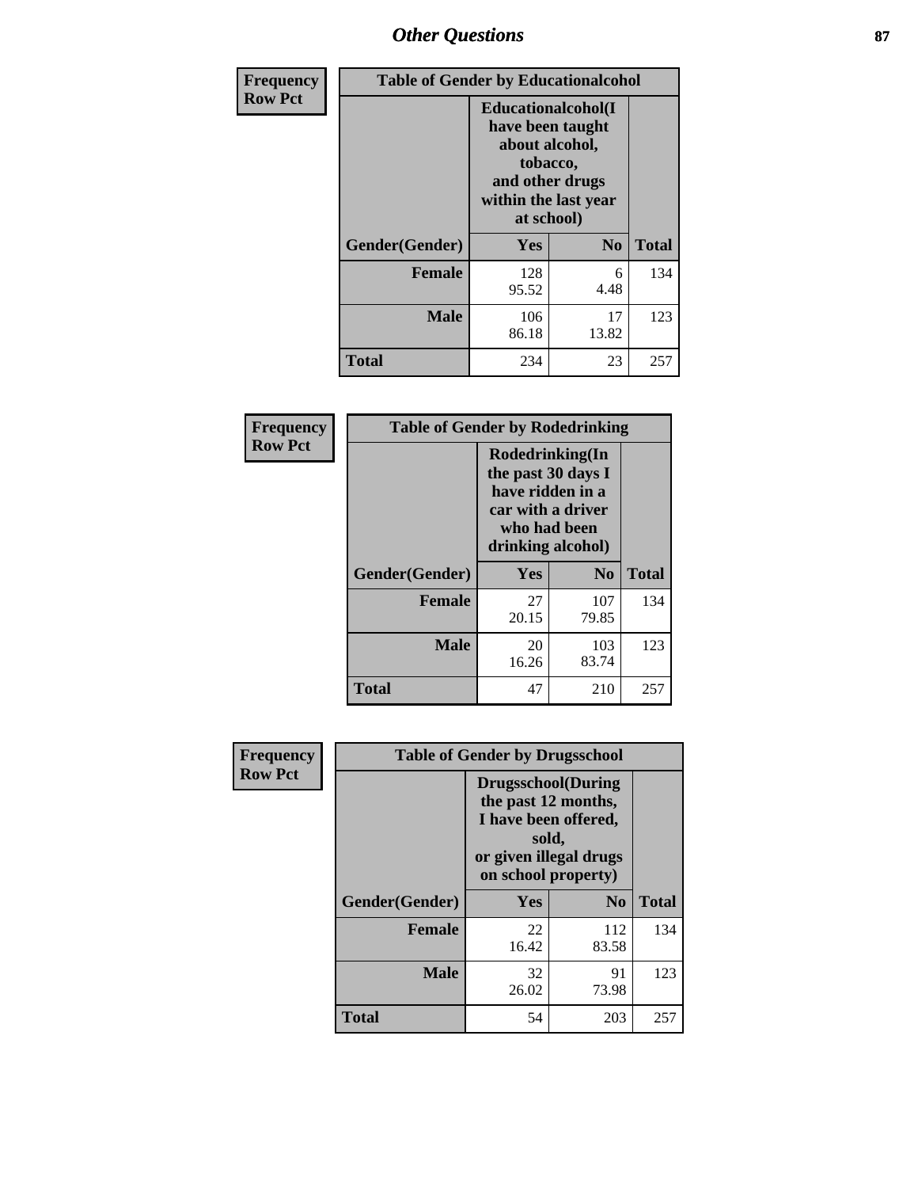## Other Questions

**Frequency**
**Row Pct**

| Table of Gender by Educationalcohol | | | |
|---|---|---|---|
| | Educationalcohol(I have been taught about alcohol, tobacco, and other drugs within the last year at school) | | |
| Gender(Gender) | Yes | No | Total |
| Female | 128<br>95.52 | 6<br>4.48 | 134 |
| Male | 106<br>86.18 | 17<br>13.82 | 123 |
| Total | 234 | 23 | 257 |

**Frequency**
**Row Pct**

| Table of Gender by Rodedrinking | | | |
|---|---|---|---|
| | Rodedrinking(In the past 30 days I have ridden in a car with a driver who had been drinking alcohol) | | |
| Gender(Gender) | Yes | No | Total |
| Female | 27<br>20.15 | 107<br>79.85 | 134 |
| Male | 20<br>16.26 | 103<br>83.74 | 123 |
| Total | 47 | 210 | 257 |

**Frequency**
**Row Pct**

| Table of Gender by Drugsschool | | | |
|---|---|---|---|
| | Drugsschool(During the past 12 months, I have been offered, sold, or given illegal drugs on school property) | | |
| Gender(Gender) | Yes | No | Total |
| Female | 22<br>16.42 | 112<br>83.58 | 134 |
| Male | 32<br>26.02 | 91<br>73.98 | 123 |
| Total | 54 | 203 | 257 |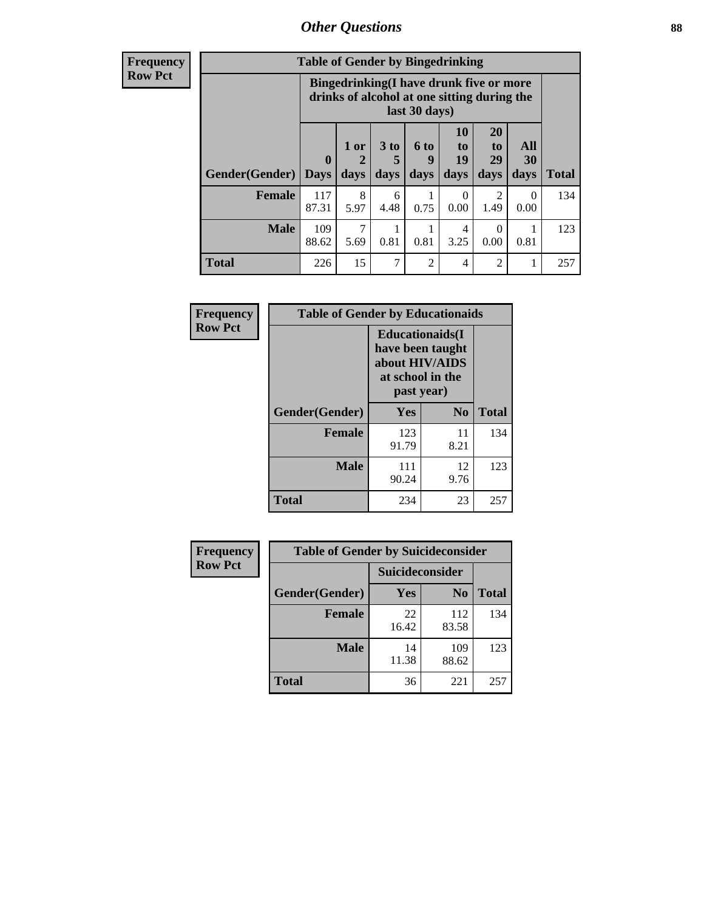## Other Questions

**Frequency**
**Row Pct**

| Table of Gender by Bingedrinking | | | | | | | | |
|---|---|---|---|---|---|---|---|---|
| | Bingedrinking(I have drunk five or more drinks of alcohol at one sitting during the last 30 days) | | | | | | | |
| Gender(Gender) | 0 Days | 1 or 2 days | 3 to 5 days | 6 to 9 days | 10 to 19 days | 20 to 29 days | All 30 days | Total |
| **Female** | 117<br>87.31 | 8<br>5.97 | 6<br>4.48 | 1<br>0.75 | 0<br>0.00 | 2<br>1.49 | 0<br>0.00 | 134 |
| **Male** | 109<br>88.62 | 7<br>5.69 | 1<br>0.81 | 1<br>0.81 | 4<br>3.25 | 0<br>0.00 | 1<br>0.81 | 123 |
| **Total** | 226 | 15 | 7 | 2 | 4 | 2 | 1 | 257 |

**Frequency**
**Row Pct**

| Table of Gender by Educationaids | | | |
|---|---|---|---|
| | Educationaids(I have been taught about HIV/AIDS at school in the past year) | | |
| Gender(Gender) | Yes | No | Total |
| **Female** | 123<br>91.79 | 11<br>8.21 | 134 |
| **Male** | 111<br>90.24 | 12<br>9.76 | 123 |
| **Total** | 234 | 23 | 257 |

**Frequency**
**Row Pct**

| Table of Gender by Suicideconsider | | | |
|---|---|---|---|
| | Suicideconsider | | |
| Gender(Gender) | Yes | No | Total |
| **Female** | 22<br>16.42 | 112<br>83.58 | 134 |
| **Male** | 14<br>11.38 | 109<br>88.62 | 123 |
| **Total** | 36 | 221 | 257 |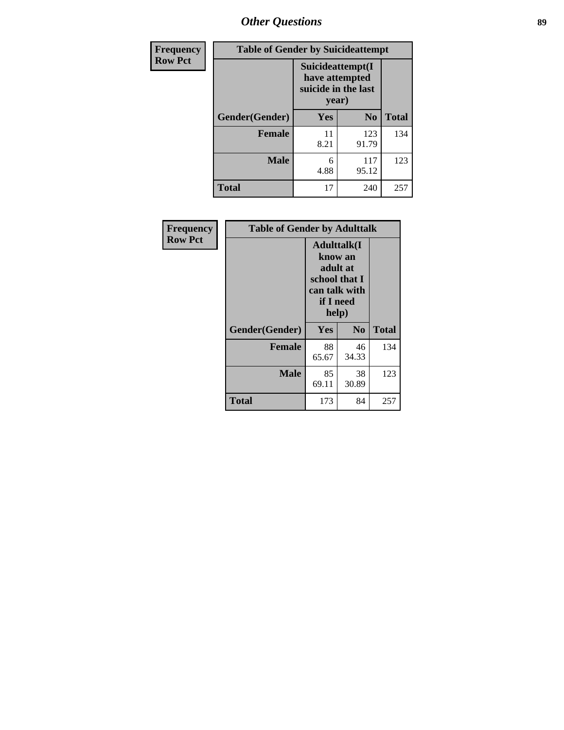| Frequency Row Pct | Table of Gender by Suicideattempt | | |
|---|---|---|---|
| | Suicideattempt(I have attempted suicide in the last year) | | |
| Gender(Gender) | Yes | No | Total |
| Female | 11<br>8.21 | 123<br>91.79 | 134 |
| Male | 6<br>4.88 | 117<br>95.12 | 123 |
| Total | 17 | 240 | 257 |

| Frequency Row Pct | Table of Gender by Adulttalk | | |
|---|---|---|---|
| | Adulttalk(I know an adult at school that I can talk with if I need help) | | |
| Gender(Gender) | Yes | No | Total |
| Female | 88<br>65.67 | 46<br>34.33 | 134 |
| Male | 85<br>69.11 | 38<br>30.89 | 123 |
| Total | 173 | 84 | 257 |